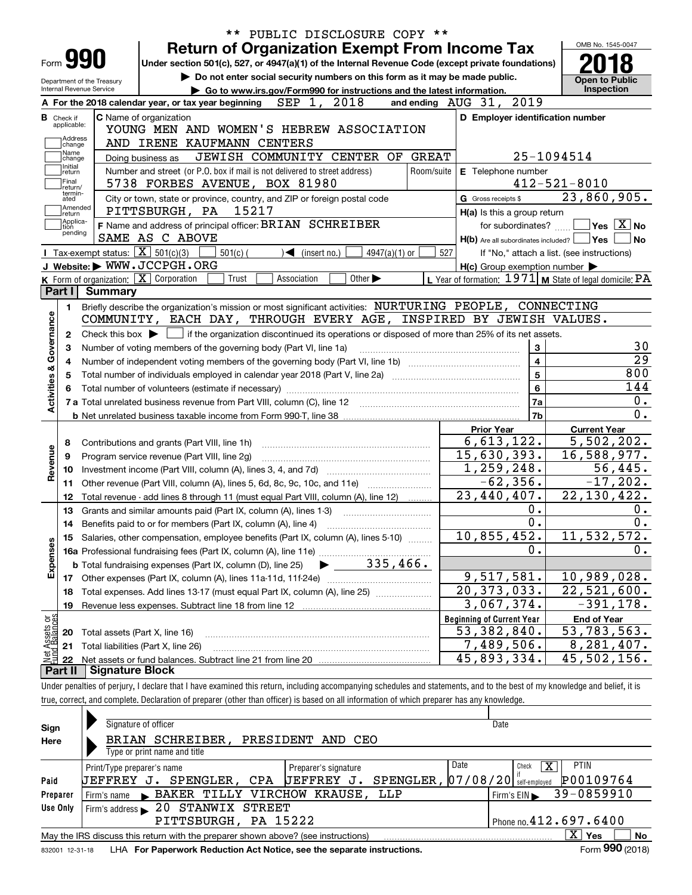** PUBLIC DISCLOSURE COPY **

# Form 990 — Return of Organization Exempt From Income Tax

Under section 501(c), 527, or 4947(a)(1) of the Internal Revenue Code (except private foundations)

▶ Do not enter social security numbers on this form as it may be made public.

▶ Go to www.irs.gov/Form990 for instructions and the latest information.

Department of the Treasury
Internal Revenue Service

OMB No. 1545-0047

**2018**

**Open to Public Inspection**

**A** For the 2018 calendar year, or tax year beginning SEP 1, 2018 and ending AUG 31, 2019

**B** Check if applicable: Address change, Name change, Initial return, Final return/terminated, Amended return, Application pending

**C** Name of organization: YOUNG MEN AND WOMEN'S HEBREW ASSOCIATION AND IRENE KAUFMANN CENTERS

Doing business as: JEWISH COMMUNITY CENTER OF GREAT

Number and street (or P.O. box if mail is not delivered to street address): 5738 FORBES AVENUE, BOX 81980 — Room/suite

City or town, state or province, country, and ZIP or foreign postal code: PITTSBURGH, PA 15217

**D** Employer identification number: 25-1094514

**E** Telephone number: 412-521-8010

**G** Gross receipts $ 23,860,905.

**F** Name and address of principal officer: BRIAN SCHREIBER, SAME AS C ABOVE

**H(a)** Is this a group return for subordinates? ☐ Yes ☒ No

**H(b)** Are all subordinates included? ☐ Yes ☐ No — If "No," attach a list. (see instructions)

**H(c)** Group exemption number ▶

**I** Tax-exempt status: ☒ 501(c)(3) ☐ 501(c) ( ) ◀ (insert no.) ☐ 4947(a)(1) or ☐ 527

**J** Website: ▶ WWW.JCCPGH.ORG

**K** Form of organization: ☒ Corporation ☐ Trust ☐ Association ☐ Other ▶

**L** Year of formation: 1971 **M** State of legal domicile: PA

## Part I Summary

**Activities & Governance**

1 Briefly describe the organization's mission or most significant activities: NURTURING PEOPLE, CONNECTING COMMUNITY, EACH DAY, THROUGH EVERY AGE, INSPIRED BY JEWISH VALUES.

2 Check this box ▶ ☐ if the organization discontinued its operations or disposed of more than 25% of its net assets.

| Line | Description | | Value |
|---|---|---|---|
| 3 | Number of voting members of the governing body (Part VI, line 1a) | 3 | 30 |
| 4 | Number of independent voting members of the governing body (Part VI, line 1b) | 4 | 29 |
| 5 | Total number of individuals employed in calendar year 2018 (Part V, line 2a) | 5 | 800 |
| 6 | Total number of volunteers (estimate if necessary) | 6 | 144 |
| 7a | Total unrelated business revenue from Part VIII, column (C), line 12 | 7a | 0. |
| 7b | Net unrelated business taxable income from Form 990-T, line 38 | 7b | 0. |

| Line | Description | Prior Year | Current Year |
|---|---|---|---|
| **Revenue** | | | |
| 8 | Contributions and grants (Part VIII, line 1h) | 6,613,122. | 5,502,202. |
| 9 | Program service revenue (Part VIII, line 2g) | 15,630,393. | 16,588,977. |
| 10 | Investment income (Part VIII, column (A), lines 3, 4, and 7d) | 1,259,248. | 56,445. |
| 11 | Other revenue (Part VIII, column (A), lines 5, 6d, 8c, 9c, 10c, and 11e) | -62,356. | -17,202. |
| 12 | Total revenue - add lines 8 through 11 (must equal Part VIII, column (A), line 12) | 23,440,407. | 22,130,422. |
| **Expenses** | | | |
| 13 | Grants and similar amounts paid (Part IX, column (A), lines 1-3) | 0. | 0. |
| 14 | Benefits paid to or for members (Part IX, column (A), line 4) | 0. | 0. |
| 15 | Salaries, other compensation, employee benefits (Part IX, column (A), lines 5-10) | 10,855,452. | 11,532,572. |
| 16a | Professional fundraising fees (Part IX, column (A), line 11e) | 0. | 0. |
| b | Total fundraising expenses (Part IX, column (D), line 25) ▶ 335,466. | | |
| 17 | Other expenses (Part IX, column (A), lines 11a-11d, 11f-24e) | 9,517,581. | 10,989,028. |
| 18 | Total expenses. Add lines 13-17 (must equal Part IX, column (A), line 25) | 20,373,033. | 22,521,600. |
| 19 | Revenue less expenses. Subtract line 18 from line 12 | 3,067,374. | -391,178. |
| **Net Assets or Fund Balances** | | **Beginning of Current Year** | **End of Year** |
| 20 | Total assets (Part X, line 16) | 53,382,840. | 53,783,563. |
| 21 | Total liabilities (Part X, line 26) | 7,489,506. | 8,281,407. |
| 22 | Net assets or fund balances. Subtract line 21 from line 20 | 45,893,334. | 45,502,156. |

## Part II Signature Block

Under penalties of perjury, I declare that I have examined this return, including accompanying schedules and statements, and to the best of my knowledge and belief, it is true, correct, and complete. Declaration of preparer (other than officer) is based on all information of which preparer has any knowledge.

**Sign Here**

Signature of officer — Date

BRIAN SCHREIBER, PRESIDENT AND CEO
Type or print name and title

**Paid Preparer Use Only**

| Print/Type preparer's name | Preparer's signature | Date | Check ☒ if self-employed | PTIN |
|---|---|---|---|---|
| JEFFREY J. SPENGLER, CPA | JEFFREY J. SPENGLER, | 07/08/20 | | P00109764 |

Firm's name ▶ BAKER TILLY VIRCHOW KRAUSE, LLP — Firm's EIN ▶ 39-0859910

Firm's address ▶ 20 STANWIX STREET, PITTSBURGH, PA 15222 — Phone no. 412.697.6400

May the IRS discuss this return with the preparer shown above? (see instructions) ☒ Yes ☐ No

832001 12-31-18 LHA For Paperwork Reduction Act Notice, see the separate instructions. Form 990 (2018)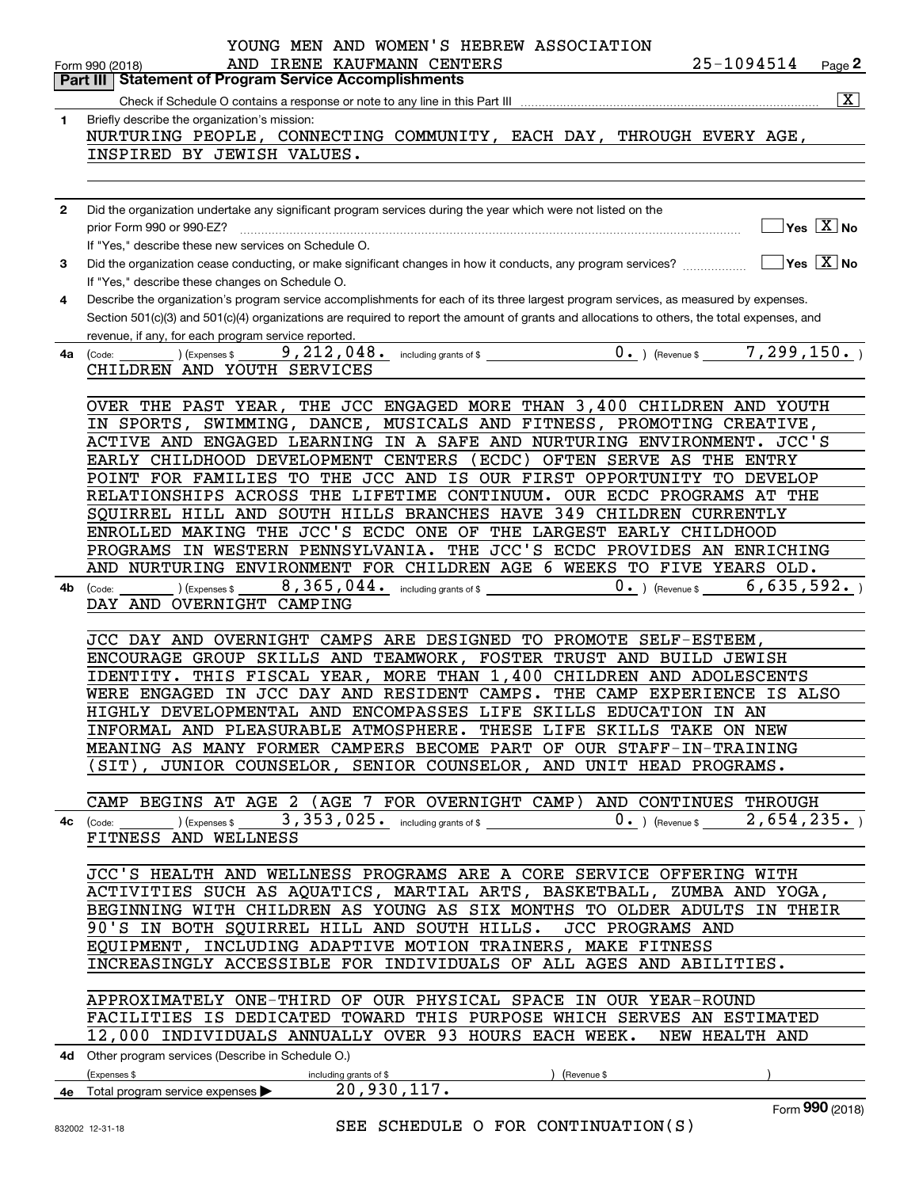YOUNG MEN AND WOMEN'S HEBREW ASSOCIATION AND IRENE KAUFMANN CENTERS

Form 990 (2018) 25-1094514 Page 2

**Part III | Statement of Program Service Accomplishments**

Check if Schedule O contains a response or note to any line in this Part III [X]

**1** Briefly describe the organization's mission:

NURTURING PEOPLE, CONNECTING COMMUNITY, EACH DAY, THROUGH EVERY AGE, INSPIRED BY JEWISH VALUES.

**2** Did the organization undertake any significant program services during the year which were not listed on the prior Form 990 or 990-EZ? [ ] Yes [X] No

If "Yes," describe these new services on Schedule O.

**3** Did the organization cease conducting, or make significant changes in how it conducts, any program services? [ ] Yes [X] No

If "Yes," describe these changes on Schedule O.

**4** Describe the organization's program service accomplishments for each of its three largest program services, as measured by expenses. Section 501(c)(3) and 501(c)(4) organizations are required to report the amount of grants and allocations to others, the total expenses, and revenue, if any, for each program service reported.

**4a** (Code: ) (Expenses $ 9,212,048. including grants of $ 0. ) (Revenue $ 7,299,150. )

CHILDREN AND YOUTH SERVICES

OVER THE PAST YEAR, THE JCC ENGAGED MORE THAN 3,400 CHILDREN AND YOUTH IN SPORTS, SWIMMING, DANCE, MUSICALS AND FITNESS, PROMOTING CREATIVE, ACTIVE AND ENGAGED LEARNING IN A SAFE AND NURTURING ENVIRONMENT. JCC'S EARLY CHILDHOOD DEVELOPMENT CENTERS (ECDC) OFTEN SERVE AS THE ENTRY POINT FOR FAMILIES TO THE JCC AND IS OUR FIRST OPPORTUNITY TO DEVELOP RELATIONSHIPS ACROSS THE LIFETIME CONTINUUM. OUR ECDC PROGRAMS AT THE SQUIRREL HILL AND SOUTH HILLS BRANCHES HAVE 349 CHILDREN CURRENTLY ENROLLED MAKING THE JCC'S ECDC ONE OF THE LARGEST EARLY CHILDHOOD PROGRAMS IN WESTERN PENNSYLVANIA. THE JCC'S ECDC PROVIDES AN ENRICHING AND NURTURING ENVIRONMENT FOR CHILDREN AGE 6 WEEKS TO FIVE YEARS OLD.

**4b** (Code: ) (Expenses $ 8,365,044. including grants of $ 0. ) (Revenue $ 6,635,592. )

DAY AND OVERNIGHT CAMPING

JCC DAY AND OVERNIGHT CAMPS ARE DESIGNED TO PROMOTE SELF-ESTEEM, ENCOURAGE GROUP SKILLS AND TEAMWORK, FOSTER TRUST AND BUILD JEWISH IDENTITY. THIS FISCAL YEAR, MORE THAN 1,400 CHILDREN AND ADOLESCENTS WERE ENGAGED IN JCC DAY AND RESIDENT CAMPS. THE CAMP EXPERIENCE IS ALSO HIGHLY DEVELOPMENTAL AND ENCOMPASSES LIFE SKILLS EDUCATION IN AN INFORMAL AND PLEASURABLE ATMOSPHERE. THESE LIFE SKILLS TAKE ON NEW MEANING AS MANY FORMER CAMPERS BECOME PART OF OUR STAFF-IN-TRAINING (SIT), JUNIOR COUNSELOR, SENIOR COUNSELOR, AND UNIT HEAD PROGRAMS.

CAMP BEGINS AT AGE 2 (AGE 7 FOR OVERNIGHT CAMP) AND CONTINUES THROUGH

**4c** (Code: ) (Expenses $ 3,353,025. including grants of $ 0. ) (Revenue $ 2,654,235. )

FITNESS AND WELLNESS

JCC'S HEALTH AND WELLNESS PROGRAMS ARE A CORE SERVICE OFFERING WITH ACTIVITIES SUCH AS AQUATICS, MARTIAL ARTS, BASKETBALL, ZUMBA AND YOGA, BEGINNING WITH CHILDREN AS YOUNG AS SIX MONTHS TO OLDER ADULTS IN THEIR 90'S IN BOTH SQUIRREL HILL AND SOUTH HILLS. JCC PROGRAMS AND EQUIPMENT, INCLUDING ADAPTIVE MOTION TRAINERS, MAKE FITNESS INCREASINGLY ACCESSIBLE FOR INDIVIDUALS OF ALL AGES AND ABILITIES.

APPROXIMATELY ONE-THIRD OF OUR PHYSICAL SPACE IN OUR YEAR-ROUND FACILITIES IS DEDICATED TOWARD THIS PURPOSE WHICH SERVES AN ESTIMATED 12,000 INDIVIDUALS ANNUALLY OVER 93 HOURS EACH WEEK. NEW HEALTH AND

**4d** Other program services (Describe in Schedule O.)

(Expenses $ including grants of $ ) (Revenue $ )

**4e** Total program service expenses ▶ 20,930,117.

Form **990** (2018)

SEE SCHEDULE O FOR CONTINUATION(S)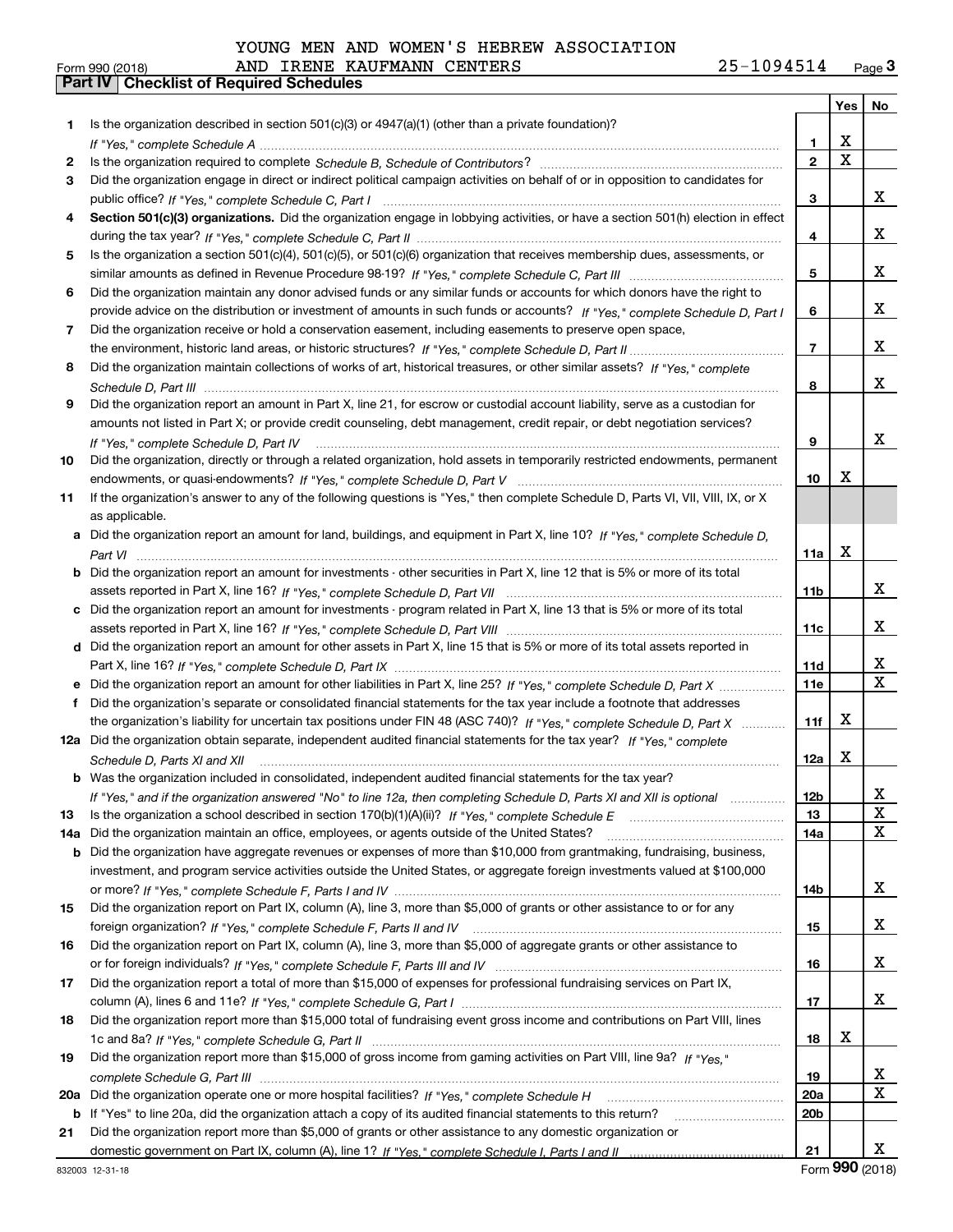YOUNG MEN AND WOMEN'S HEBREW ASSOCIATION
Form 990 (2018) AND IRENE KAUFMANN CENTERS 25-1094514 Page 3

**Part IV Checklist of Required Schedules**

| | | | Yes | No |
|---|---|---|---|---|
| 1 | Is the organization described in section 501(c)(3) or 4947(a)(1) (other than a private foundation)? *If "Yes," complete Schedule A* | 1 | X | |
| 2 | Is the organization required to complete *Schedule B, Schedule of Contributors*? | 2 | X | |
| 3 | Did the organization engage in direct or indirect political campaign activities on behalf of or in opposition to candidates for public office? *If "Yes," complete Schedule C, Part I* | 3 | | X |
| 4 | **Section 501(c)(3) organizations.** Did the organization engage in lobbying activities, or have a section 501(h) election in effect during the tax year? *If "Yes," complete Schedule C, Part II* | 4 | | X |
| 5 | Is the organization a section 501(c)(4), 501(c)(5), or 501(c)(6) organization that receives membership dues, assessments, or similar amounts as defined in Revenue Procedure 98-19? *If "Yes," complete Schedule C, Part III* | 5 | | X |
| 6 | Did the organization maintain any donor advised funds or any similar funds or accounts for which donors have the right to provide advice on the distribution or investment of amounts in such funds or accounts? *If "Yes," complete Schedule D, Part I* | 6 | | X |
| 7 | Did the organization receive or hold a conservation easement, including easements to preserve open space, the environment, historic land areas, or historic structures? *If "Yes," complete Schedule D, Part II* | 7 | | X |
| 8 | Did the organization maintain collections of works of art, historical treasures, or other similar assets? *If "Yes," complete Schedule D, Part III* | 8 | | X |
| 9 | Did the organization report an amount in Part X, line 21, for escrow or custodial account liability, serve as a custodian for amounts not listed in Part X; or provide credit counseling, debt management, credit repair, or debt negotiation services? *If "Yes," complete Schedule D, Part IV* | 9 | | X |
| 10 | Did the organization, directly or through a related organization, hold assets in temporarily restricted endowments, permanent endowments, or quasi-endowments? *If "Yes," complete Schedule D, Part V* | 10 | X | |
| 11 | If the organization's answer to any of the following questions is "Yes," then complete Schedule D, Parts VI, VII, VIII, IX, or X as applicable. | | | |
| a | Did the organization report an amount for land, buildings, and equipment in Part X, line 10? *If "Yes," complete Schedule D, Part VI* | 11a | X | |
| b | Did the organization report an amount for investments - other securities in Part X, line 12 that is 5% or more of its total assets reported in Part X, line 16? *If "Yes," complete Schedule D, Part VII* | 11b | | X |
| c | Did the organization report an amount for investments - program related in Part X, line 13 that is 5% or more of its total assets reported in Part X, line 16? *If "Yes," complete Schedule D, Part VIII* | 11c | | X |
| d | Did the organization report an amount for other assets in Part X, line 15 that is 5% or more of its total assets reported in Part X, line 16? *If "Yes," complete Schedule D, Part IX* | 11d | | X |
| e | Did the organization report an amount for other liabilities in Part X, line 25? *If "Yes," complete Schedule D, Part X* | 11e | | X |
| f | Did the organization's separate or consolidated financial statements for the tax year include a footnote that addresses the organization's liability for uncertain tax positions under FIN 48 (ASC 740)? *If "Yes," complete Schedule D, Part X* | 11f | X | |
| 12a | Did the organization obtain separate, independent audited financial statements for the tax year? *If "Yes," complete Schedule D, Parts XI and XII* | 12a | X | |
| b | Was the organization included in consolidated, independent audited financial statements for the tax year? *If "Yes," and if the organization answered "No" to line 12a, then completing Schedule D, Parts XI and XII is optional* | 12b | | X |
| 13 | Is the organization a school described in section 170(b)(1)(A)(ii)? *If "Yes," complete Schedule E* | 13 | | X |
| 14a | Did the organization maintain an office, employees, or agents outside of the United States? | 14a | | X |
| b | Did the organization have aggregate revenues or expenses of more than $10,000 from grantmaking, fundraising, business, investment, and program service activities outside the United States, or aggregate foreign investments valued at $100,000 or more? *If "Yes," complete Schedule F, Parts I and IV* | 14b | | X |
| 15 | Did the organization report on Part IX, column (A), line 3, more than $5,000 of grants or other assistance to or for any foreign organization? *If "Yes," complete Schedule F, Parts II and IV* | 15 | | X |
| 16 | Did the organization report on Part IX, column (A), line 3, more than $5,000 of aggregate grants or other assistance to or for foreign individuals? *If "Yes," complete Schedule F, Parts III and IV* | 16 | | X |
| 17 | Did the organization report a total of more than $15,000 of expenses for professional fundraising services on Part IX, column (A), lines 6 and 11e? *If "Yes," complete Schedule G, Part I* | 17 | | X |
| 18 | Did the organization report more than $15,000 total of fundraising event gross income and contributions on Part VIII, lines 1c and 8a? *If "Yes," complete Schedule G, Part II* | 18 | X | |
| 19 | Did the organization report more than $15,000 of gross income from gaming activities on Part VIII, line 9a? *If "Yes," complete Schedule G, Part III* | 19 | | X |
| 20a | Did the organization operate one or more hospital facilities? *If "Yes," complete Schedule H* | 20a | | X |
| b | If "Yes" to line 20a, did the organization attach a copy of its audited financial statements to this return? | 20b | | |
| 21 | Did the organization report more than $5,000 of grants or other assistance to any domestic organization or domestic government on Part IX, column (A), line 1? *If "Yes," complete Schedule I, Parts I and II* | 21 | | X |

832003 12-31-18 Form 990 (2018)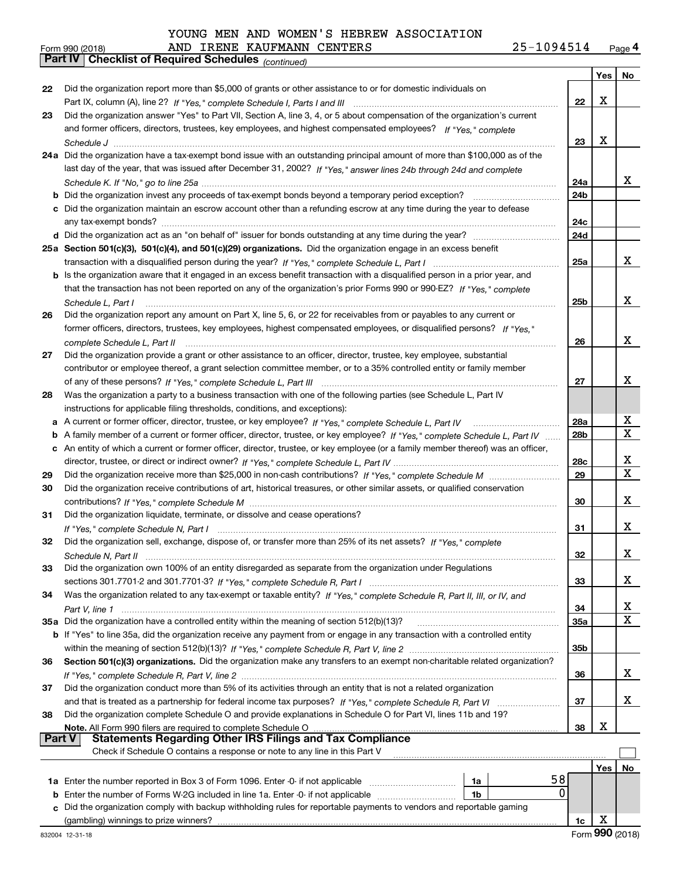YOUNG MEN AND WOMEN'S HEBREW ASSOCIATION

Form 990 (2018) AND IRENE KAUFMANN CENTERS 25-1094514 Page **4**

**Part IV | Checklist of Required Schedules** *(continued)*

| | | | Yes | No |
|---|---|---|---|---|
| 22 | Did the organization report more than $5,000 of grants or other assistance to or for domestic individuals on Part IX, column (A), line 2? *If "Yes," complete Schedule I, Parts I and III* | 22 | X | |
| 23 | Did the organization answer "Yes" to Part VII, Section A, line 3, 4, or 5 about compensation of the organization's current and former officers, directors, trustees, key employees, and highest compensated employees? *If "Yes," complete Schedule J* | 23 | X | |
| 24a | Did the organization have a tax-exempt bond issue with an outstanding principal amount of more than $100,000 as of the last day of the year, that was issued after December 31, 2002? *If "Yes," answer lines 24b through 24d and complete Schedule K. If "No," go to line 25a* | 24a | | X |
| b | Did the organization invest any proceeds of tax-exempt bonds beyond a temporary period exception? | 24b | | |
| c | Did the organization maintain an escrow account other than a refunding escrow at any time during the year to defease any tax-exempt bonds? | 24c | | |
| d | Did the organization act as an "on behalf of" issuer for bonds outstanding at any time during the year? | 24d | | |
| 25a | **Section 501(c)(3), 501(c)(4), and 501(c)(29) organizations.** Did the organization engage in an excess benefit transaction with a disqualified person during the year? *If "Yes," complete Schedule L, Part I* | 25a | | X |
| b | Is the organization aware that it engaged in an excess benefit transaction with a disqualified person in a prior year, and that the transaction has not been reported on any of the organization's prior Forms 990 or 990-EZ? *If "Yes," complete Schedule L, Part I* | 25b | | X |
| 26 | Did the organization report any amount on Part X, line 5, 6, or 22 for receivables from or payables to any current or former officers, directors, trustees, key employees, highest compensated employees, or disqualified persons? *If "Yes," complete Schedule L, Part II* | 26 | | X |
| 27 | Did the organization provide a grant or other assistance to an officer, director, trustee, key employee, substantial contributor or employee thereof, a grant selection committee member, or to a 35% controlled entity or family member of any of these persons? *If "Yes," complete Schedule L, Part III* | 27 | | X |
| 28 | Was the organization a party to a business transaction with one of the following parties (see Schedule L, Part IV instructions for applicable filing thresholds, conditions, and exceptions): | | | |
| a | A current or former officer, director, trustee, or key employee? *If "Yes," complete Schedule L, Part IV* | 28a | | X |
| b | A family member of a current or former officer, director, trustee, or key employee? *If "Yes," complete Schedule L, Part IV* | 28b | | X |
| c | An entity of which a current or former officer, director, trustee, or key employee (or a family member thereof) was an officer, director, trustee, or direct or indirect owner? *If "Yes," complete Schedule L, Part IV* | 28c | | X |
| 29 | Did the organization receive more than $25,000 in non-cash contributions? *If "Yes," complete Schedule M* | 29 | | X |
| 30 | Did the organization receive contributions of art, historical treasures, or other similar assets, or qualified conservation contributions? *If "Yes," complete Schedule M* | 30 | | X |
| 31 | Did the organization liquidate, terminate, or dissolve and cease operations? *If "Yes," complete Schedule N, Part I* | 31 | | X |
| 32 | Did the organization sell, exchange, dispose of, or transfer more than 25% of its net assets? *If "Yes," complete Schedule N, Part II* | 32 | | X |
| 33 | Did the organization own 100% of an entity disregarded as separate from the organization under Regulations sections 301.7701-2 and 301.7701-3? *If "Yes," complete Schedule R, Part I* | 33 | | X |
| 34 | Was the organization related to any tax-exempt or taxable entity? *If "Yes," complete Schedule R, Part II, III, or IV, and Part V, line 1* | 34 | | X |
| 35a | Did the organization have a controlled entity within the meaning of section 512(b)(13)? | 35a | | X |
| b | If "Yes" to line 35a, did the organization receive any payment from or engage in any transaction with a controlled entity within the meaning of section 512(b)(13)? *If "Yes," complete Schedule R, Part V, line 2* | 35b | | |
| 36 | **Section 501(c)(3) organizations.** Did the organization make any transfers to an exempt non-charitable related organization? *If "Yes," complete Schedule R, Part V, line 2* | 36 | | X |
| 37 | Did the organization conduct more than 5% of its activities through an entity that is not a related organization and that is treated as a partnership for federal income tax purposes? *If "Yes," complete Schedule R, Part VI* | 37 | | X |
| 38 | Did the organization complete Schedule O and provide explanations in Schedule O for Part VI, lines 11b and 19? **Note.** All Form 990 filers are required to complete Schedule O | 38 | X | |

**Part V | Statements Regarding Other IRS Filings and Tax Compliance**

Check if Schedule O contains a response or note to any line in this Part V ☐

| | | | | | Yes | No |
|---|---|---|---|---|---|---|
| 1a | Enter the number reported in Box 3 of Form 1096. Enter -0- if not applicable | 1a | 58 | | | |
| b | Enter the number of Forms W-2G included in line 1a. Enter -0- if not applicable | 1b | 0 | | | |
| c | Did the organization comply with backup withholding rules for reportable payments to vendors and reportable gaming (gambling) winnings to prize winners? | | | 1c | X | |

832004 12-31-18 Form **990** (2018)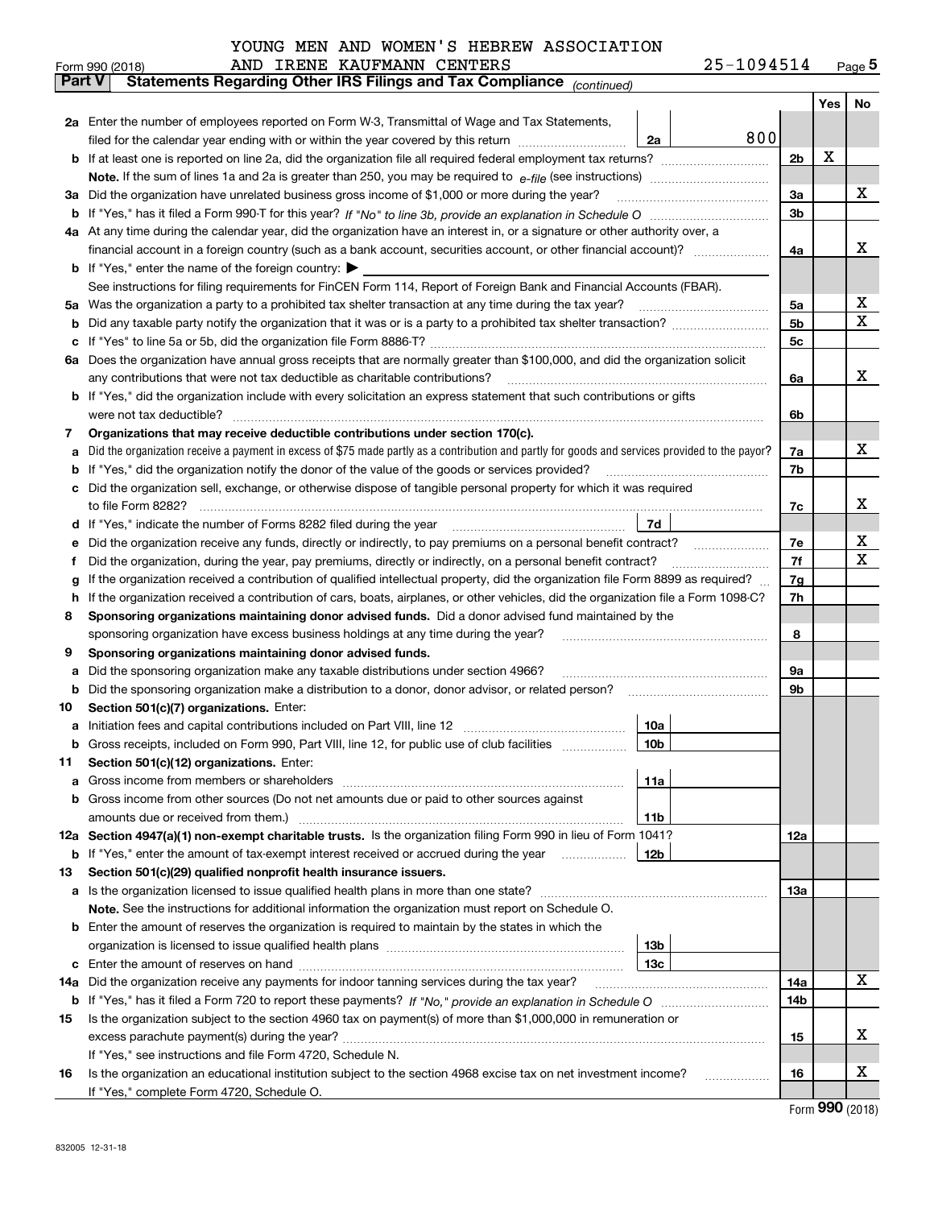YOUNG MEN AND WOMEN'S HEBREW ASSOCIATION AND IRENE KAUFMANN CENTERS 25-1094514

Form 990 (2018)

**Part V Statements Regarding Other IRS Filings and Tax Compliance** *(continued)*

| | | | | | Yes | No |
|---|---|---|---|---|---|---|
| **2a** | Enter the number of employees reported on Form W-3, Transmittal of Wage and Tax Statements, filed for the calendar year ending with or within the year covered by this return | 2a | 800 | | | |
| **b** | If at least one is reported on line 2a, did the organization file all required federal employment tax returns? | | | 2b | X | |
| | **Note.** If the sum of lines 1a and 2a is greater than 250, you may be required to *e-file* (see instructions) | | | | | |
| **3a** | Did the organization have unrelated business gross income of $1,000 or more during the year? | | | 3a | | X |
| **b** | If "Yes," has it filed a Form 990-T for this year? *If "No" to line 3b, provide an explanation in Schedule O* | | | 3b | | |
| **4a** | At any time during the calendar year, did the organization have an interest in, or a signature or other authority over, a financial account in a foreign country (such as a bank account, securities account, or other financial account)? | | | 4a | | X |
| **b** | If "Yes," enter the name of the foreign country: ▶ | | | | | |
| | See instructions for filing requirements for FinCEN Form 114, Report of Foreign Bank and Financial Accounts (FBAR). | | | | | |
| **5a** | Was the organization a party to a prohibited tax shelter transaction at any time during the tax year? | | | 5a | | X |
| **b** | Did any taxable party notify the organization that it was or is a party to a prohibited tax shelter transaction? | | | 5b | | X |
| **c** | If "Yes" to line 5a or 5b, did the organization file Form 8886-T? | | | 5c | | |
| **6a** | Does the organization have annual gross receipts that are normally greater than $100,000, and did the organization solicit any contributions that were not tax deductible as charitable contributions? | | | 6a | | X |
| **b** | If "Yes," did the organization include with every solicitation an express statement that such contributions or gifts were not tax deductible? | | | 6b | | |
| **7** | **Organizations that may receive deductible contributions under section 170(c).** | | | | | |
| **a** | Did the organization receive a payment in excess of $75 made partly as a contribution and partly for goods and services provided to the payor? | | | 7a | | X |
| **b** | If "Yes," did the organization notify the donor of the value of the goods or services provided? | | | 7b | | |
| **c** | Did the organization sell, exchange, or otherwise dispose of tangible personal property for which it was required to file Form 8282? | | | 7c | | X |
| **d** | If "Yes," indicate the number of Forms 8282 filed during the year | 7d | | | | |
| **e** | Did the organization receive any funds, directly or indirectly, to pay premiums on a personal benefit contract? | | | 7e | | X |
| **f** | Did the organization, during the year, pay premiums, directly or indirectly, on a personal benefit contract? | | | 7f | | X |
| **g** | If the organization received a contribution of qualified intellectual property, did the organization file Form 8899 as required? | | | 7g | | |
| **h** | If the organization received a contribution of cars, boats, airplanes, or other vehicles, did the organization file a Form 1098-C? | | | 7h | | |
| **8** | **Sponsoring organizations maintaining donor advised funds.** Did a donor advised fund maintained by the sponsoring organization have excess business holdings at any time during the year? | | | 8 | | |
| **9** | **Sponsoring organizations maintaining donor advised funds.** | | | | | |
| **a** | Did the sponsoring organization make any taxable distributions under section 4966? | | | 9a | | |
| **b** | Did the sponsoring organization make a distribution to a donor, donor advisor, or related person? | | | 9b | | |
| **10** | **Section 501(c)(7) organizations.** Enter: | | | | | |
| **a** | Initiation fees and capital contributions included on Part VIII, line 12 | 10a | | | | |
| **b** | Gross receipts, included on Form 990, Part VIII, line 12, for public use of club facilities | 10b | | | | |
| **11** | **Section 501(c)(12) organizations.** Enter: | | | | | |
| **a** | Gross income from members or shareholders | 11a | | | | |
| **b** | Gross income from other sources (Do not net amounts due or paid to other sources against amounts due or received from them.) | 11b | | | | |
| **12a** | **Section 4947(a)(1) non-exempt charitable trusts.** Is the organization filing Form 990 in lieu of Form 1041? | | | 12a | | |
| **b** | If "Yes," enter the amount of tax-exempt interest received or accrued during the year | 12b | | | | |
| **13** | **Section 501(c)(29) qualified nonprofit health insurance issuers.** | | | | | |
| **a** | Is the organization licensed to issue qualified health plans in more than one state? | | | 13a | | |
| | **Note.** See the instructions for additional information the organization must report on Schedule O. | | | | | |
| **b** | Enter the amount of reserves the organization is required to maintain by the states in which the organization is licensed to issue qualified health plans | 13b | | | | |
| **c** | Enter the amount of reserves on hand | 13c | | | | |
| **14a** | Did the organization receive any payments for indoor tanning services during the tax year? | | | 14a | | X |
| **b** | If "Yes," has it filed a Form 720 to report these payments? *If "No," provide an explanation in Schedule O* | | | 14b | | |
| **15** | Is the organization subject to the section 4960 tax on payment(s) of more than $1,000,000 in remuneration or excess parachute payment(s) during the year? | | | 15 | | X |
| | If "Yes," see instructions and file Form 4720, Schedule N. | | | | | |
| **16** | Is the organization an educational institution subject to the section 4968 excise tax on net investment income? | | | 16 | | X |
| | If "Yes," complete Form 4720, Schedule O. | | | | | |

Form **990** (2018)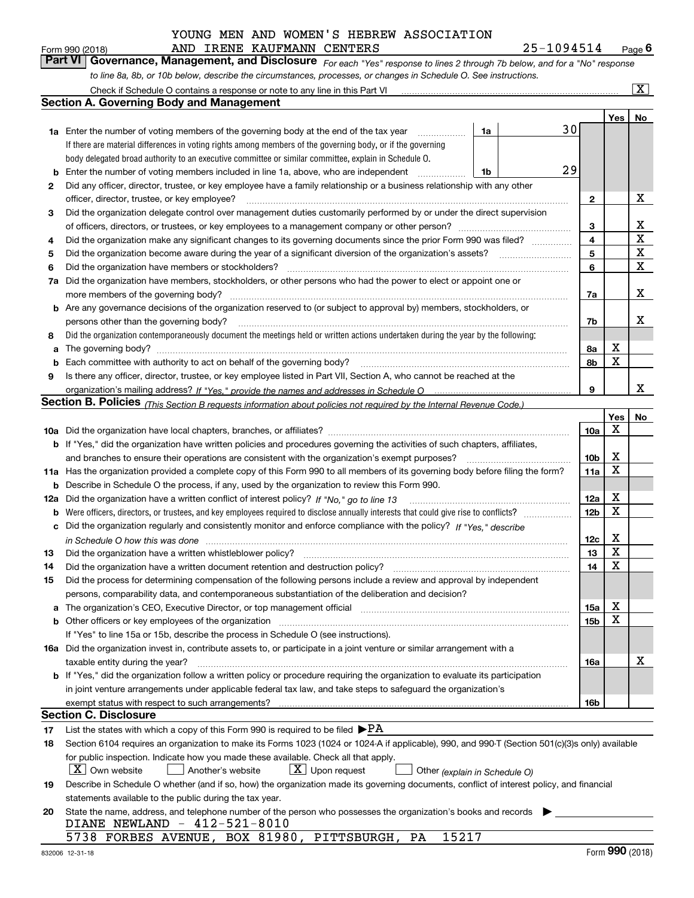YOUNG MEN AND WOMEN'S HEBREW ASSOCIATION
AND IRENE KAUFMANN CENTERS 25-1094514

Form 990 (2018) Page 6

## Part VI Governance, Management, and Disclosure

*For each "Yes" response to lines 2 through 7b below, and for a "No" response to line 8a, 8b, or 10b below, describe the circumstances, processes, or changes in Schedule O. See instructions.*

Check if Schedule O contains a response or note to any line in this Part VI [X]

### Section A. Governing Body and Management

| | | | | Yes | No |
|---|---|---|---|---|---|
| 1a | Enter the number of voting members of the governing body at the end of the tax year | 1a | 30 | | |
| | If there are material differences in voting rights among members of the governing body, or if the governing body delegated broad authority to an executive committee or similar committee, explain in Schedule O. | | | | |
| b | Enter the number of voting members included in line 1a, above, who are independent | 1b | 29 | | |
| 2 | Did any officer, director, trustee, or key employee have a family relationship or a business relationship with any other officer, director, trustee, or key employee? | 2 | | | X |
| 3 | Did the organization delegate control over management duties customarily performed by or under the direct supervision of officers, directors, or trustees, or key employees to a management company or other person? | 3 | | | X |
| 4 | Did the organization make any significant changes to its governing documents since the prior Form 990 was filed? | 4 | | | X |
| 5 | Did the organization become aware during the year of a significant diversion of the organization's assets? | 5 | | | X |
| 6 | Did the organization have members or stockholders? | 6 | | | X |
| 7a | Did the organization have members, stockholders, or other persons who had the power to elect or appoint one or more members of the governing body? | 7a | | | X |
| b | Are any governance decisions of the organization reserved to (or subject to approval by) members, stockholders, or persons other than the governing body? | 7b | | | X |
| 8 | Did the organization contemporaneously document the meetings held or written actions undertaken during the year by the following: | | | | |
| a | The governing body? | 8a | | X | |
| b | Each committee with authority to act on behalf of the governing body? | 8b | | X | |
| 9 | Is there any officer, director, trustee, or key employee listed in Part VII, Section A, who cannot be reached at the organization's mailing address? *If "Yes," provide the names and addresses in Schedule O* | 9 | | | X |

### Section B. Policies *(This Section B requests information about policies not required by the Internal Revenue Code.)*

| | | | Yes | No |
|---|---|---|---|---|
| 10a | Did the organization have local chapters, branches, or affiliates? | 10a | X | |
| b | If "Yes," did the organization have written policies and procedures governing the activities of such chapters, affiliates, and branches to ensure their operations are consistent with the organization's exempt purposes? | 10b | X | |
| 11a | Has the organization provided a complete copy of this Form 990 to all members of its governing body before filing the form? | 11a | X | |
| b | Describe in Schedule O the process, if any, used by the organization to review this Form 990. | | | |
| 12a | Did the organization have a written conflict of interest policy? *If "No," go to line 13* | 12a | X | |
| b | Were officers, directors, or trustees, and key employees required to disclose annually interests that could give rise to conflicts? | 12b | X | |
| c | Did the organization regularly and consistently monitor and enforce compliance with the policy? *If "Yes," describe in Schedule O how this was done* | 12c | X | |
| 13 | Did the organization have a written whistleblower policy? | 13 | X | |
| 14 | Did the organization have a written document retention and destruction policy? | 14 | X | |
| 15 | Did the process for determining compensation of the following persons include a review and approval by independent persons, comparability data, and contemporaneous substantiation of the deliberation and decision? | | | |
| a | The organization's CEO, Executive Director, or top management official | 15a | X | |
| b | Other officers or key employees of the organization | 15b | X | |
| | If "Yes" to line 15a or 15b, describe the process in Schedule O (see instructions). | | | |
| 16a | Did the organization invest in, contribute assets to, or participate in a joint venture or similar arrangement with a taxable entity during the year? | 16a | | X |
| b | If "Yes," did the organization follow a written policy or procedure requiring the organization to evaluate its participation in joint venture arrangements under applicable federal tax law, and take steps to safeguard the organization's exempt status with respect to such arrangements? | 16b | | |

### Section C. Disclosure

17 List the states with which a copy of this Form 990 is required to be filed ▶PA

18 Section 6104 requires an organization to make its Forms 1023 (1024 or 1024-A if applicable), 990, and 990-T (Section 501(c)(3)s only) available for public inspection. Indicate how you made these available. Check all that apply.

[X] Own website [ ] Another's website [X] Upon request [ ] Other *(explain in Schedule O)*

19 Describe in Schedule O whether (and if so, how) the organization made its governing documents, conflict of interest policy, and financial statements available to the public during the tax year.

20 State the name, address, and telephone number of the person who possesses the organization's books and records ▶

DIANE NEWLAND - 412-521-8010
5738 FORBES AVENUE, BOX 81980, PITTSBURGH, PA 15217

832006 12-31-18 Form **990** (2018)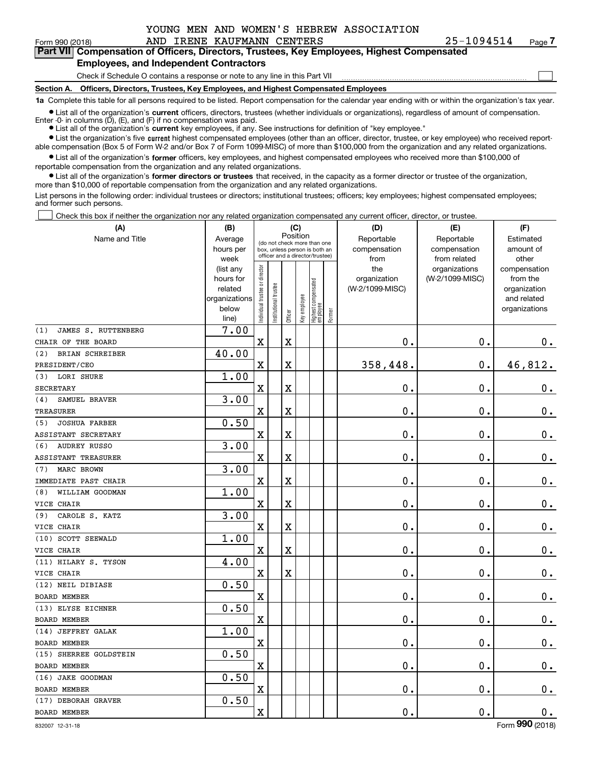YOUNG MEN AND WOMEN'S HEBREW ASSOCIATION
AND IRENE KAUFMANN CENTERS 25-1094514

Form 990 (2018)

**Part VII Compensation of Officers, Directors, Trustees, Key Employees, Highest Compensated Employees, and Independent Contractors**

Check if Schedule O contains a response or note to any line in this Part VII

**Section A. Officers, Directors, Trustees, Key Employees, and Highest Compensated Employees**

**1a** Complete this table for all persons required to be listed. Report compensation for the calendar year ending with or within the organization's tax year.

- List all of the organization's **current** officers, directors, trustees (whether individuals or organizations), regardless of amount of compensation. Enter -0- in columns (D), (E), and (F) if no compensation was paid.
- List all of the organization's **current** key employees, if any. See instructions for definition of "key employee."
- List the organization's five **current** highest compensated employees (other than an officer, director, trustee, or key employee) who received reportable compensation (Box 5 of Form W-2 and/or Box 7 of Form 1099-MISC) of more than $100,000 from the organization and any related organizations.
- List all of the organization's **former** officers, key employees, and highest compensated employees who received more than $100,000 of reportable compensation from the organization and any related organizations.
- List all of the organization's **former directors or trustees** that received, in the capacity as a former director or trustee of the organization, more than $10,000 of reportable compensation from the organization and any related organizations.

List persons in the following order: individual trustees or directors; institutional trustees; officers; key employees; highest compensated employees; and former such persons.

Check this box if neither the organization nor any related organization compensated any current officer, director, or trustee.

| (A) Name and Title | (B) Average hours per week (list any hours for related organizations below line) | (C) Position: Individual trustee or director | Institutional trustee | Officer | Key employee | Highest compensated employee | Former | (D) Reportable compensation from the organization (W-2/1099-MISC) | (E) Reportable compensation from related organizations (W-2/1099-MISC) | (F) Estimated amount of other compensation from the organization and related organizations |
|---|---|---|---|---|---|---|---|---|---|---|
| (1) JAMES S. RUTTENBERG<br>CHAIR OF THE BOARD | 7.00 | X | | X | | | | 0. | 0. | 0. |
| (2) BRIAN SCHREIBER<br>PRESIDENT/CEO | 40.00 | X | | X | | | | 358,448. | 0. | 46,812. |
| (3) LORI SHURE<br>SECRETARY | 1.00 | X | | X | | | | 0. | 0. | 0. |
| (4) SAMUEL BRAVER<br>TREASURER | 3.00 | X | | X | | | | 0. | 0. | 0. |
| (5) JOSHUA FARBER<br>ASSISTANT SECRETARY | 0.50 | X | | X | | | | 0. | 0. | 0. |
| (6) AUDREY RUSSO<br>ASSISTANT TREASURER | 3.00 | X | | X | | | | 0. | 0. | 0. |
| (7) MARC BROWN<br>IMMEDIATE PAST CHAIR | 3.00 | X | | X | | | | 0. | 0. | 0. |
| (8) WILLIAM GOODMAN<br>VICE CHAIR | 1.00 | X | | X | | | | 0. | 0. | 0. |
| (9) CAROLE S. KATZ<br>VICE CHAIR | 3.00 | X | | X | | | | 0. | 0. | 0. |
| (10) SCOTT SEEWALD<br>VICE CHAIR | 1.00 | X | | X | | | | 0. | 0. | 0. |
| (11) HILARY S. TYSON<br>VICE CHAIR | 4.00 | X | | X | | | | 0. | 0. | 0. |
| (12) NEIL DIBIASE<br>BOARD MEMBER | 0.50 | X | | | | | | 0. | 0. | 0. |
| (13) ELYSE EICHNER<br>BOARD MEMBER | 0.50 | X | | | | | | 0. | 0. | 0. |
| (14) JEFFREY GALAK<br>BOARD MEMBER | 1.00 | X | | | | | | 0. | 0. | 0. |
| (15) SHERREE GOLDSTEIN<br>BOARD MEMBER | 0.50 | X | | | | | | 0. | 0. | 0. |
| (16) JAKE GOODMAN<br>BOARD MEMBER | 0.50 | X | | | | | | 0. | 0. | 0. |
| (17) DEBORAH GRAVER<br>BOARD MEMBER | 0.50 | X | | | | | | 0. | 0. | 0. |

832007 12-31-18 Form **990** (2018)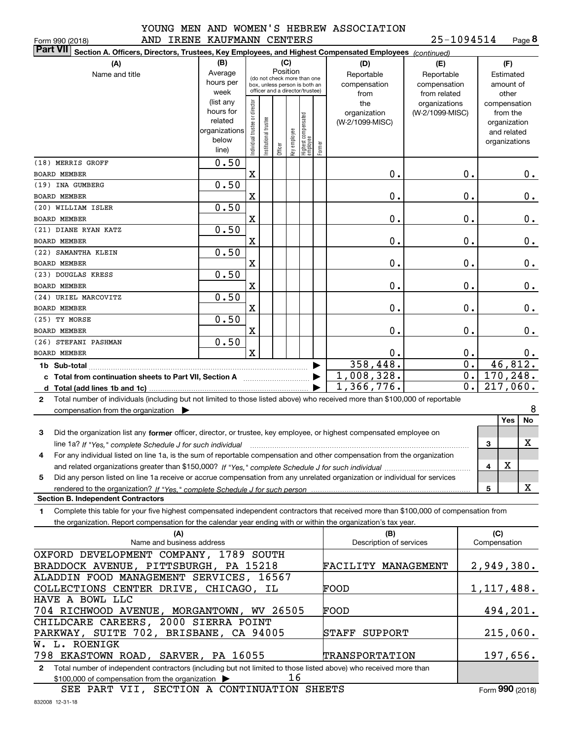YOUNG MEN AND WOMEN'S HEBREW ASSOCIATION
AND IRENE KAUFMANN CENTERS 25-1094514

Form 990 (2018)

**Part VII Section A. Officers, Directors, Trustees, Key Employees, and Highest Compensated Employees** *(continued)*

| (A) Name and title | (B) Average hours per week (list any hours for related organizations below line) | (C) Position: Individual trustee or director | Institutional trustee | Officer | Key employee | Highest compensated employee | Former | (D) Reportable compensation from the organization (W-2/1099-MISC) | (E) Reportable compensation from related organizations (W-2/1099-MISC) | (F) Estimated amount of other compensation from the organization and related organizations |
|---|---|---|---|---|---|---|---|---|---|---|
| (18) MERRIS GROFF<br>BOARD MEMBER | 0.50 | X | | | | | | 0. | 0. | 0. |
| (19) INA GUMBERG<br>BOARD MEMBER | 0.50 | X | | | | | | 0. | 0. | 0. |
| (20) WILLIAM ISLER<br>BOARD MEMBER | 0.50 | X | | | | | | 0. | 0. | 0. |
| (21) DIANE RYAN KATZ<br>BOARD MEMBER | 0.50 | X | | | | | | 0. | 0. | 0. |
| (22) SAMANTHA KLEIN<br>BOARD MEMBER | 0.50 | X | | | | | | 0. | 0. | 0. |
| (23) DOUGLAS KRESS<br>BOARD MEMBER | 0.50 | X | | | | | | 0. | 0. | 0. |
| (24) URIEL MARCOVITZ<br>BOARD MEMBER | 0.50 | X | | | | | | 0. | 0. | 0. |
| (25) TY MORSE<br>BOARD MEMBER | 0.50 | X | | | | | | 0. | 0. | 0. |
| (26) STEFANI PASHMAN<br>BOARD MEMBER | 0.50 | X | | | | | | 0. | 0. | 0. |
| **1b Sub-total** | | | | | | | | 358,448. | 0. | 46,812. |
| **c Total from continuation sheets to Part VII, Section A** | | | | | | | | 1,008,328. | 0. | 170,248. |
| **d Total (add lines 1b and 1c)** | | | | | | | | 1,366,776. | 0. | 217,060. |

**2** Total number of individuals (including but not limited to those listed above) who received more than $100,000 of reportable compensation from the organization ▶ 8

| | | Yes | No |
|---|---|---|---|
| **3** Did the organization list any **former** officer, director, or trustee, key employee, or highest compensated employee on line 1a? *If "Yes," complete Schedule J for such individual* | 3 | | X |
| **4** For any individual listed on line 1a, is the sum of reportable compensation and other compensation from the organization and related organizations greater than $150,000? *If "Yes," complete Schedule J for such individual* | 4 | X | |
| **5** Did any person listed on line 1a receive or accrue compensation from any unrelated organization or individual for services rendered to the organization? *If "Yes," complete Schedule J for such person* | 5 | | X |

**Section B. Independent Contractors**

**1** Complete this table for your five highest compensated independent contractors that received more than $100,000 of compensation from the organization. Report compensation for the calendar year ending with or within the organization's tax year.

| (A) Name and business address | (B) Description of services | (C) Compensation |
|---|---|---|
| OXFORD DEVELOPMENT COMPANY, 1789 SOUTH BRADDOCK AVENUE, PITTSBURGH, PA 15218 | FACILITY MANAGEMENT | 2,949,380. |
| ALADDIN FOOD MANAGEMENT SERVICES, 16567 COLLECTIONS CENTER DRIVE, CHICAGO, IL | FOOD | 1,117,488. |
| HAVE A BOWL LLC<br>704 RICHWOOD AVENUE, MORGANTOWN, WV 26505 | FOOD | 494,201. |
| CHILDCARE CAREERS, 2000 SIERRA POINT PARKWAY, SUITE 702, BRISBANE, CA 94005 | STAFF SUPPORT | 215,060. |
| W. L. ROENIGK<br>798 EKASTOWN ROAD, SARVER, PA 16055 | TRANSPORTATION | 197,656. |

**2** Total number of independent contractors (including but not limited to those listed above) who received more than $100,000 of compensation from the organization ▶ 16

SEE PART VII, SECTION A CONTINUATION SHEETS

Form **990** (2018)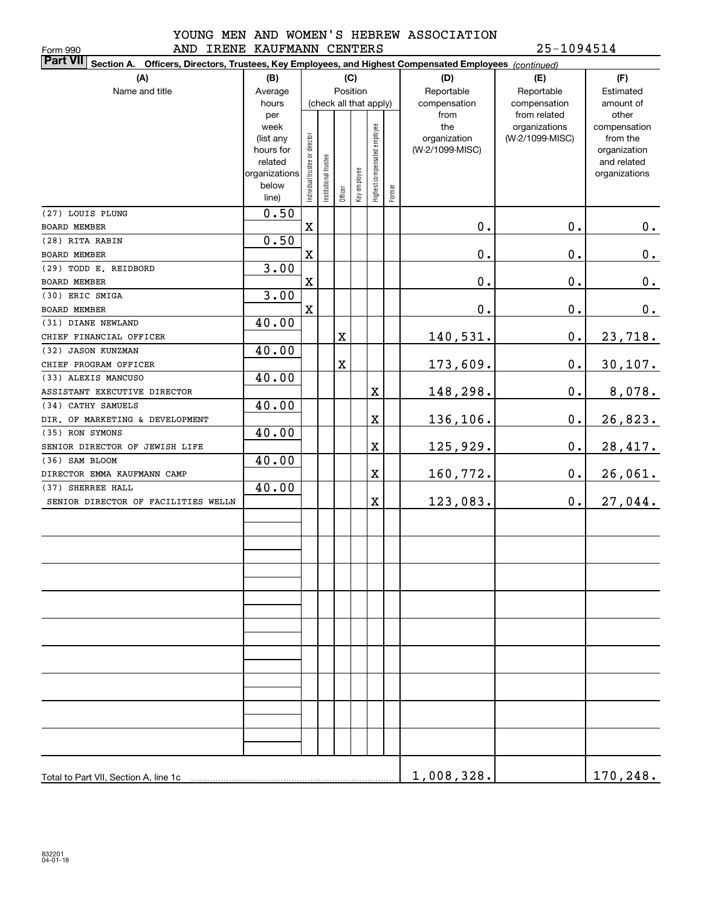Form 990

YOUNG MEN AND WOMEN'S HEBREW ASSOCIATION AND IRENE KAUFMANN CENTERS 25-1094514

**Part VII** Section A. Officers, Directors, Trustees, Key Employees, and Highest Compensated Employees *(continued)*

| (A) Name and title | (B) Average hours per week (list any hours for related organizations below line) | (C) Position (check all that apply): Individual trustee or director | Institutional trustee | Officer | Key employee | Highest compensated employee | Former | (D) Reportable compensation from the organization (W-2/1099-MISC) | (E) Reportable compensation from related organizations (W-2/1099-MISC) | (F) Estimated amount of other compensation from the organization and related organizations |
|---|---|---|---|---|---|---|---|---|---|---|
| (27) LOUIS PLUNG<br>BOARD MEMBER | 0.50 | X | | | | | | 0. | 0. | 0. |
| (28) RITA RABIN<br>BOARD MEMBER | 0.50 | X | | | | | | 0. | 0. | 0. |
| (29) TODD E. REIDBORD<br>BOARD MEMBER | 3.00 | X | | | | | | 0. | 0. | 0. |
| (30) ERIC SMIGA<br>BOARD MEMBER | 3.00 | X | | | | | | 0. | 0. | 0. |
| (31) DIANE NEWLAND<br>CHIEF FINANCIAL OFFICER | 40.00 | | | X | | | | 140,531. | 0. | 23,718. |
| (32) JASON KUNZMAN<br>CHIEF PROGRAM OFFICER | 40.00 | | | X | | | | 173,609. | 0. | 30,107. |
| (33) ALEXIS MANCUSO<br>ASSISTANT EXECUTIVE DIRECTOR | 40.00 | | | | | X | | 148,298. | 0. | 8,078. |
| (34) CATHY SAMUELS<br>DIR. OF MARKETING & DEVELOPMENT | 40.00 | | | | | X | | 136,106. | 0. | 26,823. |
| (35) RON SYMONS<br>SENIOR DIRECTOR OF JEWISH LIFE | 40.00 | | | | | X | | 125,929. | 0. | 28,417. |
| (36) SAM BLOOM<br>DIRECTOR EMMA KAUFMANN CAMP | 40.00 | | | | | X | | 160,772. | 0. | 26,061. |
| (37) SHERREE HALL<br>SENIOR DIRECTOR OF FACILITIES WELLN | 40.00 | | | | | X | | 123,083. | 0. | 27,044. |
| Total to Part VII, Section A, line 1c | | | | | | | | 1,008,328. | | 170,248. |

832201 04-01-18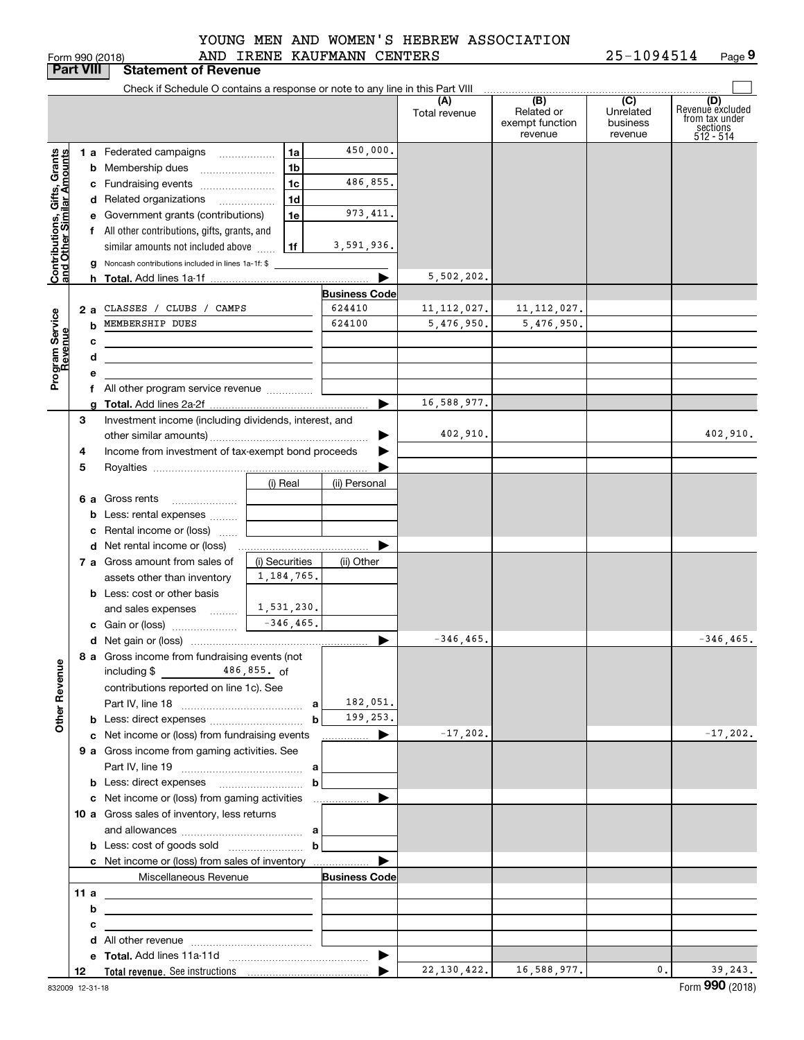YOUNG MEN AND WOMEN'S HEBREW ASSOCIATION AND IRENE KAUFMANN CENTERS

Form 990 (2018) 25-1094514 Page 9

**Part VIII Statement of Revenue**

Check if Schedule O contains a response or note to any line in this Part VIII

| | | | | (A) Total revenue | (B) Related or exempt function revenue | (C) Unrelated business revenue | (D) Revenue excluded from tax under sections 512 - 514 |
|---|---|---|---|---|---|---|---|
| **Contributions, Gifts, Grants and Other Similar Amounts** | 1a Federated campaigns | 1a | 450,000. | | | | |
| | b Membership dues | 1b | | | | | |
| | c Fundraising events | 1c | 486,855. | | | | |
| | d Related organizations | 1d | | | | | |
| | e Government grants (contributions) | 1e | 973,411. | | | | |
| | f All other contributions, gifts, grants, and similar amounts not included above | 1f | 3,591,936. | | | | |
| | g Noncash contributions included in lines 1a-1f: $ | | | | | | |
| | h **Total.** Add lines 1a-1f | | ▶ | 5,502,202. | | | |
| **Program Service Revenue** | | | **Business Code** | | | | |
| | 2a CLASSES / CLUBS / CAMPS | | 624410 | 11,112,027. | 11,112,027. | | |
| | b MEMBERSHIP DUES | | 624100 | 5,476,950. | 5,476,950. | | |
| | c | | | | | | |
| | d | | | | | | |
| | e | | | | | | |
| | f All other program service revenue | | | | | | |
| | g **Total.** Add lines 2a-2f | | ▶ | 16,588,977. | | | |
| **Other Revenue** | 3 Investment income (including dividends, interest, and other similar amounts) | | ▶ | 402,910. | | | 402,910. |
| | 4 Income from investment of tax-exempt bond proceeds | | ▶ | | | | |
| | 5 Royalties | | ▶ | | | | |
| | | (i) Real | (ii) Personal | | | | |
| | 6a Gross rents | | | | | | |
| | b Less: rental expenses | | | | | | |
| | c Rental income or (loss) | | | | | | |
| | d Net rental income or (loss) | | ▶ | | | | |
| | | (i) Securities | (ii) Other | | | | |
| | 7a Gross amount from sales of assets other than inventory | 1,184,765. | | | | | |
| | b Less: cost or other basis and sales expenses | 1,531,230. | | | | | |
| | c Gain or (loss) | -346,465. | | | | | |
| | d Net gain or (loss) | | ▶ | -346,465. | | | -346,465. |
| | 8a Gross income from fundraising events (not including $ 486,855. of contributions reported on line 1c). See Part IV, line 18 | a | 182,051. | | | | |
| | b Less: direct expenses | b | 199,253. | | | | |
| | c Net income or (loss) from fundraising events | | ▶ | -17,202. | | | -17,202. |
| | 9a Gross income from gaming activities. See Part IV, line 19 | a | | | | | |
| | b Less: direct expenses | b | | | | | |
| | c Net income or (loss) from gaming activities | | ▶ | | | | |
| | 10a Gross sales of inventory, less returns and allowances | a | | | | | |
| | b Less: cost of goods sold | b | | | | | |
| | c Net income or (loss) from sales of inventory | | ▶ | | | | |
| | Miscellaneous Revenue | | **Business Code** | | | | |
| | 11a | | | | | | |
| | b | | | | | | |
| | c | | | | | | |
| | d All other revenue | | | | | | |
| | e **Total.** Add lines 11a-11d | | ▶ | | | | |
| | 12 **Total revenue.** See instructions | | ▶ | 22,130,422. | 16,588,977. | 0. | 39,243. |

832009 12-31-18 Form **990** (2018)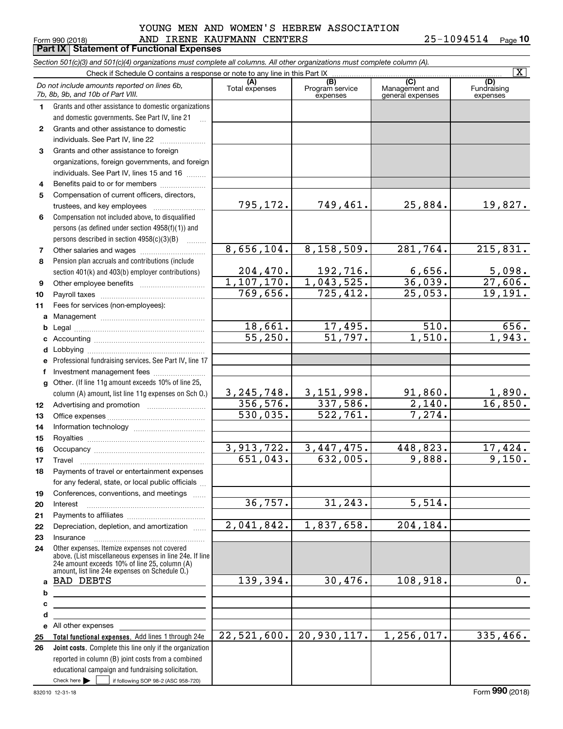YOUNG MEN AND WOMEN'S HEBREW ASSOCIATION AND IRENE KAUFMANN CENTERS

Form 990 (2018) 25-1094514 Page 10

## Part IX Statement of Functional Expenses

*Section 501(c)(3) and 501(c)(4) organizations must complete all columns. All other organizations must complete column (A).*

Check if Schedule O contains a response or note to any line in this Part IX [X]

| | *Do not include amounts reported on lines 6b, 7b, 8b, 9b, and 10b of Part VIII.* | (A) Total expenses | (B) Program service expenses | (C) Management and general expenses | (D) Fundraising expenses |
|---|---|---|---|---|---|
| 1 | Grants and other assistance to domestic organizations and domestic governments. See Part IV, line 21 | | | | |
| 2 | Grants and other assistance to domestic individuals. See Part IV, line 22 | | | | |
| 3 | Grants and other assistance to foreign organizations, foreign governments, and foreign individuals. See Part IV, lines 15 and 16 | | | | |
| 4 | Benefits paid to or for members | | | | |
| 5 | Compensation of current officers, directors, trustees, and key employees | 795,172. | 749,461. | 25,884. | 19,827. |
| 6 | Compensation not included above, to disqualified persons (as defined under section 4958(f)(1)) and persons described in section 4958(c)(3)(B) | | | | |
| 7 | Other salaries and wages | 8,656,104. | 8,158,509. | 281,764. | 215,831. |
| 8 | Pension plan accruals and contributions (include section 401(k) and 403(b) employer contributions) | 204,470. | 192,716. | 6,656. | 5,098. |
| 9 | Other employee benefits | 1,107,170. | 1,043,525. | 36,039. | 27,606. |
| 10 | Payroll taxes | 769,656. | 725,412. | 25,053. | 19,191. |
| 11 | Fees for services (non-employees): | | | | |
| a | Management | | | | |
| b | Legal | 18,661. | 17,495. | 510. | 656. |
| c | Accounting | 55,250. | 51,797. | 1,510. | 1,943. |
| d | Lobbying | | | | |
| e | Professional fundraising services. See Part IV, line 17 | | | | |
| f | Investment management fees | | | | |
| g | Other. (If line 11g amount exceeds 10% of line 25, column (A) amount, list line 11g expenses on Sch O.) | 3,245,748. | 3,151,998. | 91,860. | 1,890. |
| 12 | Advertising and promotion | 356,576. | 337,586. | 2,140. | 16,850. |
| 13 | Office expenses | 530,035. | 522,761. | 7,274. | |
| 14 | Information technology | | | | |
| 15 | Royalties | | | | |
| 16 | Occupancy | 3,913,722. | 3,447,475. | 448,823. | 17,424. |
| 17 | Travel | 651,043. | 632,005. | 9,888. | 9,150. |
| 18 | Payments of travel or entertainment expenses for any federal, state, or local public officials | | | | |
| 19 | Conferences, conventions, and meetings | | | | |
| 20 | Interest | 36,757. | 31,243. | 5,514. | |
| 21 | Payments to affiliates | | | | |
| 22 | Depreciation, depletion, and amortization | 2,041,842. | 1,837,658. | 204,184. | |
| 23 | Insurance | | | | |
| 24 | Other expenses. Itemize expenses not covered above. (List miscellaneous expenses in line 24e. If line 24e amount exceeds 10% of line 25, column (A) amount, list line 24e expenses on Schedule O.) | | | | |
| a | BAD DEBTS | 139,394. | 30,476. | 108,918. | 0. |
| b | | | | | |
| c | | | | | |
| d | | | | | |
| e | All other expenses | | | | |
| 25 | **Total functional expenses.** Add lines 1 through 24e | 22,521,600. | 20,930,117. | 1,256,017. | 335,466. |
| 26 | **Joint costs.** Complete this line only if the organization reported in column (B) joint costs from a combined educational campaign and fundraising solicitation. Check here [ ] if following SOP 98-2 (ASC 958-720) | | | | |

832010 12-31-18

Form 990 (2018)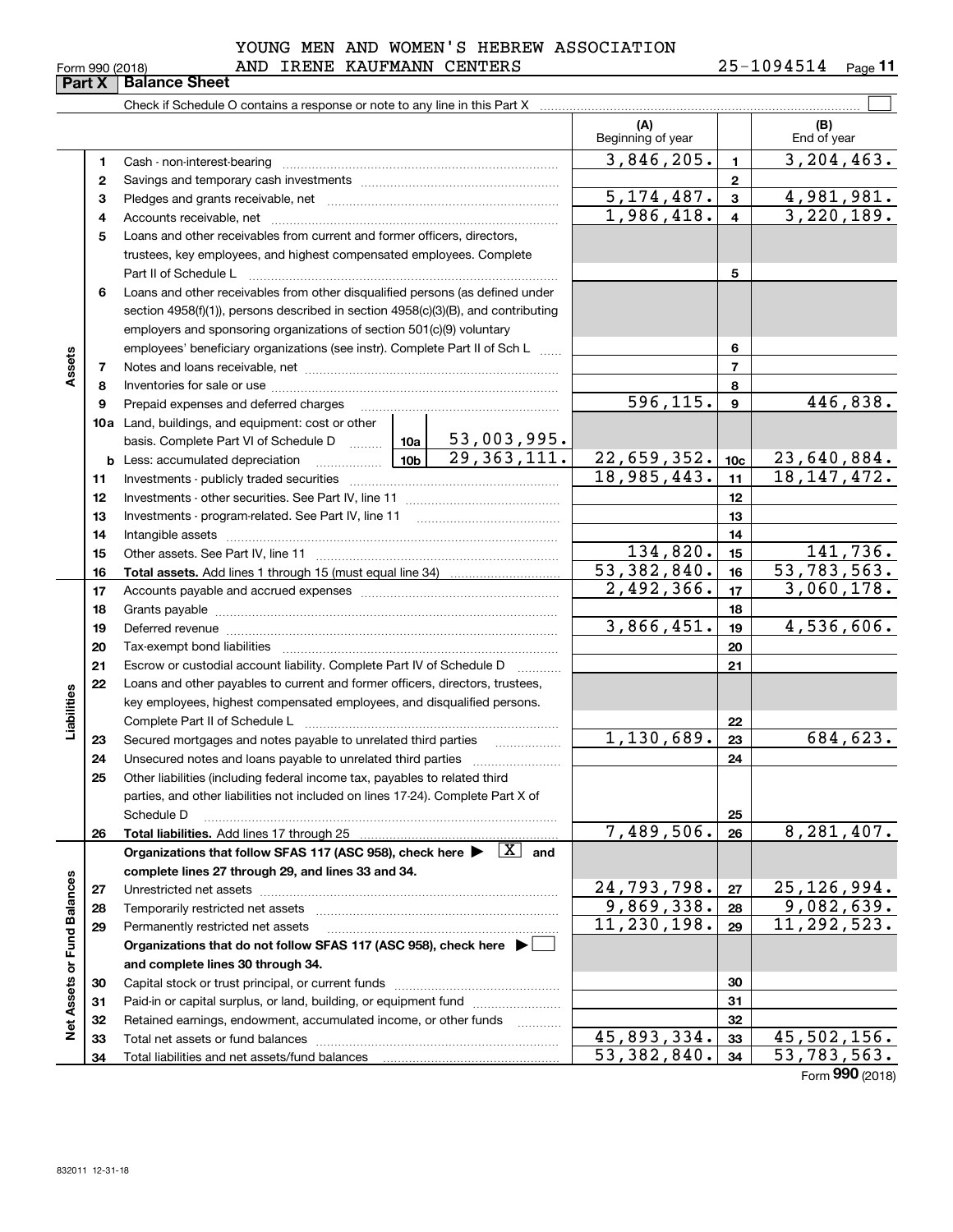YOUNG MEN AND WOMEN'S HEBREW ASSOCIATION AND IRENE KAUFMANN CENTERS 25-1094514

Form 990 (2018)

## Part X Balance Sheet

Check if Schedule O contains a response or note to any line in this Part X ☐

| | | | | | (A) Beginning of year | | (B) End of year |
|---|---|---|---|---|---|---|---|
| Assets | 1 | Cash - non-interest-bearing | | | 3,846,205. | 1 | 3,204,463. |
| | 2 | Savings and temporary cash investments | | | | 2 | |
| | 3 | Pledges and grants receivable, net | | | 5,174,487. | 3 | 4,981,981. |
| | 4 | Accounts receivable, net | | | 1,986,418. | 4 | 3,220,189. |
| | 5 | Loans and other receivables from current and former officers, directors, trustees, key employees, and highest compensated employees. Complete Part II of Schedule L | | | | 5 | |
| | 6 | Loans and other receivables from other disqualified persons (as defined under section 4958(f)(1)), persons described in section 4958(c)(3)(B), and contributing employers and sponsoring organizations of section 501(c)(9) voluntary employees' beneficiary organizations (see instr). Complete Part II of Sch L | | | | 6 | |
| | 7 | Notes and loans receivable, net | | | | 7 | |
| | 8 | Inventories for sale or use | | | | 8 | |
| | 9 | Prepaid expenses and deferred charges | | | 596,115. | 9 | 446,838. |
| | 10a | Land, buildings, and equipment: cost or other basis. Complete Part VI of Schedule D | 10a | 53,003,995. | | | |
| | b | Less: accumulated depreciation | 10b | 29,363,111. | 22,659,352. | 10c | 23,640,884. |
| | 11 | Investments - publicly traded securities | | | 18,985,443. | 11 | 18,147,472. |
| | 12 | Investments - other securities. See Part IV, line 11 | | | | 12 | |
| | 13 | Investments - program-related. See Part IV, line 11 | | | | 13 | |
| | 14 | Intangible assets | | | | 14 | |
| | 15 | Other assets. See Part IV, line 11 | | | 134,820. | 15 | 141,736. |
| | 16 | **Total assets.** Add lines 1 through 15 (must equal line 34) | | | 53,382,840. | 16 | 53,783,563. |
| Liabilities | 17 | Accounts payable and accrued expenses | | | 2,492,366. | 17 | 3,060,178. |
| | 18 | Grants payable | | | | 18 | |
| | 19 | Deferred revenue | | | 3,866,451. | 19 | 4,536,606. |
| | 20 | Tax-exempt bond liabilities | | | | 20 | |
| | 21 | Escrow or custodial account liability. Complete Part IV of Schedule D | | | | 21 | |
| | 22 | Loans and other payables to current and former officers, directors, trustees, key employees, highest compensated employees, and disqualified persons. Complete Part II of Schedule L | | | | 22 | |
| | 23 | Secured mortgages and notes payable to unrelated third parties | | | 1,130,689. | 23 | 684,623. |
| | 24 | Unsecured notes and loans payable to unrelated third parties | | | | 24 | |
| | 25 | Other liabilities (including federal income tax, payables to related third parties, and other liabilities not included on lines 17-24). Complete Part X of Schedule D | | | | 25 | |
| | 26 | **Total liabilities.** Add lines 17 through 25 | | | 7,489,506. | 26 | 8,281,407. |
| Net Assets or Fund Balances | | **Organizations that follow SFAS 117 (ASC 958), check here ▶ [X] and complete lines 27 through 29, and lines 33 and 34.** | | | | | |
| | 27 | Unrestricted net assets | | | 24,793,798. | 27 | 25,126,994. |
| | 28 | Temporarily restricted net assets | | | 9,869,338. | 28 | 9,082,639. |
| | 29 | Permanently restricted net assets | | | 11,230,198. | 29 | 11,292,523. |
| | | **Organizations that do not follow SFAS 117 (ASC 958), check here ▶ [ ] and complete lines 30 through 34.** | | | | | |
| | 30 | Capital stock or trust principal, or current funds | | | | 30 | |
| | 31 | Paid-in or capital surplus, or land, building, or equipment fund | | | | 31 | |
| | 32 | Retained earnings, endowment, accumulated income, or other funds | | | | 32 | |
| | 33 | Total net assets or fund balances | | | 45,893,334. | 33 | 45,502,156. |
| | 34 | Total liabilities and net assets/fund balances | | | 53,382,840. | 34 | 53,783,563. |

Form **990** (2018)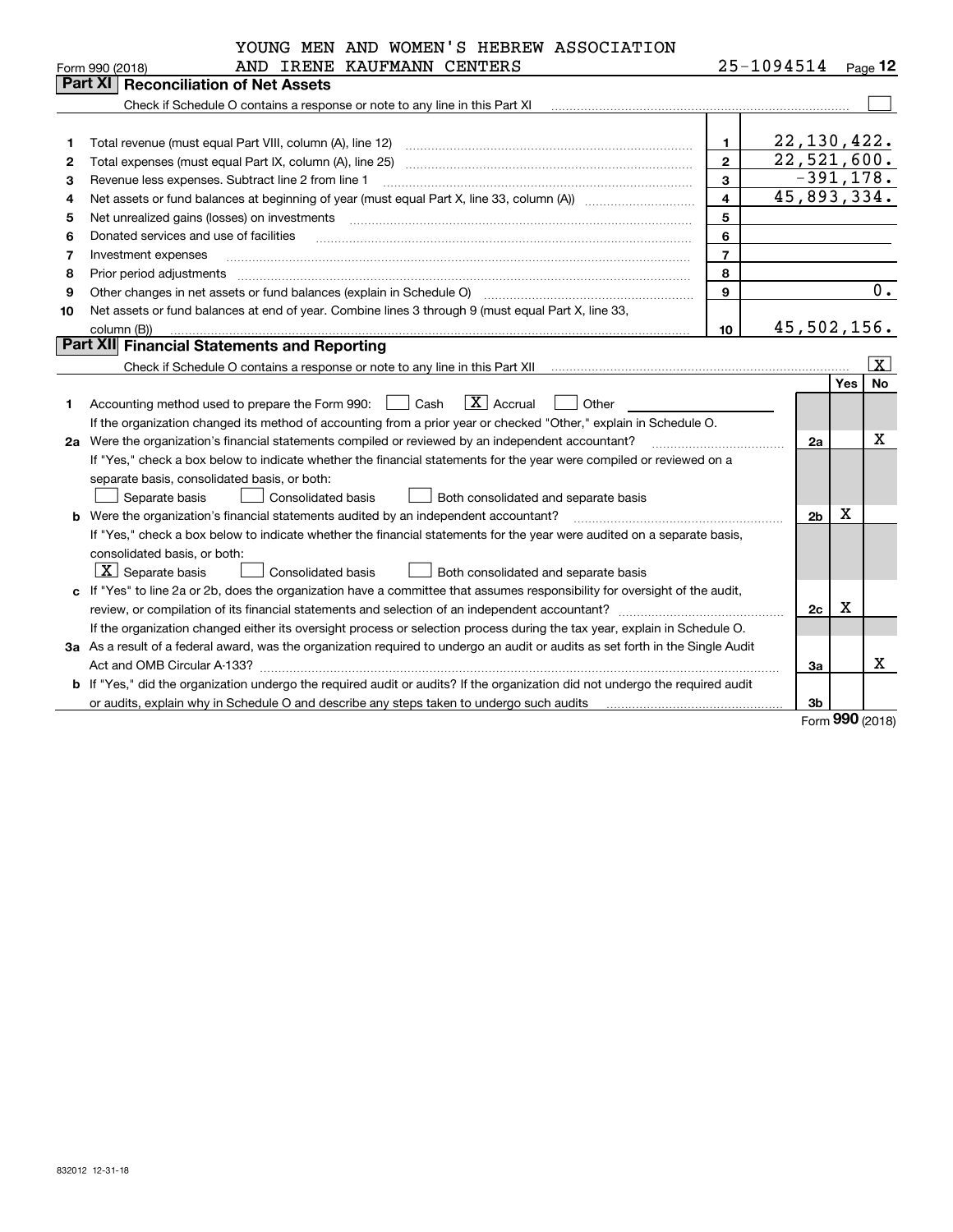YOUNG MEN AND WOMEN'S HEBREW ASSOCIATION AND IRENE KAUFMANN CENTERS 25-1094514

Form 990 (2018) Page 12

## Part XI Reconciliation of Net Assets

Check if Schedule O contains a response or note to any line in this Part XI [ ]

| | | | |
|---|---|---|---|
| 1 | Total revenue (must equal Part VIII, column (A), line 12) | 1 | 22,130,422. |
| 2 | Total expenses (must equal Part IX, column (A), line 25) | 2 | 22,521,600. |
| 3 | Revenue less expenses. Subtract line 2 from line 1 | 3 | -391,178. |
| 4 | Net assets or fund balances at beginning of year (must equal Part X, line 33, column (A)) | 4 | 45,893,334. |
| 5 | Net unrealized gains (losses) on investments | 5 | |
| 6 | Donated services and use of facilities | 6 | |
| 7 | Investment expenses | 7 | |
| 8 | Prior period adjustments | 8 | |
| 9 | Other changes in net assets or fund balances (explain in Schedule O) | 9 | 0. |
| 10 | Net assets or fund balances at end of year. Combine lines 3 through 9 (must equal Part X, line 33, column (B)) | 10 | 45,502,156. |

## Part XII Financial Statements and Reporting

Check if Schedule O contains a response or note to any line in this Part XII [X]

| | | | Yes | No |
|---|---|---|---|---|
| 1 | Accounting method used to prepare the Form 990: [ ] Cash [X] Accrual [ ] Other<br>If the organization changed its method of accounting from a prior year or checked "Other," explain in Schedule O. | | | |
| 2a | Were the organization's financial statements compiled or reviewed by an independent accountant?<br>If "Yes," check a box below to indicate whether the financial statements for the year were compiled or reviewed on a separate basis, consolidated basis, or both:<br>[ ] Separate basis [ ] Consolidated basis [ ] Both consolidated and separate basis | 2a | | X |
| b | Were the organization's financial statements audited by an independent accountant?<br>If "Yes," check a box below to indicate whether the financial statements for the year were audited on a separate basis, consolidated basis, or both:<br>[X] Separate basis [ ] Consolidated basis [ ] Both consolidated and separate basis | 2b | X | |
| c | If "Yes" to line 2a or 2b, does the organization have a committee that assumes responsibility for oversight of the audit, review, or compilation of its financial statements and selection of an independent accountant?<br>If the organization changed either its oversight process or selection process during the tax year, explain in Schedule O. | 2c | X | |
| 3a | As a result of a federal award, was the organization required to undergo an audit or audits as set forth in the Single Audit Act and OMB Circular A-133? | 3a | | X |
| b | If "Yes," did the organization undergo the required audit or audits? If the organization did not undergo the required audit or audits, explain why in Schedule O and describe any steps taken to undergo such audits | 3b | | |

Form 990 (2018)

832012 12-31-18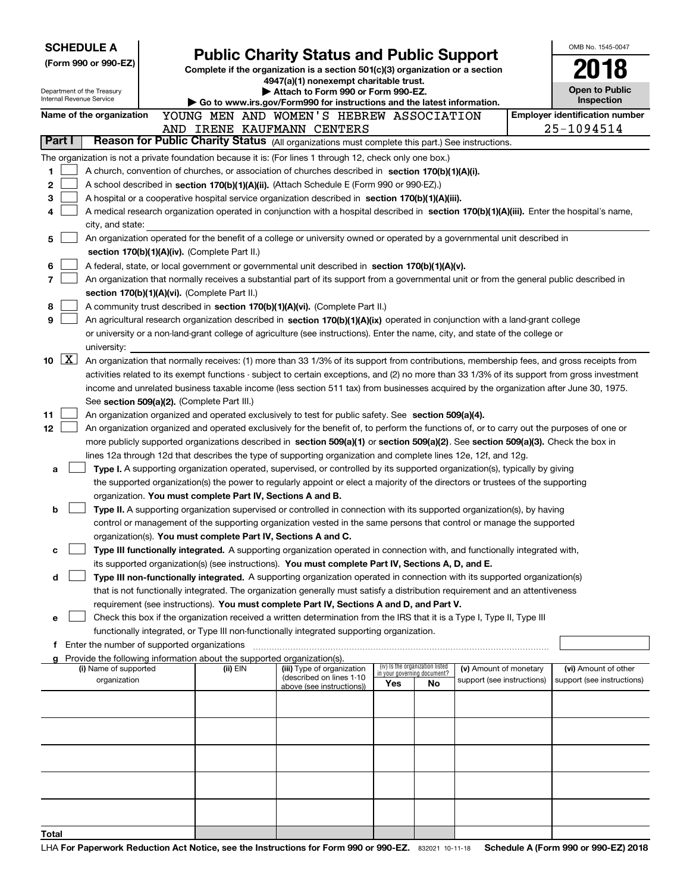**SCHEDULE A**
**(Form 990 or 990-EZ)**

Department of the Treasury
Internal Revenue Service

# Public Charity Status and Public Support

**Complete if the organization is a section 501(c)(3) organization or a section 4947(a)(1) nonexempt charitable trust.**
**▶ Attach to Form 990 or Form 990-EZ.**
**▶ Go to www.irs.gov/Form990 for instructions and the latest information.**

OMB No. 1545-0047

**2018**

**Open to Public Inspection**

**Name of the organization** YOUNG MEN AND WOMEN'S HEBREW ASSOCIATION AND IRENE KAUFMANN CENTERS

**Employer identification number** 25-1094514

**Part I Reason for Public Charity Status** (All organizations must complete this part.) See instructions.

The organization is not a private foundation because it is: (For lines 1 through 12, check only one box.)

1 ☐ A church, convention of churches, or association of churches described in **section 170(b)(1)(A)(i).**

2 ☐ A school described in **section 170(b)(1)(A)(ii).** (Attach Schedule E (Form 990 or 990-EZ).)

3 ☐ A hospital or a cooperative hospital service organization described in **section 170(b)(1)(A)(iii).**

4 ☐ A medical research organization operated in conjunction with a hospital described in **section 170(b)(1)(A)(iii).** Enter the hospital's name, city, and state: 

5 ☐ An organization operated for the benefit of a college or university owned or operated by a governmental unit described in **section 170(b)(1)(A)(iv).** (Complete Part II.)

6 ☐ A federal, state, or local government or governmental unit described in **section 170(b)(1)(A)(v).**

7 ☐ An organization that normally receives a substantial part of its support from a governmental unit or from the general public described in **section 170(b)(1)(A)(vi).** (Complete Part II.)

8 ☐ A community trust described in **section 170(b)(1)(A)(vi).** (Complete Part II.)

9 ☐ An agricultural research organization described in **section 170(b)(1)(A)(ix)** operated in conjunction with a land-grant college or university or a non-land-grant college of agriculture (see instructions). Enter the name, city, and state of the college or university: 

10 ☒ An organization that normally receives: (1) more than 33 1/3% of its support from contributions, membership fees, and gross receipts from activities related to its exempt functions - subject to certain exceptions, and (2) no more than 33 1/3% of its support from gross investment income and unrelated business taxable income (less section 511 tax) from businesses acquired by the organization after June 30, 1975. See **section 509(a)(2).** (Complete Part III.)

11 ☐ An organization organized and operated exclusively to test for public safety. See **section 509(a)(4).**

12 ☐ An organization organized and operated exclusively for the benefit of, to perform the functions of, or to carry out the purposes of one or more publicly supported organizations described in **section 509(a)(1)** or **section 509(a)(2)**. See **section 509(a)(3).** Check the box in lines 12a through 12d that describes the type of supporting organization and complete lines 12e, 12f, and 12g.

a ☐ **Type I.** A supporting organization operated, supervised, or controlled by its supported organization(s), typically by giving the supported organization(s) the power to regularly appoint or elect a majority of the directors or trustees of the supporting organization. **You must complete Part IV, Sections A and B.**

b ☐ **Type II.** A supporting organization supervised or controlled in connection with its supported organization(s), by having control or management of the supporting organization vested in the same persons that control or manage the supported organization(s). **You must complete Part IV, Sections A and C.**

c ☐ **Type III functionally integrated.** A supporting organization operated in connection with, and functionally integrated with, its supported organization(s) (see instructions). **You must complete Part IV, Sections A, D, and E.**

d ☐ **Type III non-functionally integrated.** A supporting organization operated in connection with its supported organization(s) that is not functionally integrated. The organization generally must satisfy a distribution requirement and an attentiveness requirement (see instructions). **You must complete Part IV, Sections A and D, and Part V.**

e ☐ Check this box if the organization received a written determination from the IRS that it is a Type I, Type II, Type III functionally integrated, or Type III non-functionally integrated supporting organization.

f Enter the number of supported organizations

g Provide the following information about the supported organization(s).

| (i) Name of supported organization | (ii) EIN | (iii) Type of organization (described on lines 1-10 above (see instructions)) | (iv) Is the organization listed in your governing document? Yes | No | (v) Amount of monetary support (see instructions) | (vi) Amount of other support (see instructions) |
|---|---|---|---|---|---|---|
| | | | | | | |
| | | | | | | |
| | | | | | | |
| | | | | | | |
| | | | | | | |
| **Total** | | | | | | |

LHA **For Paperwork Reduction Act Notice, see the Instructions for Form 990 or 990-EZ.** 832021 10-11-18 **Schedule A (Form 990 or 990-EZ) 2018**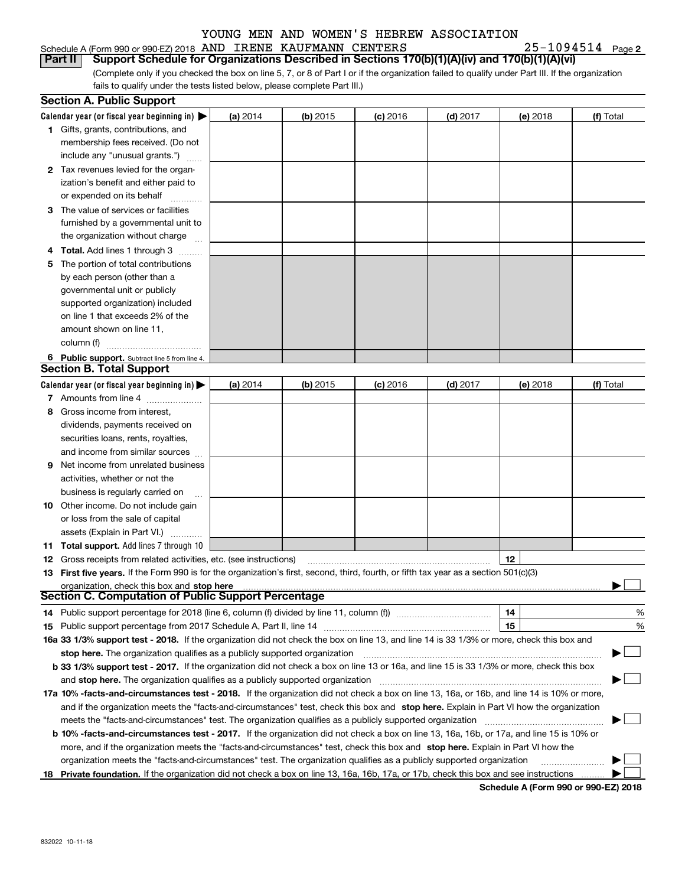YOUNG MEN AND WOMEN'S HEBREW ASSOCIATION

Schedule A (Form 990 or 990-EZ) 2018 AND IRENE KAUFMANN CENTERS 25-1094514 Page 2

**Part II Support Schedule for Organizations Described in Sections 170(b)(1)(A)(iv) and 170(b)(1)(A)(vi)**

(Complete only if you checked the box on line 5, 7, or 8 of Part I or if the organization failed to qualify under Part III. If the organization fails to qualify under the tests listed below, please complete Part III.)

**Section A. Public Support**

| Calendar year (or fiscal year beginning in) ▶ | (a) 2014 | (b) 2015 | (c) 2016 | (d) 2017 | (e) 2018 | (f) Total |
|---|---|---|---|---|---|---|
| **1** Gifts, grants, contributions, and membership fees received. (Do not include any "unusual grants.") | | | | | | |
| **2** Tax revenues levied for the organization's benefit and either paid to or expended on its behalf | | | | | | |
| **3** The value of services or facilities furnished by a governmental unit to the organization without charge | | | | | | |
| **4 Total.** Add lines 1 through 3 | | | | | | |
| **5** The portion of total contributions by each person (other than a governmental unit or publicly supported organization) included on line 1 that exceeds 2% of the amount shown on line 11, column (f) | | | | | | |
| **6 Public support.** Subtract line 5 from line 4. | | | | | | |

**Section B. Total Support**

| Calendar year (or fiscal year beginning in) ▶ | (a) 2014 | (b) 2015 | (c) 2016 | (d) 2017 | (e) 2018 | (f) Total |
|---|---|---|---|---|---|---|
| **7** Amounts from line 4 | | | | | | |
| **8** Gross income from interest, dividends, payments received on securities loans, rents, royalties, and income from similar sources | | | | | | |
| **9** Net income from unrelated business activities, whether or not the business is regularly carried on | | | | | | |
| **10** Other income. Do not include gain or loss from the sale of capital assets (Explain in Part VI.) | | | | | | |
| **11 Total support.** Add lines 7 through 10 | | | | | | |

**12** Gross receipts from related activities, etc. (see instructions) **12**

**13 First five years.** If the Form 990 is for the organization's first, second, third, fourth, or fifth tax year as a section 501(c)(3) organization, check this box and **stop here** ▶ ☐

**Section C. Computation of Public Support Percentage**

**14** Public support percentage for 2018 (line 6, column (f) divided by line 11, column (f)) **14** %

**15** Public support percentage from 2017 Schedule A, Part II, line 14 **15** %

**16a 33 1/3% support test - 2018.** If the organization did not check the box on line 13, and line 14 is 33 1/3% or more, check this box and **stop here.** The organization qualifies as a publicly supported organization ▶ ☐

**b 33 1/3% support test - 2017.** If the organization did not check a box on line 13 or 16a, and line 15 is 33 1/3% or more, check this box and **stop here.** The organization qualifies as a publicly supported organization ▶ ☐

**17a 10% -facts-and-circumstances test - 2018.** If the organization did not check a box on line 13, 16a, or 16b, and line 14 is 10% or more, and if the organization meets the "facts-and-circumstances" test, check this box and **stop here.** Explain in Part VI how the organization meets the "facts-and-circumstances" test. The organization qualifies as a publicly supported organization ▶ ☐

**b 10% -facts-and-circumstances test - 2017.** If the organization did not check a box on line 13, 16a, 16b, or 17a, and line 15 is 10% or more, and if the organization meets the "facts-and-circumstances" test, check this box and **stop here.** Explain in Part VI how the organization meets the "facts-and-circumstances" test. The organization qualifies as a publicly supported organization ▶ ☐

**18 Private foundation.** If the organization did not check a box on line 13, 16a, 16b, 17a, or 17b, check this box and see instructions ▶ ☐

**Schedule A (Form 990 or 990-EZ) 2018**

832022 10-11-18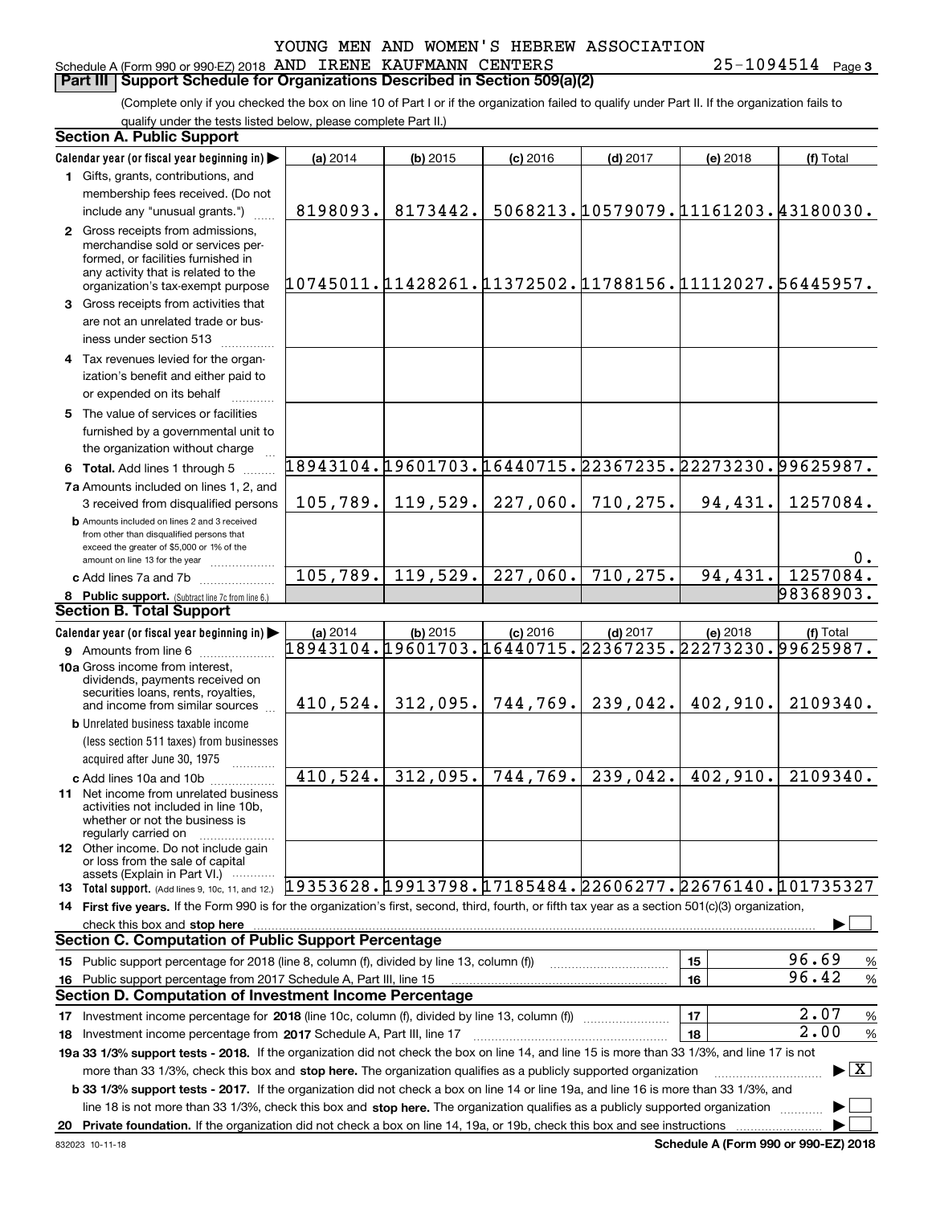YOUNG MEN AND WOMEN'S HEBREW ASSOCIATION

Schedule A (Form 990 or 990-EZ) 2018 AND IRENE KAUFMANN CENTERS 25-1094514 Page 3

## Part III Support Schedule for Organizations Described in Section 509(a)(2)

(Complete only if you checked the box on line 10 of Part I or if the organization failed to qualify under Part II. If the organization fails to qualify under the tests listed below, please complete Part II.)

### Section A. Public Support

| Calendar year (or fiscal year beginning in) | (a) 2014 | (b) 2015 | (c) 2016 | (d) 2017 | (e) 2018 | (f) Total |
|---|---|---|---|---|---|---|
| 1 Gifts, grants, contributions, and membership fees received. (Do not include any "unusual grants.") | 8198093. | 8173442. | 5068213. | 10579079. | 11161203. | 43180030. |
| 2 Gross receipts from admissions, merchandise sold or services performed, or facilities furnished in any activity that is related to the organization's tax-exempt purpose | 10745011. | 11428261. | 11372502. | 11788156. | 11112027. | 56445957. |
| 3 Gross receipts from activities that are not an unrelated trade or business under section 513 | | | | | | |
| 4 Tax revenues levied for the organization's benefit and either paid to or expended on its behalf | | | | | | |
| 5 The value of services or facilities furnished by a governmental unit to the organization without charge | | | | | | |
| 6 Total. Add lines 1 through 5 | 18943104. | 19601703. | 16440715. | 22367235. | 22273230. | 99625987. |
| 7a Amounts included on lines 1, 2, and 3 received from disqualified persons | 105,789. | 119,529. | 227,060. | 710,275. | 94,431. | 1257084. |
| b Amounts included on lines 2 and 3 received from other than disqualified persons that exceed the greater of $5,000 or 1% of the amount on line 13 for the year | | | | | | 0. |
| c Add lines 7a and 7b | 105,789. | 119,529. | 227,060. | 710,275. | 94,431. | 1257084. |
| 8 Public support. (Subtract line 7c from line 6.) | | | | | | 98368903. |

### Section B. Total Support

| Calendar year (or fiscal year beginning in) | (a) 2014 | (b) 2015 | (c) 2016 | (d) 2017 | (e) 2018 | (f) Total |
|---|---|---|---|---|---|---|
| 9 Amounts from line 6 | 18943104. | 19601703. | 16440715. | 22367235. | 22273230. | 99625987. |
| 10a Gross income from interest, dividends, payments received on securities loans, rents, royalties, and income from similar sources | 410,524. | 312,095. | 744,769. | 239,042. | 402,910. | 2109340. |
| b Unrelated business taxable income (less section 511 taxes) from businesses acquired after June 30, 1975 | | | | | | |
| c Add lines 10a and 10b | 410,524. | 312,095. | 744,769. | 239,042. | 402,910. | 2109340. |
| 11 Net income from unrelated business activities not included in line 10b, whether or not the business is regularly carried on | | | | | | |
| 12 Other income. Do not include gain or loss from the sale of capital assets (Explain in Part VI.) | | | | | | |
| 13 Total support. (Add lines 9, 10c, 11, and 12.) | 19353628. | 19913798. | 17185484. | 22606277. | 22676140. | 101735327 |

14 First five years. If the Form 990 is for the organization's first, second, third, fourth, or fifth tax year as a section 501(c)(3) organization, check this box and stop here ☐

### Section C. Computation of Public Support Percentage

| | | |
|---|---|---|
| 15 Public support percentage for 2018 (line 8, column (f), divided by line 13, column (f)) | 15 | 96.69 % |
| 16 Public support percentage from 2017 Schedule A, Part III, line 15 | 16 | 96.42 % |

### Section D. Computation of Investment Income Percentage

| | | |
|---|---|---|
| 17 Investment income percentage for 2018 (line 10c, column (f), divided by line 13, column (f)) | 17 | 2.07 % |
| 18 Investment income percentage from 2017 Schedule A, Part III, line 17 | 18 | 2.00 % |

19a 33 1/3% support tests - 2018. If the organization did not check the box on line 14, and line 15 is more than 33 1/3%, and line 17 is not more than 33 1/3%, check this box and stop here. The organization qualifies as a publicly supported organization ☒

b 33 1/3% support tests - 2017. If the organization did not check a box on line 14 or line 19a, and line 16 is more than 33 1/3%, and line 18 is not more than 33 1/3%, check this box and stop here. The organization qualifies as a publicly supported organization ☐

20 Private foundation. If the organization did not check a box on line 14, 19a, or 19b, check this box and see instructions ☐

832023 10-11-18 Schedule A (Form 990 or 990-EZ) 2018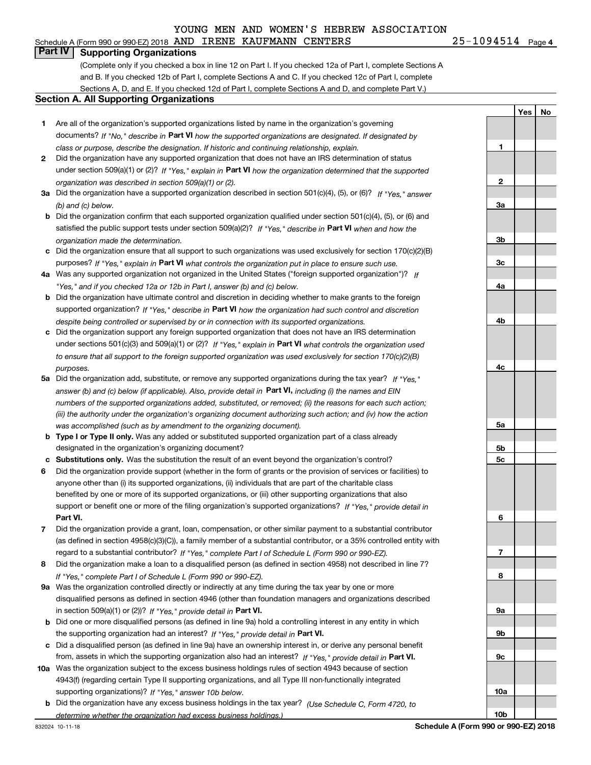YOUNG MEN AND WOMEN'S HEBREW ASSOCIATION

Schedule A (Form 990 or 990-EZ) 2018 AND IRENE KAUFMANN CENTERS 25-1094514 Page 4

## Part IV Supporting Organizations

(Complete only if you checked a box in line 12 on Part I. If you checked 12a of Part I, complete Sections A and B. If you checked 12b of Part I, complete Sections A and C. If you checked 12c of Part I, complete Sections A, D, and E. If you checked 12d of Part I, complete Sections A and D, and complete Part V.)

### Section A. All Supporting Organizations

| | | Line | Yes | No |
|---|---|---|---|---|
| 1 | Are all of the organization's supported organizations listed by name in the organization's governing documents? *If "No," describe in* **Part VI** *how the supported organizations are designated. If designated by class or purpose, describe the designation. If historic and continuing relationship, explain.* | 1 | | |
| 2 | Did the organization have any supported organization that does not have an IRS determination of status under section 509(a)(1) or (2)? *If "Yes," explain in* **Part VI** *how the organization determined that the supported organization was described in section 509(a)(1) or (2).* | 2 | | |
| 3a | Did the organization have a supported organization described in section 501(c)(4), (5), or (6)? *If "Yes," answer (b) and (c) below.* | 3a | | |
| b | Did the organization confirm that each supported organization qualified under section 501(c)(4), (5), or (6) and satisfied the public support tests under section 509(a)(2)? *If "Yes," describe in* **Part VI** *when and how the organization made the determination.* | 3b | | |
| c | Did the organization ensure that all support to such organizations was used exclusively for section 170(c)(2)(B) purposes? *If "Yes," explain in* **Part VI** *what controls the organization put in place to ensure such use.* | 3c | | |
| 4a | Was any supported organization not organized in the United States ("foreign supported organization")? *If "Yes," and if you checked 12a or 12b in Part I, answer (b) and (c) below.* | 4a | | |
| b | Did the organization have ultimate control and discretion in deciding whether to make grants to the foreign supported organization? *If "Yes," describe in* **Part VI** *how the organization had such control and discretion despite being controlled or supervised by or in connection with its supported organizations.* | 4b | | |
| c | Did the organization support any foreign supported organization that does not have an IRS determination under sections 501(c)(3) and 509(a)(1) or (2)? *If "Yes," explain in* **Part VI** *what controls the organization used to ensure that all support to the foreign supported organization was used exclusively for section 170(c)(2)(B) purposes.* | 4c | | |
| 5a | Did the organization add, substitute, or remove any supported organizations during the tax year? *If "Yes," answer (b) and (c) below (if applicable). Also, provide detail in* **Part VI,** *including (i) the names and EIN numbers of the supported organizations added, substituted, or removed; (ii) the reasons for each such action; (iii) the authority under the organization's organizing document authorizing such action; and (iv) how the action was accomplished (such as by amendment to the organizing document).* | 5a | | |
| b | **Type I or Type II only.** Was any added or substituted supported organization part of a class already designated in the organization's organizing document? | 5b | | |
| c | **Substitutions only.** Was the substitution the result of an event beyond the organization's control? | 5c | | |
| 6 | Did the organization provide support (whether in the form of grants or the provision of services or facilities) to anyone other than (i) its supported organizations, (ii) individuals that are part of the charitable class benefited by one or more of its supported organizations, or (iii) other supporting organizations that also support or benefit one or more of the filing organization's supported organizations? *If "Yes," provide detail in* **Part VI.** | 6 | | |
| 7 | Did the organization provide a grant, loan, compensation, or other similar payment to a substantial contributor (as defined in section 4958(c)(3)(C)), a family member of a substantial contributor, or a 35% controlled entity with regard to a substantial contributor? *If "Yes," complete Part I of Schedule L (Form 990 or 990-EZ).* | 7 | | |
| 8 | Did the organization make a loan to a disqualified person (as defined in section 4958) not described in line 7? *If "Yes," complete Part I of Schedule L (Form 990 or 990-EZ).* | 8 | | |
| 9a | Was the organization controlled directly or indirectly at any time during the tax year by one or more disqualified persons as defined in section 4946 (other than foundation managers and organizations described in section 509(a)(1) or (2))? *If "Yes," provide detail in* **Part VI.** | 9a | | |
| b | Did one or more disqualified persons (as defined in line 9a) hold a controlling interest in any entity in which the supporting organization had an interest? *If "Yes," provide detail in* **Part VI.** | 9b | | |
| c | Did a disqualified person (as defined in line 9a) have an ownership interest in, or derive any personal benefit from, assets in which the supporting organization also had an interest? *If "Yes," provide detail in* **Part VI.** | 9c | | |
| 10a | Was the organization subject to the excess business holdings rules of section 4943 because of section 4943(f) (regarding certain Type II supporting organizations, and all Type III non-functionally integrated supporting organizations)? *If "Yes," answer 10b below.* | 10a | | |
| b | Did the organization have any excess business holdings in the tax year? *(Use Schedule C, Form 4720, to determine whether the organization had excess business holdings.)* | 10b | | |

832024 10-11-18 **Schedule A (Form 990 or 990-EZ) 2018**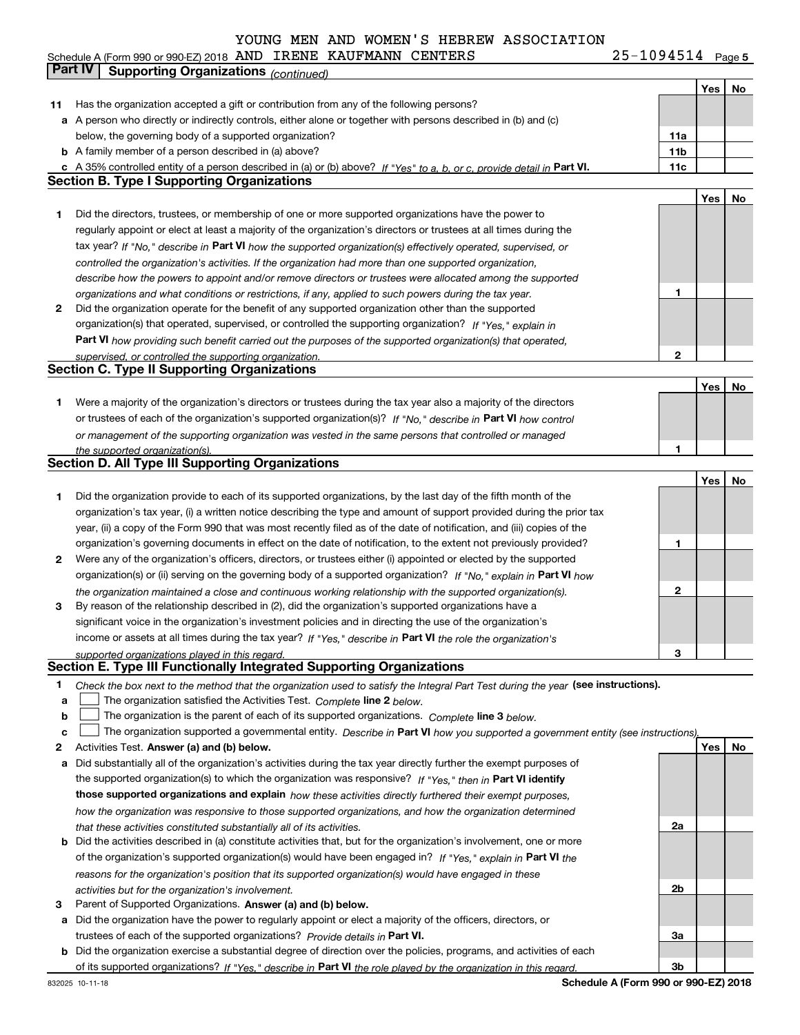YOUNG MEN AND WOMEN'S HEBREW ASSOCIATION

Schedule A (Form 990 or 990-EZ) 2018 AND IRENE KAUFMANN CENTERS 25-1094514 Page 5

**Part IV Supporting Organizations** *(continued)*

| | | | Yes | No |
|---|---|---|---|---|
| **11** | Has the organization accepted a gift or contribution from any of the following persons? | | | |
| **a** | A person who directly or indirectly controls, either alone or together with persons described in (b) and (c) below, the governing body of a supported organization? | **11a** | | |
| **b** | A family member of a person described in (a) above? | **11b** | | |
| **c** | A 35% controlled entity of a person described in (a) or (b) above? *If "Yes" to a, b, or c, provide detail in* **Part VI.** | **11c** | | |

## Section B. Type I Supporting Organizations

| | | | Yes | No |
|---|---|---|---|---|
| **1** | Did the directors, trustees, or membership of one or more supported organizations have the power to regularly appoint or elect at least a majority of the organization's directors or trustees at all times during the tax year? *If "No," describe in* **Part VI** *how the supported organization(s) effectively operated, supervised, or controlled the organization's activities. If the organization had more than one supported organization, describe how the powers to appoint and/or remove directors or trustees were allocated among the supported organizations and what conditions or restrictions, if any, applied to such powers during the tax year.* | **1** | | |
| **2** | Did the organization operate for the benefit of any supported organization other than the supported organization(s) that operated, supervised, or controlled the supporting organization? *If "Yes," explain in* **Part VI** *how providing such benefit carried out the purposes of the supported organization(s) that operated, supervised, or controlled the supporting organization.* | **2** | | |

## Section C. Type II Supporting Organizations

| | | | Yes | No |
|---|---|---|---|---|
| **1** | Were a majority of the organization's directors or trustees during the tax year also a majority of the directors or trustees of each of the organization's supported organization(s)? *If "No," describe in* **Part VI** *how control or management of the supporting organization was vested in the same persons that controlled or managed the supported organization(s).* | **1** | | |

## Section D. All Type III Supporting Organizations

| | | | Yes | No |
|---|---|---|---|---|
| **1** | Did the organization provide to each of its supported organizations, by the last day of the fifth month of the organization's tax year, (i) a written notice describing the type and amount of support provided during the prior tax year, (ii) a copy of the Form 990 that was most recently filed as of the date of notification, and (iii) copies of the organization's governing documents in effect on the date of notification, to the extent not previously provided? | **1** | | |
| **2** | Were any of the organization's officers, directors, or trustees either (i) appointed or elected by the supported organization(s) or (ii) serving on the governing body of a supported organization? *If "No," explain in* **Part VI** *how the organization maintained a close and continuous working relationship with the supported organization(s).* | **2** | | |
| **3** | By reason of the relationship described in (2), did the organization's supported organizations have a significant voice in the organization's investment policies and in directing the use of the organization's income or assets at all times during the tax year? *If "Yes," describe in* **Part VI** *the role the organization's supported organizations played in this regard.* | **3** | | |

## Section E. Type III Functionally Integrated Supporting Organizations

**1** *Check the box next to the method that the organization used to satisfy the Integral Part Test during the year* **(see instructions).**

- **a** ☐ The organization satisfied the Activities Test. *Complete* **line 2** *below.*
- **b** ☐ The organization is the parent of each of its supported organizations. *Complete* **line 3** *below.*
- **c** ☐ The organization supported a governmental entity. *Describe in* **Part VI** *how you supported a government entity (see instructions).*

| | | | Yes | No |
|---|---|---|---|---|
| **2** | Activities Test. **Answer (a) and (b) below.** | | | |
| **a** | Did substantially all of the organization's activities during the tax year directly further the exempt purposes of the supported organization(s) to which the organization was responsive? *If "Yes," then in* **Part VI identify those supported organizations and explain** *how these activities directly furthered their exempt purposes, how the organization was responsive to those supported organizations, and how the organization determined that these activities constituted substantially all of its activities.* | **2a** | | |
| **b** | Did the activities described in (a) constitute activities that, but for the organization's involvement, one or more of the organization's supported organization(s) would have been engaged in? *If "Yes," explain in* **Part VI** *the reasons for the organization's position that its supported organization(s) would have engaged in these activities but for the organization's involvement.* | **2b** | | |
| **3** | Parent of Supported Organizations. **Answer (a) and (b) below.** | | | |
| **a** | Did the organization have the power to regularly appoint or elect a majority of the officers, directors, or trustees of each of the supported organizations? *Provide details in* **Part VI.** | **3a** | | |
| **b** | Did the organization exercise a substantial degree of direction over the policies, programs, and activities of each of its supported organizations? *If "Yes," describe in* **Part VI** *the role played by the organization in this regard.* | **3b** | | |

832025 10-11-18 **Schedule A (Form 990 or 990-EZ) 2018**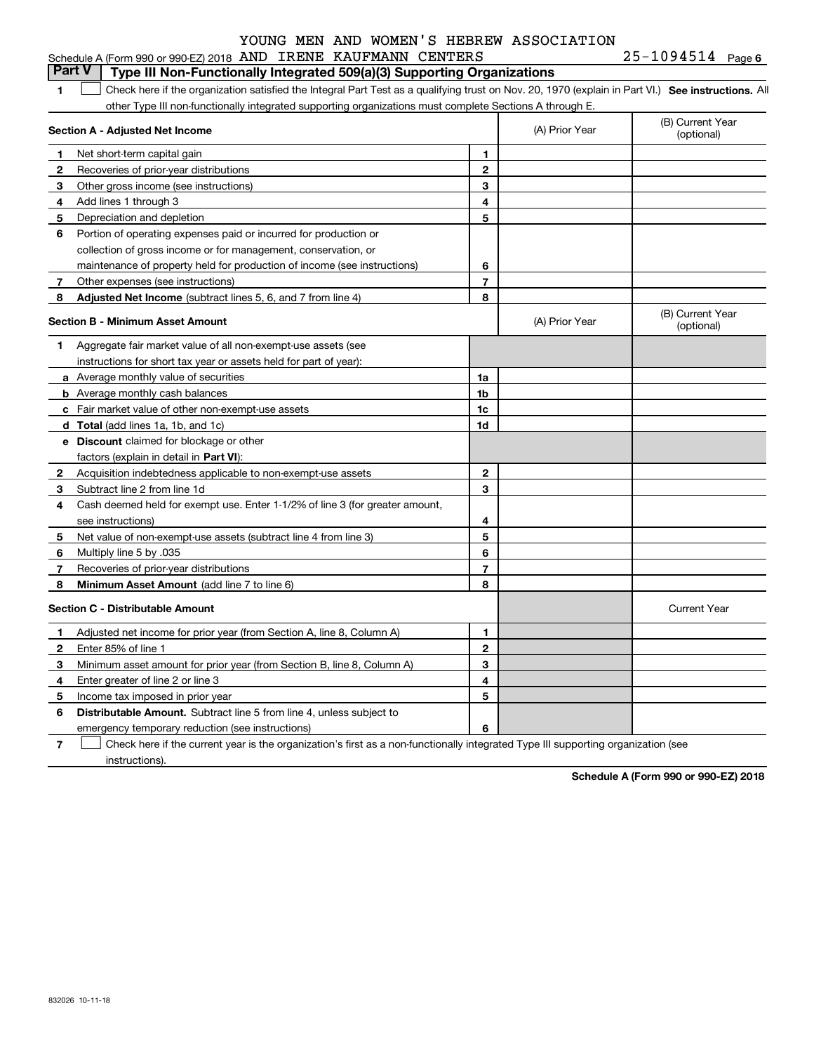YOUNG MEN AND WOMEN'S HEBREW ASSOCIATION

Schedule A (Form 990 or 990-EZ) 2018 AND IRENE KAUFMANN CENTERS 25-1094514 Page 6

## Part V Type III Non-Functionally Integrated 509(a)(3) Supporting Organizations

1 ☐ Check here if the organization satisfied the Integral Part Test as a qualifying trust on Nov. 20, 1970 (explain in Part VI.) **See instructions.** All other Type III non-functionally integrated supporting organizations must complete Sections A through E.

| **Section A - Adjusted Net Income** | | (A) Prior Year | (B) Current Year (optional) |
|---|---|---|---|
| **1** Net short-term capital gain | 1 | | |
| **2** Recoveries of prior-year distributions | 2 | | |
| **3** Other gross income (see instructions) | 3 | | |
| **4** Add lines 1 through 3 | 4 | | |
| **5** Depreciation and depletion | 5 | | |
| **6** Portion of operating expenses paid or incurred for production or collection of gross income or for management, conservation, or maintenance of property held for production of income (see instructions) | 6 | | |
| **7** Other expenses (see instructions) | 7 | | |
| **8** **Adjusted Net Income** (subtract lines 5, 6, and 7 from line 4) | 8 | | |

| **Section B - Minimum Asset Amount** | | (A) Prior Year | (B) Current Year (optional) |
|---|---|---|---|
| **1** Aggregate fair market value of all non-exempt-use assets (see instructions for short tax year or assets held for part of year): | | | |
| **a** Average monthly value of securities | 1a | | |
| **b** Average monthly cash balances | 1b | | |
| **c** Fair market value of other non-exempt-use assets | 1c | | |
| **d** **Total** (add lines 1a, 1b, and 1c) | 1d | | |
| **e** **Discount** claimed for blockage or other factors (explain in detail in **Part VI**): | | | |
| **2** Acquisition indebtedness applicable to non-exempt-use assets | 2 | | |
| **3** Subtract line 2 from line 1d | 3 | | |
| **4** Cash deemed held for exempt use. Enter 1-1/2% of line 3 (for greater amount, see instructions) | 4 | | |
| **5** Net value of non-exempt-use assets (subtract line 4 from line 3) | 5 | | |
| **6** Multiply line 5 by .035 | 6 | | |
| **7** Recoveries of prior-year distributions | 7 | | |
| **8** **Minimum Asset Amount** (add line 7 to line 6) | 8 | | |

| **Section C - Distributable Amount** | | | Current Year |
|---|---|---|---|
| **1** Adjusted net income for prior year (from Section A, line 8, Column A) | 1 | | |
| **2** Enter 85% of line 1 | 2 | | |
| **3** Minimum asset amount for prior year (from Section B, line 8, Column A) | 3 | | |
| **4** Enter greater of line 2 or line 3 | 4 | | |
| **5** Income tax imposed in prior year | 5 | | |
| **6** **Distributable Amount.** Subtract line 5 from line 4, unless subject to emergency temporary reduction (see instructions) | 6 | | |

7 ☐ Check here if the current year is the organization's first as a non-functionally integrated Type III supporting organization (see instructions).

**Schedule A (Form 990 or 990-EZ) 2018**

832026 10-11-18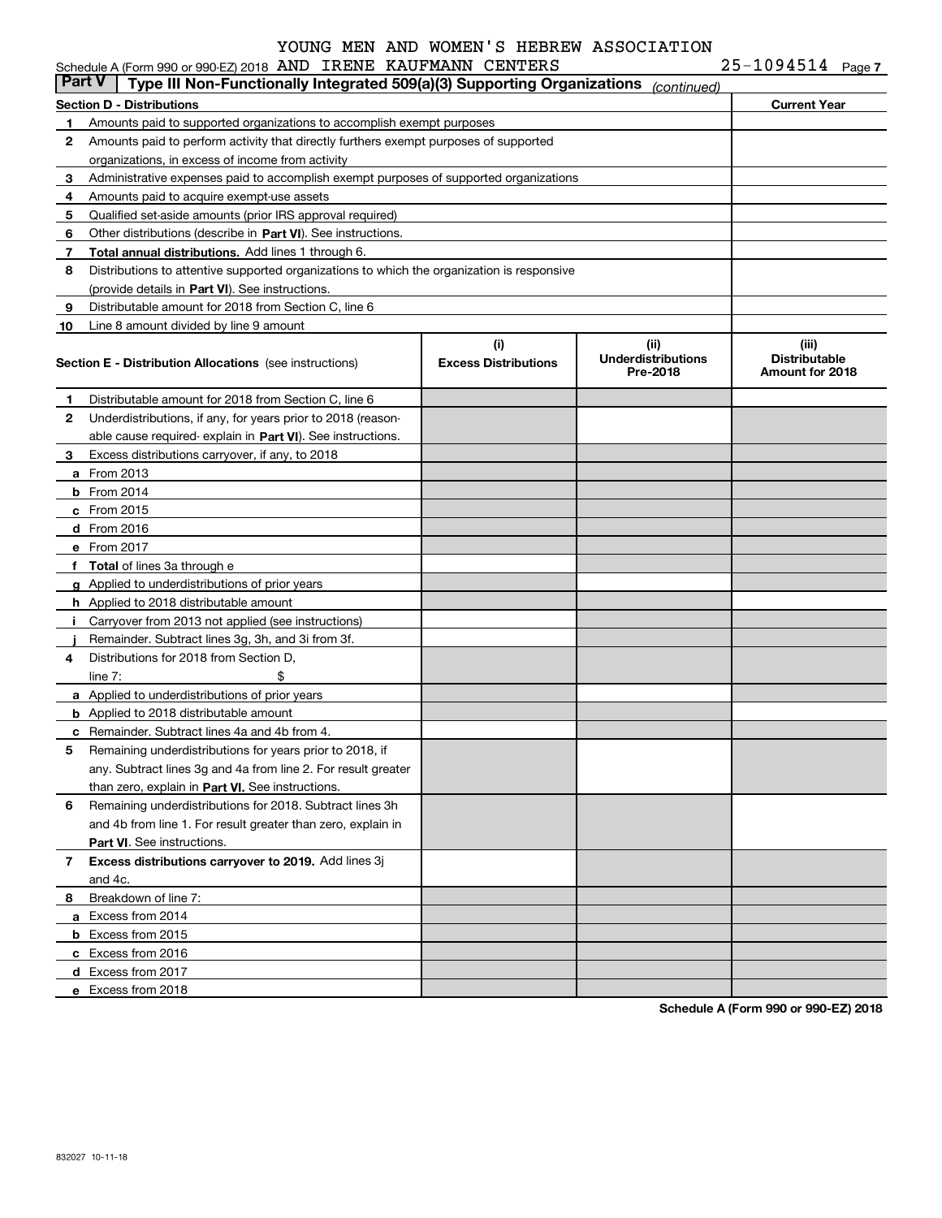YOUNG MEN AND WOMEN'S HEBREW ASSOCIATION

Schedule A (Form 990 or 990-EZ) 2018 AND IRENE KAUFMANN CENTERS 25-1094514 Page 7

## Part V Type III Non-Functionally Integrated 509(a)(3) Supporting Organizations *(continued)*

| Section D - Distributions | | Current Year |
|---|---|---|
| 1 | Amounts paid to supported organizations to accomplish exempt purposes | |
| 2 | Amounts paid to perform activity that directly furthers exempt purposes of supported organizations, in excess of income from activity | |
| 3 | Administrative expenses paid to accomplish exempt purposes of supported organizations | |
| 4 | Amounts paid to acquire exempt-use assets | |
| 5 | Qualified set-aside amounts (prior IRS approval required) | |
| 6 | Other distributions (describe in **Part VI**). See instructions. | |
| 7 | **Total annual distributions.** Add lines 1 through 6. | |
| 8 | Distributions to attentive supported organizations to which the organization is responsive (provide details in **Part VI**). See instructions. | |
| 9 | Distributable amount for 2018 from Section C, line 6 | |
| 10 | Line 8 amount divided by line 9 amount | |

| Section E - Distribution Allocations (see instructions) | (i) Excess Distributions | (ii) Underdistributions Pre-2018 | (iii) Distributable Amount for 2018 |
|---|---|---|---|
| 1 Distributable amount for 2018 from Section C, line 6 | | | |
| 2 Underdistributions, if any, for years prior to 2018 (reasonable cause required- explain in **Part VI**). See instructions. | | | |
| 3 Excess distributions carryover, if any, to 2018 | | | |
| a From 2013 | | | |
| b From 2014 | | | |
| c From 2015 | | | |
| d From 2016 | | | |
| e From 2017 | | | |
| f **Total** of lines 3a through e | | | |
| g Applied to underdistributions of prior years | | | |
| h Applied to 2018 distributable amount | | | |
| i Carryover from 2013 not applied (see instructions) | | | |
| j Remainder. Subtract lines 3g, 3h, and 3i from 3f. | | | |
| 4 Distributions for 2018 from Section D, line 7: $ | | | |
| a Applied to underdistributions of prior years | | | |
| b Applied to 2018 distributable amount | | | |
| c Remainder. Subtract lines 4a and 4b from 4. | | | |
| 5 Remaining underdistributions for years prior to 2018, if any. Subtract lines 3g and 4a from line 2. For result greater than zero, explain in **Part VI.** See instructions. | | | |
| 6 Remaining underdistributions for 2018. Subtract lines 3h and 4b from line 1. For result greater than zero, explain in **Part VI**. See instructions. | | | |
| 7 **Excess distributions carryover to 2019.** Add lines 3j and 4c. | | | |
| 8 Breakdown of line 7: | | | |
| a Excess from 2014 | | | |
| b Excess from 2015 | | | |
| c Excess from 2016 | | | |
| d Excess from 2017 | | | |
| e Excess from 2018 | | | |

**Schedule A (Form 990 or 990-EZ) 2018**

832027 10-11-18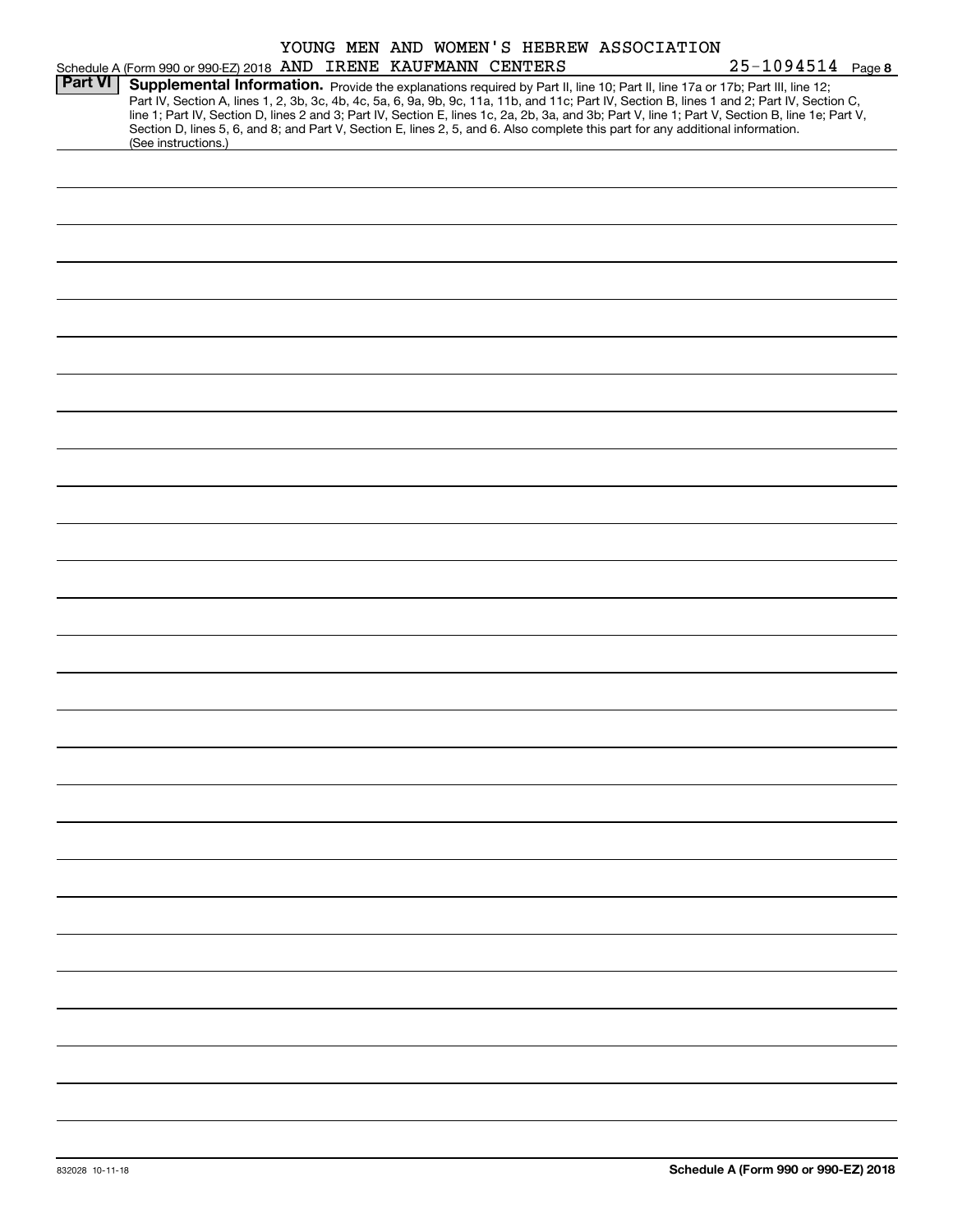YOUNG MEN AND WOMEN'S HEBREW ASSOCIATION

Schedule A (Form 990 or 990-EZ) 2018 AND IRENE KAUFMANN CENTERS 25-1094514 Page 8

**Part VI** **Supplemental Information.** Provide the explanations required by Part II, line 10; Part II, line 17a or 17b; Part III, line 12; Part IV, Section A, lines 1, 2, 3b, 3c, 4b, 4c, 5a, 6, 9a, 9b, 9c, 11a, 11b, and 11c; Part IV, Section B, lines 1 and 2; Part IV, Section C, line 1; Part IV, Section D, lines 2 and 3; Part IV, Section E, lines 1c, 2a, 2b, 3a, and 3b; Part V, line 1; Part V, Section B, line 1e; Part V, Section D, lines 5, 6, and 8; and Part V, Section E, lines 2, 5, and 6. Also complete this part for any additional information. (See instructions.)

832028 10-11-18

**Schedule A (Form 990 or 990-EZ) 2018**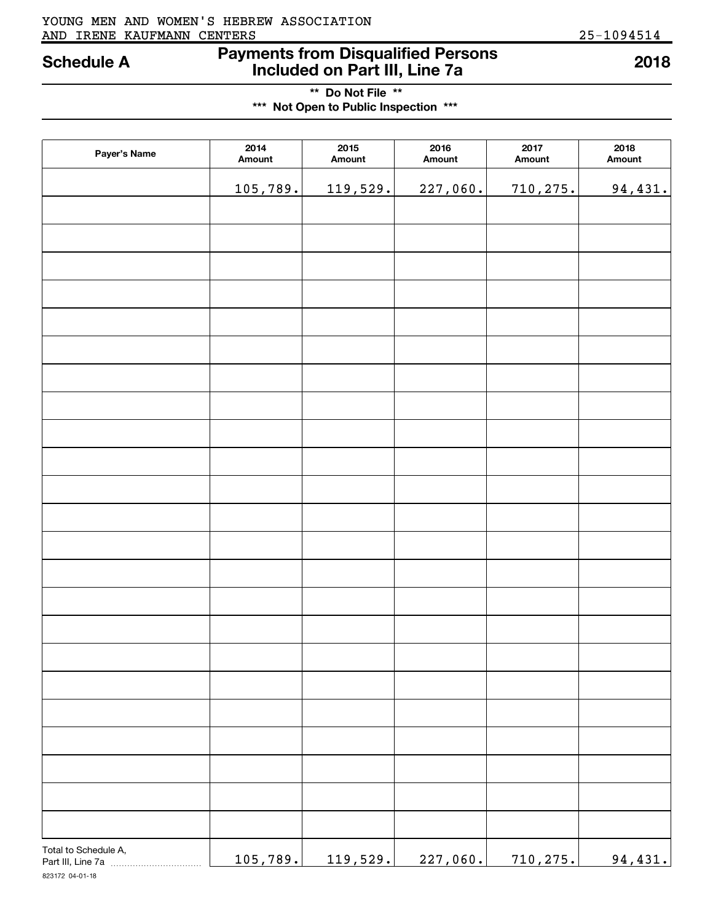YOUNG MEN AND WOMEN'S HEBREW ASSOCIATION AND IRENE KAUFMANN CENTERS 25-1094514

# Schedule A — Payments from Disqualified Persons Included on Part III, Line 7a — 2018

**\*\* Do Not File \*\***

**\*\*\* Not Open to Public Inspection \*\*\***

| Payer's Name | 2014 Amount | 2015 Amount | 2016 Amount | 2017 Amount | 2018 Amount |
|---|---|---|---|---|---|
| | 105,789. | 119,529. | 227,060. | 710,275. | 94,431. |
| | | | | | |
| | | | | | |
| | | | | | |
| | | | | | |
| | | | | | |
| | | | | | |
| | | | | | |
| | | | | | |
| | | | | | |
| | | | | | |
| | | | | | |
| | | | | | |
| | | | | | |
| | | | | | |
| | | | | | |
| | | | | | |
| | | | | | |
| | | | | | |
| | | | | | |
| | | | | | |
| | | | | | |
| | | | | | |
| | | | | | |
| Total to Schedule A, Part III, Line 7a | 105,789. | 119,529. | 227,060. | 710,275. | 94,431. |

823172 04-01-18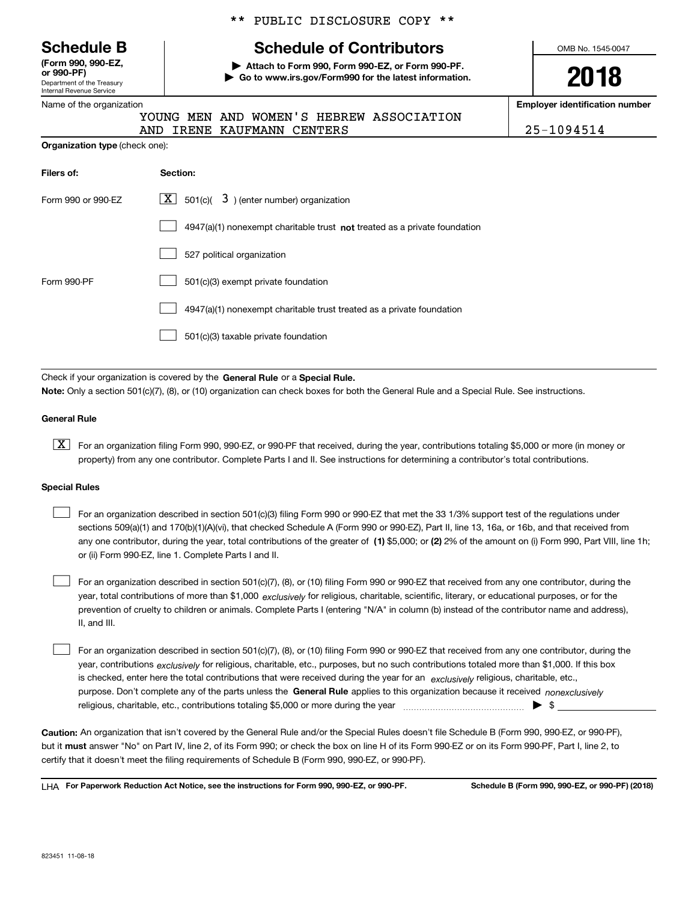** PUBLIC DISCLOSURE COPY **

**Schedule B**
**(Form 990, 990-EZ, or 990-PF)**
Department of the Treasury
Internal Revenue Service

# Schedule of Contributors

▶ **Attach to Form 990, Form 990-EZ, or Form 990-PF.**
▶ **Go to www.irs.gov/Form990 for the latest information.**

OMB No. 1545-0047

**2018**

Name of the organization: YOUNG MEN AND WOMEN'S HEBREW ASSOCIATION AND IRENE KAUFMANN CENTERS

**Employer identification number:** 25-1094514

**Organization type** (check one):

| Filers of: | Section: |
|---|---|
| Form 990 or 990-EZ | [X] 501(c)( 3 ) (enter number) organization |
| | [ ] 4947(a)(1) nonexempt charitable trust **not** treated as a private foundation |
| | [ ] 527 political organization |
| Form 990-PF | [ ] 501(c)(3) exempt private foundation |
| | [ ] 4947(a)(1) nonexempt charitable trust treated as a private foundation |
| | [ ] 501(c)(3) taxable private foundation |

Check if your organization is covered by the **General Rule** or a **Special Rule.**

**Note:** Only a section 501(c)(7), (8), or (10) organization can check boxes for both the General Rule and a Special Rule. See instructions.

**General Rule**

[X] For an organization filing Form 990, 990-EZ, or 990-PF that received, during the year, contributions totaling $5,000 or more (in money or property) from any one contributor. Complete Parts I and II. See instructions for determining a contributor's total contributions.

**Special Rules**

[ ] For an organization described in section 501(c)(3) filing Form 990 or 990-EZ that met the 33 1/3% support test of the regulations under sections 509(a)(1) and 170(b)(1)(A)(vi), that checked Schedule A (Form 990 or 990-EZ), Part II, line 13, 16a, or 16b, and that received from any one contributor, during the year, total contributions of the greater of **(1)** $5,000; or **(2)** 2% of the amount on (i) Form 990, Part VIII, line 1h; or (ii) Form 990-EZ, line 1. Complete Parts I and II.

[ ] For an organization described in section 501(c)(7), (8), or (10) filing Form 990 or 990-EZ that received from any one contributor, during the year, total contributions of more than $1,000 *exclusively* for religious, charitable, scientific, literary, or educational purposes, or for the prevention of cruelty to children or animals. Complete Parts I (entering "N/A" in column (b) instead of the contributor name and address), II, and III.

[ ] For an organization described in section 501(c)(7), (8), or (10) filing Form 990 or 990-EZ that received from any one contributor, during the year, contributions *exclusively* for religious, charitable, etc., purposes, but no such contributions totaled more than $1,000. If this box is checked, enter here the total contributions that were received during the year for an *exclusively* religious, charitable, etc., purpose. Don't complete any of the parts unless the **General Rule** applies to this organization because it received *nonexclusively* religious, charitable, etc., contributions totaling $5,000 or more during the year ▶ $ ____________

**Caution:** An organization that isn't covered by the General Rule and/or the Special Rules doesn't file Schedule B (Form 990, 990-EZ, or 990-PF), but it **must** answer "No" on Part IV, line 2, of its Form 990; or check the box on line H of its Form 990-EZ or on its Form 990-PF, Part I, line 2, to certify that it doesn't meet the filing requirements of Schedule B (Form 990, 990-EZ, or 990-PF).

LHA **For Paperwork Reduction Act Notice, see the instructions for Form 990, 990-EZ, or 990-PF.** **Schedule B (Form 990, 990-EZ, or 990-PF) (2018)**

823451 11-08-18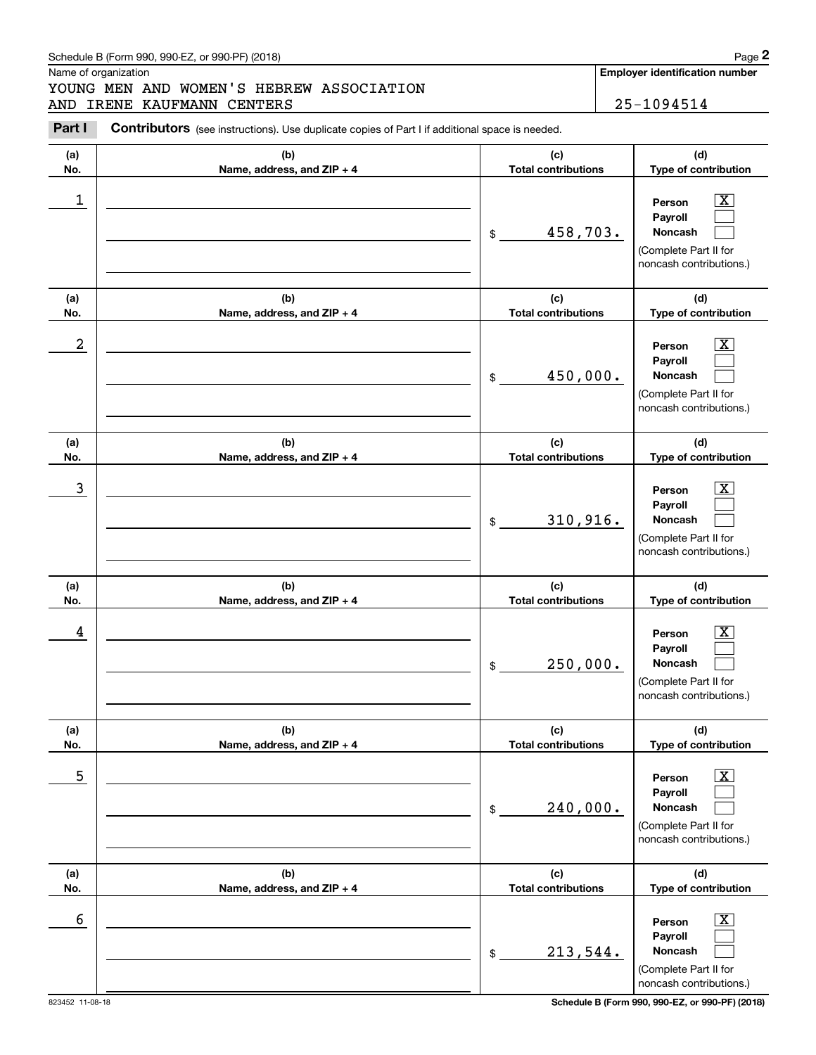Schedule B (Form 990, 990-EZ, or 990-PF) (2018)

Name of organization

YOUNG MEN AND WOMEN'S HEBREW ASSOCIATION AND IRENE KAUFMANN CENTERS

**Employer identification number**

25-1094514

**Part I** **Contributors** (see instructions). Use duplicate copies of Part I if additional space is needed.

| (a) No. | (b) Name, address, and ZIP + 4 | (c) Total contributions | (d) Type of contribution |
|---|---|---|---|
| 1 | | $ 458,703. | Person [X] Payroll [ ] Noncash [ ] (Complete Part II for noncash contributions.) |
| 2 | | $ 450,000. | Person [X] Payroll [ ] Noncash [ ] (Complete Part II for noncash contributions.) |
| 3 | | $ 310,916. | Person [X] Payroll [ ] Noncash [ ] (Complete Part II for noncash contributions.) |
| 4 | | $ 250,000. | Person [X] Payroll [ ] Noncash [ ] (Complete Part II for noncash contributions.) |
| 5 | | $ 240,000. | Person [X] Payroll [ ] Noncash [ ] (Complete Part II for noncash contributions.) |
| 6 | | $ 213,544. | Person [X] Payroll [ ] Noncash [ ] (Complete Part II for noncash contributions.) |

823452 11-08-18

**Schedule B (Form 990, 990-EZ, or 990-PF) (2018)**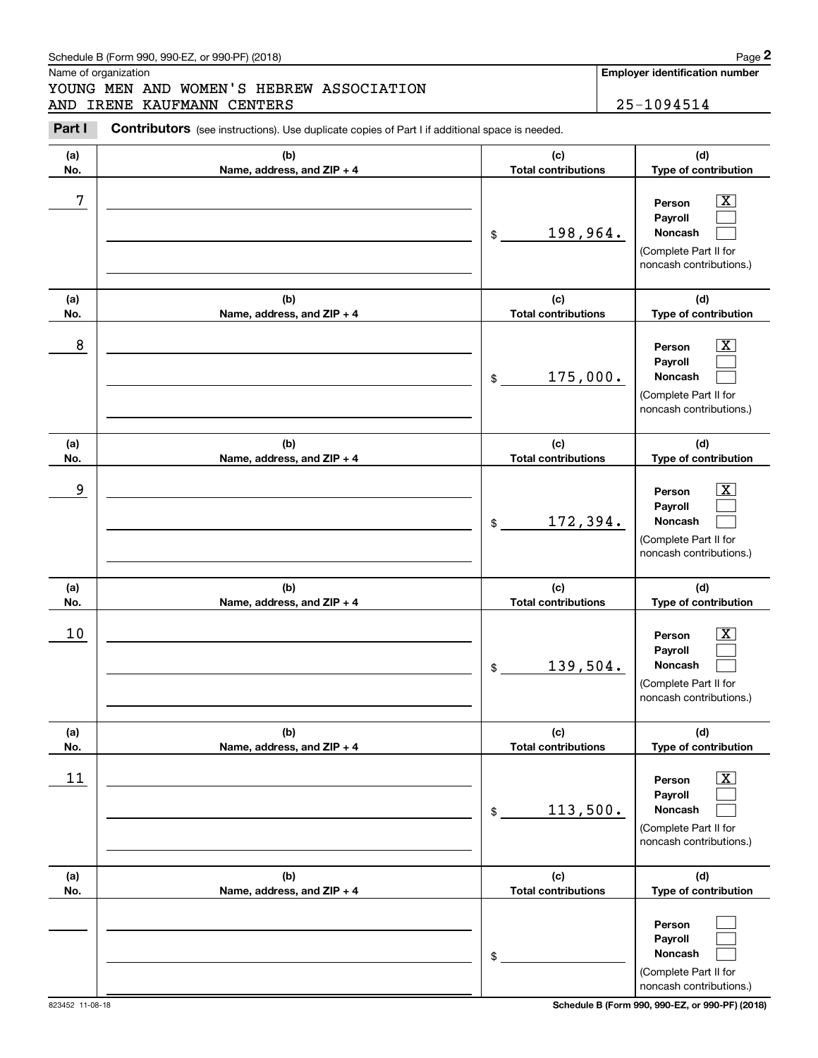Schedule B (Form 990, 990-EZ, or 990-PF) (2018)

Name of organization

YOUNG MEN AND WOMEN'S HEBREW ASSOCIATION
AND IRENE KAUFMANN CENTERS

**Employer identification number**

25-1094514

**Part I** **Contributors** (see instructions). Use duplicate copies of Part I if additional space is needed.

| (a) No. | (b) Name, address, and ZIP + 4 | (c) Total contributions | (d) Type of contribution |
|---|---|---|---|
| 7 | | $ 198,964. | Person [X] Payroll [ ] Noncash [ ] (Complete Part II for noncash contributions.) |
| 8 | | $ 175,000. | Person [X] Payroll [ ] Noncash [ ] (Complete Part II for noncash contributions.) |
| 9 | | $ 172,394. | Person [X] Payroll [ ] Noncash [ ] (Complete Part II for noncash contributions.) |
| 10 | | $ 139,504. | Person [X] Payroll [ ] Noncash [ ] (Complete Part II for noncash contributions.) |
| 11 | | $ 113,500. | Person [X] Payroll [ ] Noncash [ ] (Complete Part II for noncash contributions.) |
| | | $ | Person [ ] Payroll [ ] Noncash [ ] (Complete Part II for noncash contributions.) |

823452 11-08-18

**Schedule B (Form 990, 990-EZ, or 990-PF) (2018)**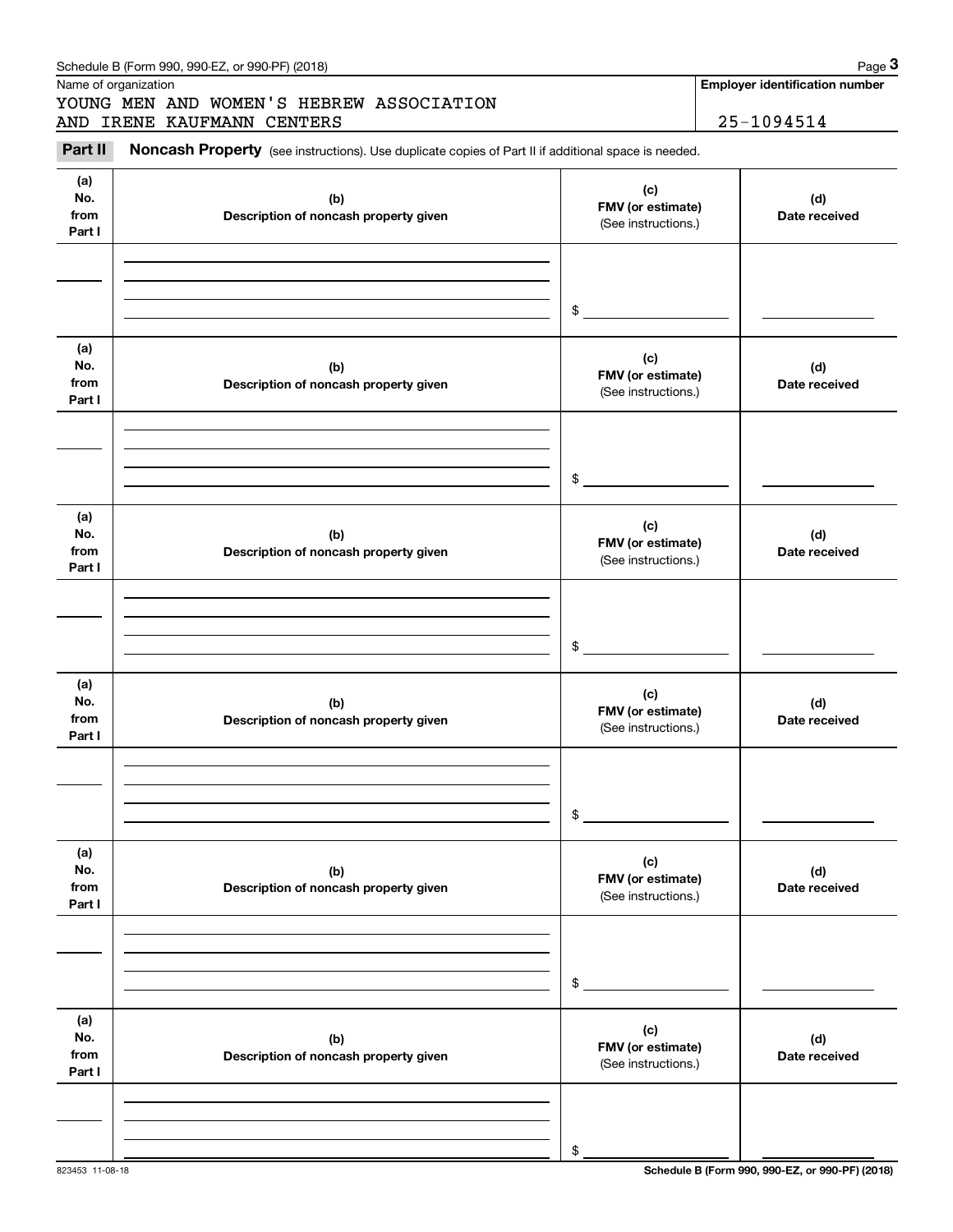Name of organization

YOUNG MEN AND WOMEN'S HEBREW ASSOCIATION
AND IRENE KAUFMANN CENTERS

**Employer identification number**

25-1094514

**Part II** **Noncash Property** (see instructions). Use duplicate copies of Part II if additional space is needed.

| (a) No. from Part I | (b) Description of noncash property given | (c) FMV (or estimate) (See instructions.) | (d) Date received |
|---|---|---|---|
| | | $ | |

| (a) No. from Part I | (b) Description of noncash property given | (c) FMV (or estimate) (See instructions.) | (d) Date received |
|---|---|---|---|
| | | $ | |

| (a) No. from Part I | (b) Description of noncash property given | (c) FMV (or estimate) (See instructions.) | (d) Date received |
|---|---|---|---|
| | | $ | |

| (a) No. from Part I | (b) Description of noncash property given | (c) FMV (or estimate) (See instructions.) | (d) Date received |
|---|---|---|---|
| | | $ | |

| (a) No. from Part I | (b) Description of noncash property given | (c) FMV (or estimate) (See instructions.) | (d) Date received |
|---|---|---|---|
| | | $ | |

| (a) No. from Part I | (b) Description of noncash property given | (c) FMV (or estimate) (See instructions.) | (d) Date received |
|---|---|---|---|
| | | $ | |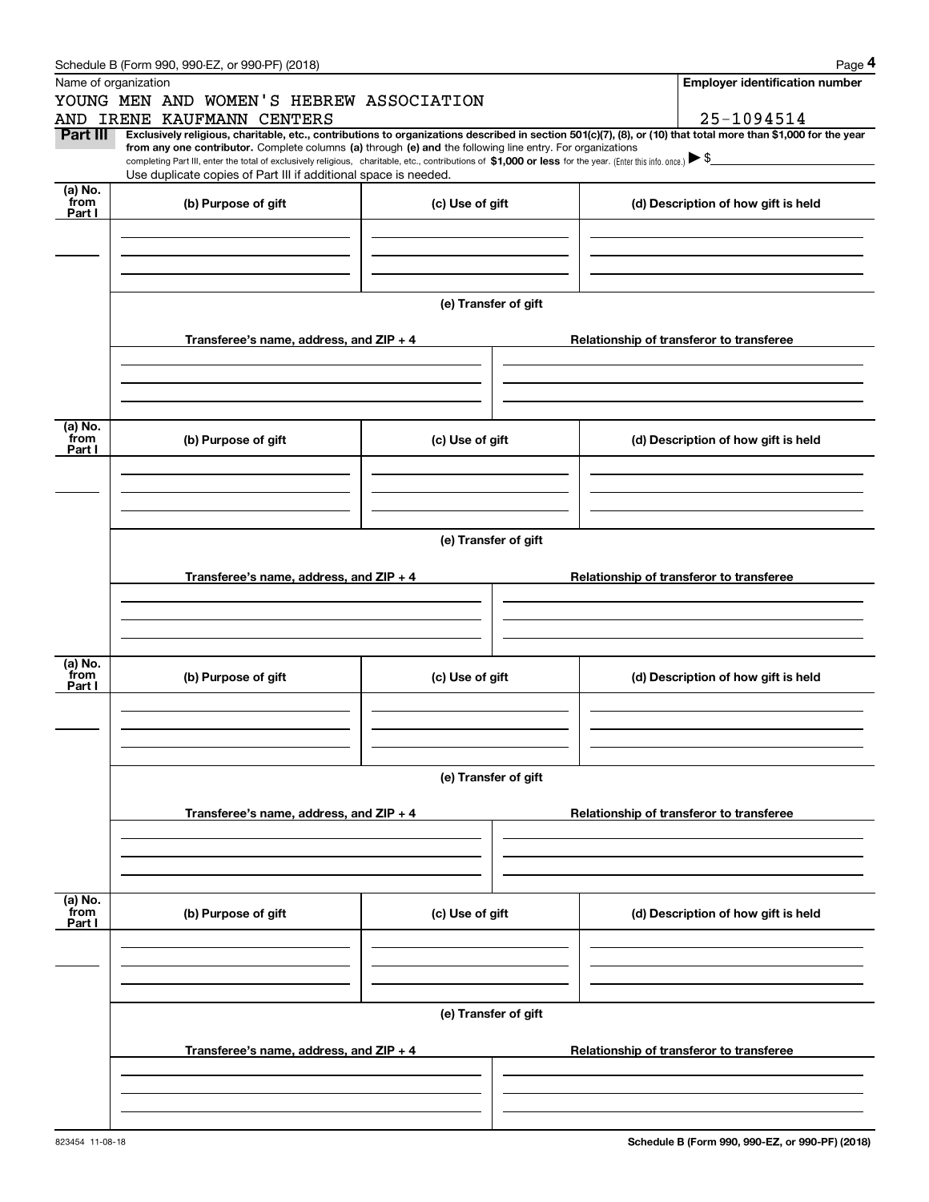Schedule B (Form 990, 990-EZ, or 990-PF) (2018)

Name of organization

YOUNG MEN AND WOMEN'S HEBREW ASSOCIATION AND IRENE KAUFMANN CENTERS

**Employer identification number**

25-1094514

**Part III** **Exclusively religious, charitable, etc., contributions to organizations described in section 501(c)(7), (8), or (10) that total more than $1,000 for the year from any one contributor.** Complete columns **(a)** through **(e)** and the following line entry. For organizations completing Part III, enter the total of exclusively religious, charitable, etc., contributions of **$1,000 or less** for the year. (Enter this info. once.) ▶ $

Use duplicate copies of Part III if additional space is needed.

| (a) No. from Part I | (b) Purpose of gift | (c) Use of gift | (d) Description of how gift is held |
|---|---|---|---|
| | | | |

(e) Transfer of gift

| Transferee's name, address, and ZIP + 4 | Relationship of transferor to transferee |
|---|---|
| | |

| (a) No. from Part I | (b) Purpose of gift | (c) Use of gift | (d) Description of how gift is held |
|---|---|---|---|
| | | | |

(e) Transfer of gift

| Transferee's name, address, and ZIP + 4 | Relationship of transferor to transferee |
|---|---|
| | |

| (a) No. from Part I | (b) Purpose of gift | (c) Use of gift | (d) Description of how gift is held |
|---|---|---|---|
| | | | |

(e) Transfer of gift

| Transferee's name, address, and ZIP + 4 | Relationship of transferor to transferee |
|---|---|
| | |

| (a) No. from Part I | (b) Purpose of gift | (c) Use of gift | (d) Description of how gift is held |
|---|---|---|---|
| | | | |

(e) Transfer of gift

| Transferee's name, address, and ZIP + 4 | Relationship of transferor to transferee |
|---|---|
| | |

823454 11-08-18

**Schedule B (Form 990, 990-EZ, or 990-PF) (2018)**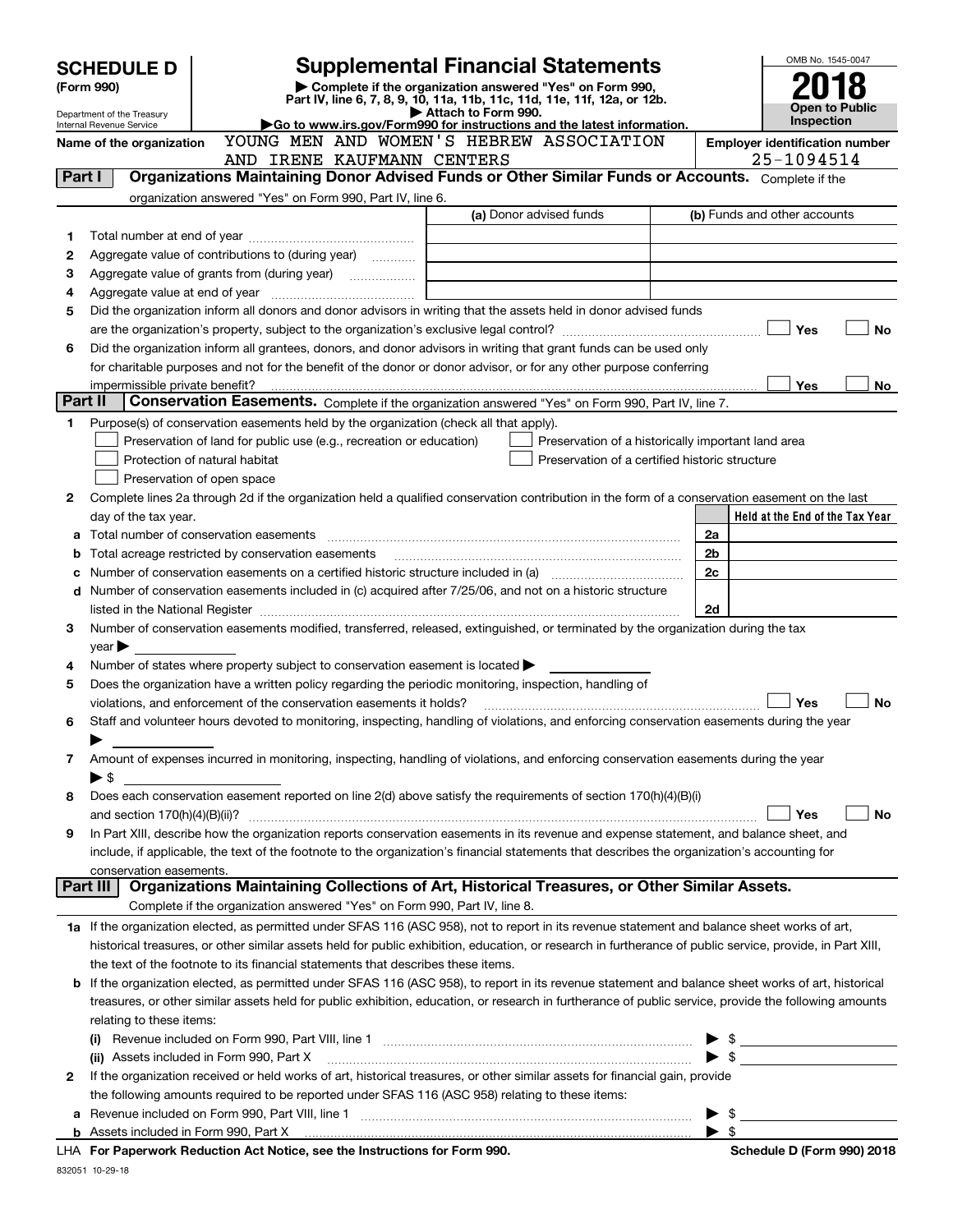# SCHEDULE D (Form 990)

Department of the Treasury
Internal Revenue Service

# Supplemental Financial Statements

▶ Complete if the organization answered "Yes" on Form 990, Part IV, line 6, 7, 8, 9, 10, 11a, 11b, 11c, 11d, 11e, 11f, 12a, or 12b.
▶ Attach to Form 990.
▶Go to www.irs.gov/Form990 for instructions and the latest information.

OMB No. 1545-0047

**2018**

**Open to Public Inspection**

**Name of the organization** YOUNG MEN AND WOMEN'S HEBREW ASSOCIATION AND IRENE KAUFMANN CENTERS

**Employer identification number** 25-1094514

## Part I — Organizations Maintaining Donor Advised Funds or Other Similar Funds or Accounts.

Complete if the organization answered "Yes" on Form 990, Part IV, line 6.

| | | (a) Donor advised funds | (b) Funds and other accounts |
|---|---|---|---|
| 1 | Total number at end of year | | |
| 2 | Aggregate value of contributions to (during year) | | |
| 3 | Aggregate value of grants from (during year) | | |
| 4 | Aggregate value at end of year | | |

5 Did the organization inform all donors and donor advisors in writing that the assets held in donor advised funds are the organization's property, subject to the organization's exclusive legal control? ☐ Yes ☐ No

6 Did the organization inform all grantees, donors, and donor advisors in writing that grant funds can be used only for charitable purposes and not for the benefit of the donor or donor advisor, or for any other purpose conferring impermissible private benefit? ☐ Yes ☐ No

## Part II — Conservation Easements.

Complete if the organization answered "Yes" on Form 990, Part IV, line 7.

1 Purpose(s) of conservation easements held by the organization (check all that apply).

☐ Preservation of land for public use (e.g., recreation or education)
☐ Preservation of a historically important land area
☐ Protection of natural habitat
☐ Preservation of a certified historic structure
☐ Preservation of open space

2 Complete lines 2a through 2d if the organization held a qualified conservation contribution in the form of a conservation easement on the last day of the tax year.

| | | | Held at the End of the Tax Year |
|---|---|---|---|
| a | Total number of conservation easements | 2a | |
| b | Total acreage restricted by conservation easements | 2b | |
| c | Number of conservation easements on a certified historic structure included in (a) | 2c | |
| d | Number of conservation easements included in (c) acquired after 7/25/06, and not on a historic structure listed in the National Register | 2d | |

3 Number of conservation easements modified, transferred, released, extinguished, or terminated by the organization during the tax year ▶

4 Number of states where property subject to conservation easement is located ▶

5 Does the organization have a written policy regarding the periodic monitoring, inspection, handling of violations, and enforcement of the conservation easements it holds? ☐ Yes ☐ No

6 Staff and volunteer hours devoted to monitoring, inspecting, handling of violations, and enforcing conservation easements during the year ▶

7 Amount of expenses incurred in monitoring, inspecting, handling of violations, and enforcing conservation easements during the year ▶ $

8 Does each conservation easement reported on line 2(d) above satisfy the requirements of section 170(h)(4)(B)(i) and section 170(h)(4)(B)(ii)? ☐ Yes ☐ No

9 In Part XIII, describe how the organization reports conservation easements in its revenue and expense statement, and balance sheet, and include, if applicable, the text of the footnote to the organization's financial statements that describes the organization's accounting for conservation easements.

## Part III — Organizations Maintaining Collections of Art, Historical Treasures, or Other Similar Assets.

Complete if the organization answered "Yes" on Form 990, Part IV, line 8.

1a If the organization elected, as permitted under SFAS 116 (ASC 958), not to report in its revenue statement and balance sheet works of art, historical treasures, or other similar assets held for public exhibition, education, or research in furtherance of public service, provide, in Part XIII, the text of the footnote to its financial statements that describes these items.

b If the organization elected, as permitted under SFAS 116 (ASC 958), to report in its revenue statement and balance sheet works of art, historical treasures, or other similar assets held for public exhibition, education, or research in furtherance of public service, provide the following amounts relating to these items:

(i) Revenue included on Form 990, Part VIII, line 1 ▶ $

(ii) Assets included in Form 990, Part X ▶ $

2 If the organization received or held works of art, historical treasures, or other similar assets for financial gain, provide the following amounts required to be reported under SFAS 116 (ASC 958) relating to these items:

a Revenue included on Form 990, Part VIII, line 1 ▶ $

b Assets included in Form 990, Part X ▶ $

LHA For Paperwork Reduction Act Notice, see the Instructions for Form 990. Schedule D (Form 990) 2018

832051 10-29-18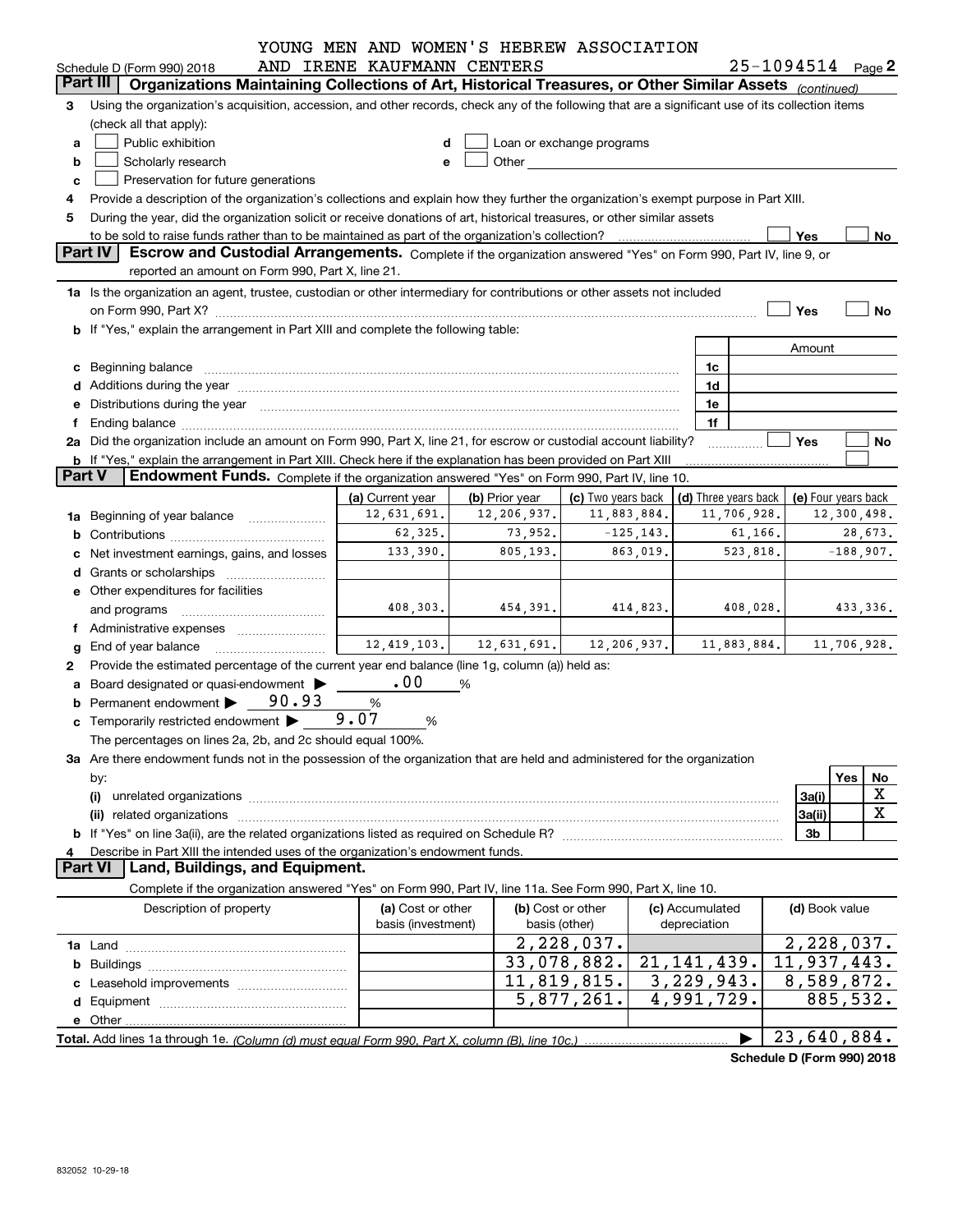YOUNG MEN AND WOMEN'S HEBREW ASSOCIATION AND IRENE KAUFMANN CENTERS 25-1094514

Schedule D (Form 990) 2018 Page 2

## Part III | Organizations Maintaining Collections of Art, Historical Treasures, or Other Similar Assets *(continued)*

3 Using the organization's acquisition, accession, and other records, check any of the following that are a significant use of its collection items (check all that apply):

- a ☐ Public exhibition
- b ☐ Scholarly research
- c ☐ Preservation for future generations
- d ☐ Loan or exchange programs
- e ☐ Other

4 Provide a description of the organization's collections and explain how they further the organization's exempt purpose in Part XIII.

5 During the year, did the organization solicit or receive donations of art, historical treasures, or other similar assets to be sold to raise funds rather than to be maintained as part of the organization's collection? ☐ Yes ☐ No

## Part IV | Escrow and Custodial Arrangements.

Complete if the organization answered "Yes" on Form 990, Part IV, line 9, or reported an amount on Form 990, Part X, line 21.

1a Is the organization an agent, trustee, custodian or other intermediary for contributions or other assets not included on Form 990, Part X? ☐ Yes ☐ No

b If "Yes," explain the arrangement in Part XIII and complete the following table:

| | | Amount |
|---|---|---|
| c Beginning balance | 1c | |
| d Additions during the year | 1d | |
| e Distributions during the year | 1e | |
| f Ending balance | 1f | |

2a Did the organization include an amount on Form 990, Part X, line 21, for escrow or custodial account liability? ☐ Yes ☐ No

b If "Yes," explain the arrangement in Part XIII. Check here if the explanation has been provided on Part XIII ☐

## Part V | Endowment Funds.

Complete if the organization answered "Yes" on Form 990, Part IV, line 10.

| | (a) Current year | (b) Prior year | (c) Two years back | (d) Three years back | (e) Four years back |
|---|---|---|---|---|---|
| 1a Beginning of year balance | 12,631,691. | 12,206,937. | 11,883,884. | 11,706,928. | 12,300,498. |
| b Contributions | 62,325. | 73,952. | -125,143. | 61,166. | 28,673. |
| c Net investment earnings, gains, and losses | 133,390. | 805,193. | 863,019. | 523,818. | -188,907. |
| d Grants or scholarships | | | | | |
| e Other expenditures for facilities and programs | 408,303. | 454,391. | 414,823. | 408,028. | 433,336. |
| f Administrative expenses | | | | | |
| g End of year balance | 12,419,103. | 12,631,691. | 12,206,937. | 11,883,884. | 11,706,928. |

2 Provide the estimated percentage of the current year end balance (line 1g, column (a)) held as:

- a Board designated or quasi-endowment ▶ .00 %
- b Permanent endowment ▶ 90.93 %
- c Temporarily restricted endowment ▶ 9.07 %

The percentages on lines 2a, 2b, and 2c should equal 100%.

3a Are there endowment funds not in the possession of the organization that are held and administered for the organization by:

| | | Yes | No |
|---|---|---|---|
| (i) unrelated organizations | 3a(i) | | X |
| (ii) related organizations | 3a(ii) | | X |
| b If "Yes" on line 3a(ii), are the related organizations listed as required on Schedule R? | 3b | | |

4 Describe in Part XIII the intended uses of the organization's endowment funds.

## Part VI | Land, Buildings, and Equipment.

Complete if the organization answered "Yes" on Form 990, Part IV, line 11a. See Form 990, Part X, line 10.

| Description of property | (a) Cost or other basis (investment) | (b) Cost or other basis (other) | (c) Accumulated depreciation | (d) Book value |
|---|---|---|---|---|
| 1a Land | | 2,228,037. | | 2,228,037. |
| b Buildings | | 33,078,882. | 21,141,439. | 11,937,443. |
| c Leasehold improvements | | 11,819,815. | 3,229,943. | 8,589,872. |
| d Equipment | | 5,877,261. | 4,991,729. | 885,532. |
| e Other | | | | |
| **Total.** Add lines 1a through 1e. *(Column (d) must equal Form 990, Part X, column (B), line 10c.)* ▶ | | | | 23,640,884. |

**Schedule D (Form 990) 2018**

832052 10-29-18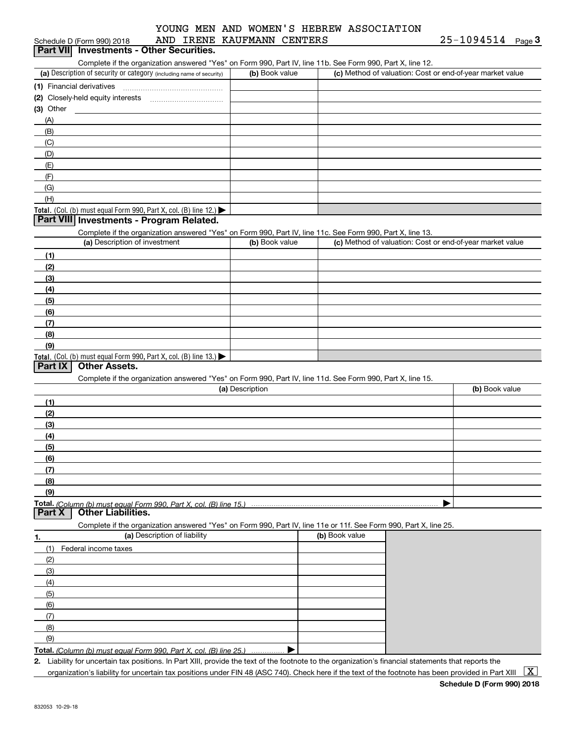YOUNG MEN AND WOMEN'S HEBREW ASSOCIATION AND IRENE KAUFMANN CENTERS 25-1094514

Schedule D (Form 990) 2018 Page 3

## Part VII Investments - Other Securities.

Complete if the organization answered "Yes" on Form 990, Part IV, line 11b. See Form 990, Part X, line 12.

| (a) Description of security or category (including name of security) | (b) Book value | (c) Method of valuation: Cost or end-of-year market value |
|---|---|---|
| (1) Financial derivatives | | |
| (2) Closely-held equity interests | | |
| (3) Other | | |
| (A) | | |
| (B) | | |
| (C) | | |
| (D) | | |
| (E) | | |
| (F) | | |
| (G) | | |
| (H) | | |
| **Total.** (Col. (b) must equal Form 990, Part X, col. (B) line 12.) ▶ | | |

## Part VIII Investments - Program Related.

Complete if the organization answered "Yes" on Form 990, Part IV, line 11c. See Form 990, Part X, line 13.

| (a) Description of investment | (b) Book value | (c) Method of valuation: Cost or end-of-year market value |
|---|---|---|
| (1) | | |
| (2) | | |
| (3) | | |
| (4) | | |
| (5) | | |
| (6) | | |
| (7) | | |
| (8) | | |
| (9) | | |
| **Total.** (Col. (b) must equal Form 990, Part X, col. (B) line 13.) ▶ | | |

## Part IX Other Assets.

Complete if the organization answered "Yes" on Form 990, Part IV, line 11d. See Form 990, Part X, line 15.

| (a) Description | (b) Book value |
|---|---|
| (1) | |
| (2) | |
| (3) | |
| (4) | |
| (5) | |
| (6) | |
| (7) | |
| (8) | |
| (9) | |
| **Total.** *(Column (b) must equal Form 990, Part X, col. (B) line 15.)* ▶ | |

## Part X Other Liabilities.

Complete if the organization answered "Yes" on Form 990, Part IV, line 11e or 11f. See Form 990, Part X, line 25.

| 1. (a) Description of liability | (b) Book value |
|---|---|
| (1) Federal income taxes | |
| (2) | |
| (3) | |
| (4) | |
| (5) | |
| (6) | |
| (7) | |
| (8) | |
| (9) | |
| **Total.** *(Column (b) must equal Form 990, Part X, col. (B) line 25.)* ▶ | |

**2.** Liability for uncertain tax positions. In Part XIII, provide the text of the footnote to the organization's financial statements that reports the organization's liability for uncertain tax positions under FIN 48 (ASC 740). Check here if the text of the footnote has been provided in Part XIII [X]

**Schedule D (Form 990) 2018**

832053 10-29-18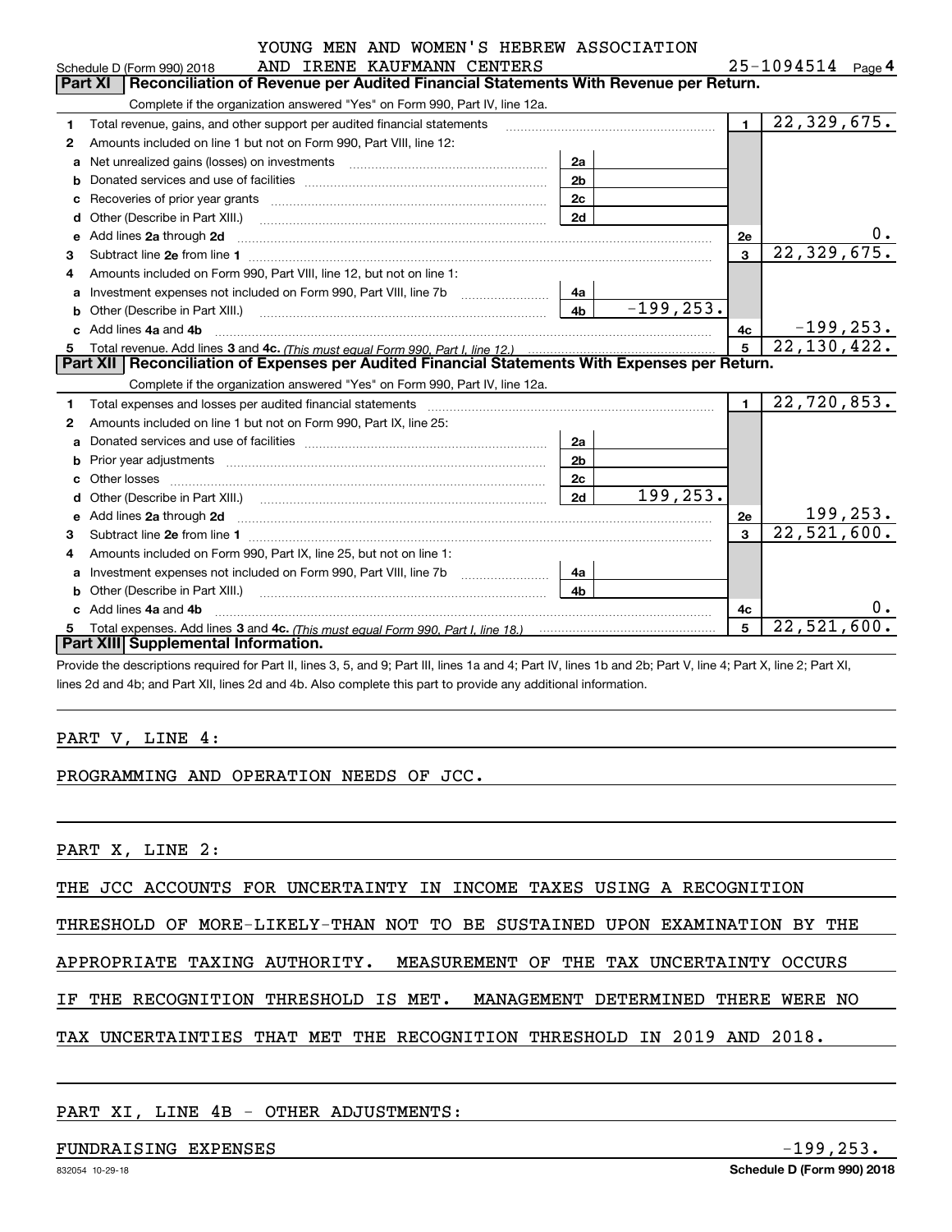YOUNG MEN AND WOMEN'S HEBREW ASSOCIATION

Schedule D (Form 990) 2018 AND IRENE KAUFMANN CENTERS 25-1094514 Page 4

## Part XI Reconciliation of Revenue per Audited Financial Statements With Revenue per Return.

Complete if the organization answered "Yes" on Form 990, Part IV, line 12a.

| | | | | | |
|---|---|---|---|---|---|
| 1 | Total revenue, gains, and other support per audited financial statements | | | 1 | 22,329,675. |
| 2 | Amounts included on line 1 but not on Form 990, Part VIII, line 12: | | | | |
| a | Net unrealized gains (losses) on investments | 2a | | | |
| b | Donated services and use of facilities | 2b | | | |
| c | Recoveries of prior year grants | 2c | | | |
| d | Other (Describe in Part XIII.) | 2d | | | |
| e | Add lines 2a through 2d | | | 2e | 0. |
| 3 | Subtract line 2e from line 1 | | | 3 | 22,329,675. |
| 4 | Amounts included on Form 990, Part VIII, line 12, but not on line 1: | | | | |
| a | Investment expenses not included on Form 990, Part VIII, line 7b | 4a | | | |
| b | Other (Describe in Part XIII.) | 4b | -199,253. | | |
| c | Add lines 4a and 4b | | | 4c | -199,253. |
| 5 | Total revenue. Add lines 3 and 4c. *(This must equal Form 990, Part I, line 12.)* | | | 5 | 22,130,422. |

## Part XII Reconciliation of Expenses per Audited Financial Statements With Expenses per Return.

Complete if the organization answered "Yes" on Form 990, Part IV, line 12a.

| | | | | | |
|---|---|---|---|---|---|
| 1 | Total expenses and losses per audited financial statements | | | 1 | 22,720,853. |
| 2 | Amounts included on line 1 but not on Form 990, Part IX, line 25: | | | | |
| a | Donated services and use of facilities | 2a | | | |
| b | Prior year adjustments | 2b | | | |
| c | Other losses | 2c | | | |
| d | Other (Describe in Part XIII.) | 2d | 199,253. | | |
| e | Add lines 2a through 2d | | | 2e | 199,253. |
| 3 | Subtract line 2e from line 1 | | | 3 | 22,521,600. |
| 4 | Amounts included on Form 990, Part IX, line 25, but not on line 1: | | | | |
| a | Investment expenses not included on Form 990, Part VIII, line 7b | 4a | | | |
| b | Other (Describe in Part XIII.) | 4b | | | |
| c | Add lines 4a and 4b | | | 4c | 0. |
| 5 | Total expenses. Add lines 3 and 4c. *(This must equal Form 990, Part I, line 18.)* | | | 5 | 22,521,600. |

## Part XIII Supplemental Information.

Provide the descriptions required for Part II, lines 3, 5, and 9; Part III, lines 1a and 4; Part IV, lines 1b and 2b; Part V, line 4; Part X, line 2; Part XI, lines 2d and 4b; and Part XII, lines 2d and 4b. Also complete this part to provide any additional information.

PART V, LINE 4:

PROGRAMMING AND OPERATION NEEDS OF JCC.

PART X, LINE 2:

THE JCC ACCOUNTS FOR UNCERTAINTY IN INCOME TAXES USING A RECOGNITION THRESHOLD OF MORE-LIKELY-THAN NOT TO BE SUSTAINED UPON EXAMINATION BY THE APPROPRIATE TAXING AUTHORITY. MEASUREMENT OF THE TAX UNCERTAINTY OCCURS IF THE RECOGNITION THRESHOLD IS MET. MANAGEMENT DETERMINED THERE WERE NO TAX UNCERTAINTIES THAT MET THE RECOGNITION THRESHOLD IN 2019 AND 2018.

PART XI, LINE 4B - OTHER ADJUSTMENTS:

FUNDRAISING EXPENSES -199,253.

832054 10-29-18 Schedule D (Form 990) 2018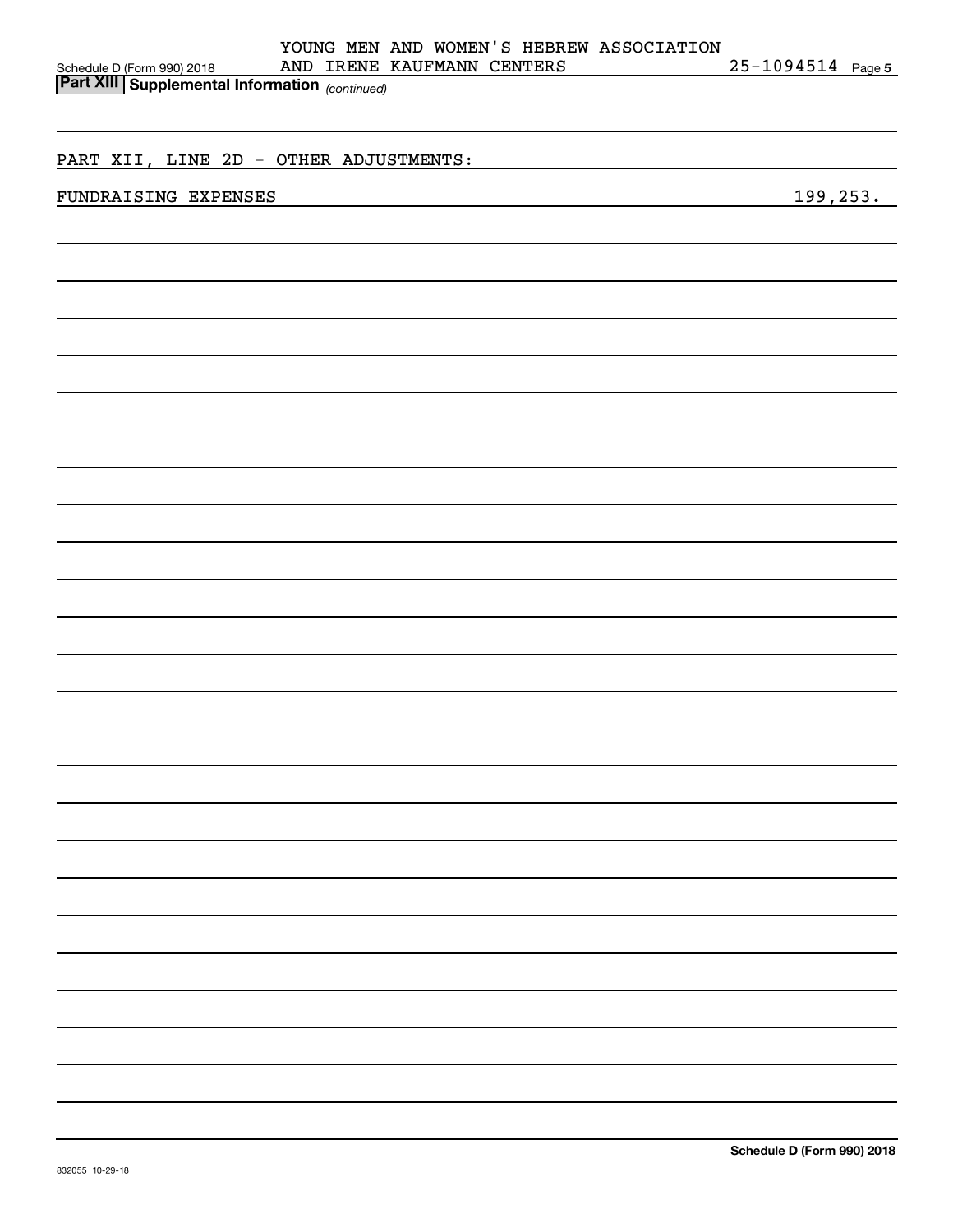YOUNG MEN AND WOMEN'S HEBREW ASSOCIATION AND IRENE KAUFMANN CENTERS 25-1094514

**Part XIII Supplemental Information** *(continued)*

PART XII, LINE 2D - OTHER ADJUSTMENTS:

| | |
|---|---|
| FUNDRAISING EXPENSES | 199,253. |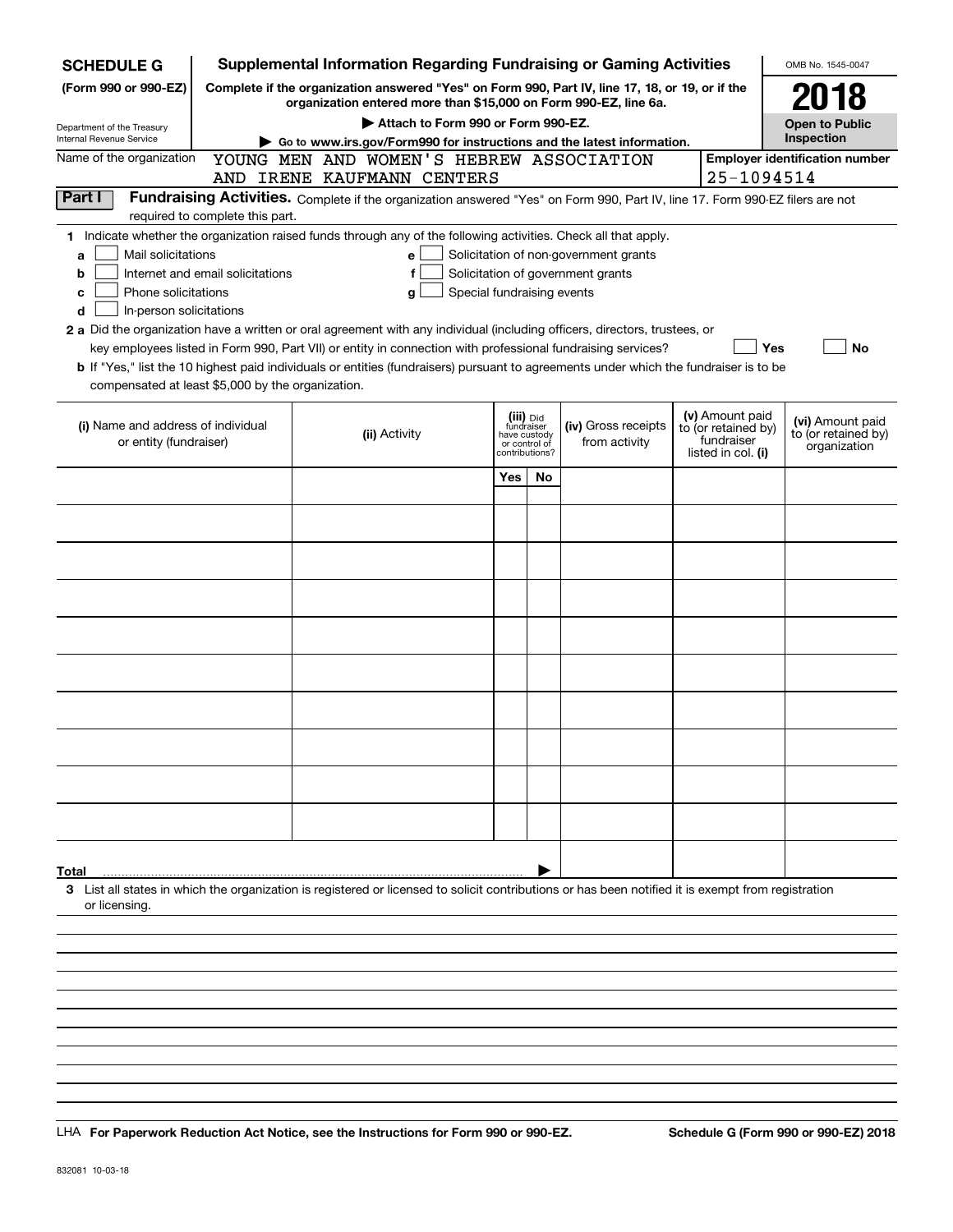**SCHEDULE G**
**(Form 990 or 990-EZ)**

Department of the Treasury
Internal Revenue Service

# Supplemental Information Regarding Fundraising or Gaming Activities

**Complete if the organization answered "Yes" on Form 990, Part IV, line 17, 18, or 19, or if the organization entered more than $15,000 on Form 990-EZ, line 6a.**

**▶ Attach to Form 990 or Form 990-EZ.**

**▶ Go to www.irs.gov/Form990 for instructions and the latest information.**

OMB No. 1545-0047

**2018**

**Open to Public Inspection**

Name of the organization: YOUNG MEN AND WOMEN'S HEBREW ASSOCIATION AND IRENE KAUFMANN CENTERS

**Employer identification number** 25-1094514

**Part I** **Fundraising Activities.** Complete if the organization answered "Yes" on Form 990, Part IV, line 17. Form 990-EZ filers are not required to complete this part.

**1** Indicate whether the organization raised funds through any of the following activities. Check all that apply.

- **a** ☐ Mail solicitations
- **b** ☐ Internet and email solicitations
- **c** ☐ Phone solicitations
- **d** ☐ In-person solicitations
- **e** ☐ Solicitation of non-government grants
- **f** ☐ Solicitation of government grants
- **g** ☐ Special fundraising events

**2 a** Did the organization have a written or oral agreement with any individual (including officers, directors, trustees, or key employees listed in Form 990, Part VII) or entity in connection with professional fundraising services? ☐ **Yes** ☐ **No**

**b** If "Yes," list the 10 highest paid individuals or entities (fundraisers) pursuant to agreements under which the fundraiser is to be compensated at least $5,000 by the organization.

| **(i)** Name and address of individual or entity (fundraiser) | **(ii)** Activity | **(iii)** Did fundraiser have custody or control of contributions? Yes | No | **(iv)** Gross receipts from activity | **(v)** Amount paid to (or retained by) fundraiser listed in col. **(i)** | **(vi)** Amount paid to (or retained by) organization |
|---|---|---|---|---|---|---|
| | | | | | | |
| | | | | | | |
| | | | | | | |
| | | | | | | |
| | | | | | | |
| | | | | | | |
| | | | | | | |
| | | | | | | |
| | | | | | | |
| | | | | | | |
| **Total** ▶ | | | | | | |

**3** List all states in which the organization is registered or licensed to solicit contributions or has been notified it is exempt from registration or licensing.

LHA **For Paperwork Reduction Act Notice, see the Instructions for Form 990 or 990-EZ.** **Schedule G (Form 990 or 990-EZ) 2018**

832081 10-03-18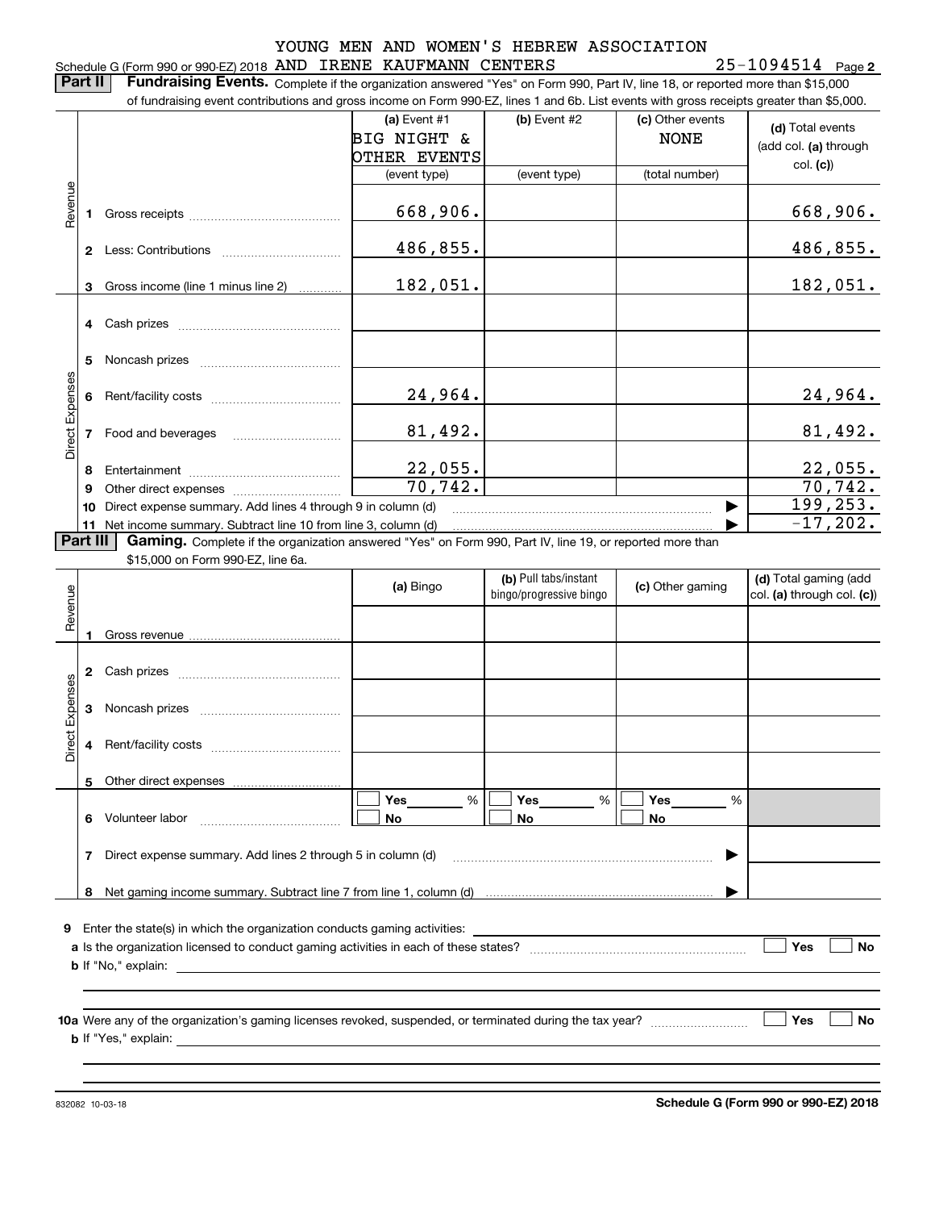YOUNG MEN AND WOMEN'S HEBREW ASSOCIATION

Schedule G (Form 990 or 990-EZ) 2018 AND IRENE KAUFMANN CENTERS 25-1094514 Page 2

**Part II** **Fundraising Events.** Complete if the organization answered "Yes" on Form 990, Part IV, line 18, or reported more than $15,000 of fundraising event contributions and gross income on Form 990-EZ, lines 1 and 6b. List events with gross receipts greater than $5,000.

| | | (a) Event #1 BIG NIGHT & OTHER EVENTS (event type) | (b) Event #2 (event type) | (c) Other events NONE (total number) | (d) Total events (add col. (a) through col. (c)) |
|---|---|---|---|---|---|
| Revenue | 1 Gross receipts | 668,906. | | | 668,906. |
| | 2 Less: Contributions | 486,855. | | | 486,855. |
| | 3 Gross income (line 1 minus line 2) | 182,051. | | | 182,051. |
| Direct Expenses | 4 Cash prizes | | | | |
| | 5 Noncash prizes | | | | |
| | 6 Rent/facility costs | 24,964. | | | 24,964. |
| | 7 Food and beverages | 81,492. | | | 81,492. |
| | 8 Entertainment | 22,055. | | | 22,055. |
| | 9 Other direct expenses | 70,742. | | | 70,742. |
| | 10 Direct expense summary. Add lines 4 through 9 in column (d) | | | | 199,253. |
| | 11 Net income summary. Subtract line 10 from line 3, column (d) | | | | -17,202. |

**Part III** **Gaming.** Complete if the organization answered "Yes" on Form 990, Part IV, line 19, or reported more than $15,000 on Form 990-EZ, line 6a.

| | | (a) Bingo | (b) Pull tabs/instant bingo/progressive bingo | (c) Other gaming | (d) Total gaming (add col. (a) through col. (c)) |
|---|---|---|---|---|---|
| Revenue | 1 Gross revenue | | | | |
| Direct Expenses | 2 Cash prizes | | | | |
| | 3 Noncash prizes | | | | |
| | 4 Rent/facility costs | | | | |
| | 5 Other direct expenses | | | | |
| | 6 Volunteer labor | Yes ___ % No | Yes ___ % No | Yes ___ % No | |
| | 7 Direct expense summary. Add lines 2 through 5 in column (d) | | | | |
| | 8 Net gaming income summary. Subtract line 7 from line 1, column (d) | | | | |

9 Enter the state(s) in which the organization conducts gaming activities:

a Is the organization licensed to conduct gaming activities in each of these states? ☐ Yes ☐ No

b If "No," explain:

10a Were any of the organization's gaming licenses revoked, suspended, or terminated during the tax year? ☐ Yes ☐ No

b If "Yes," explain:

832082 10-03-18 **Schedule G (Form 990 or 990-EZ) 2018**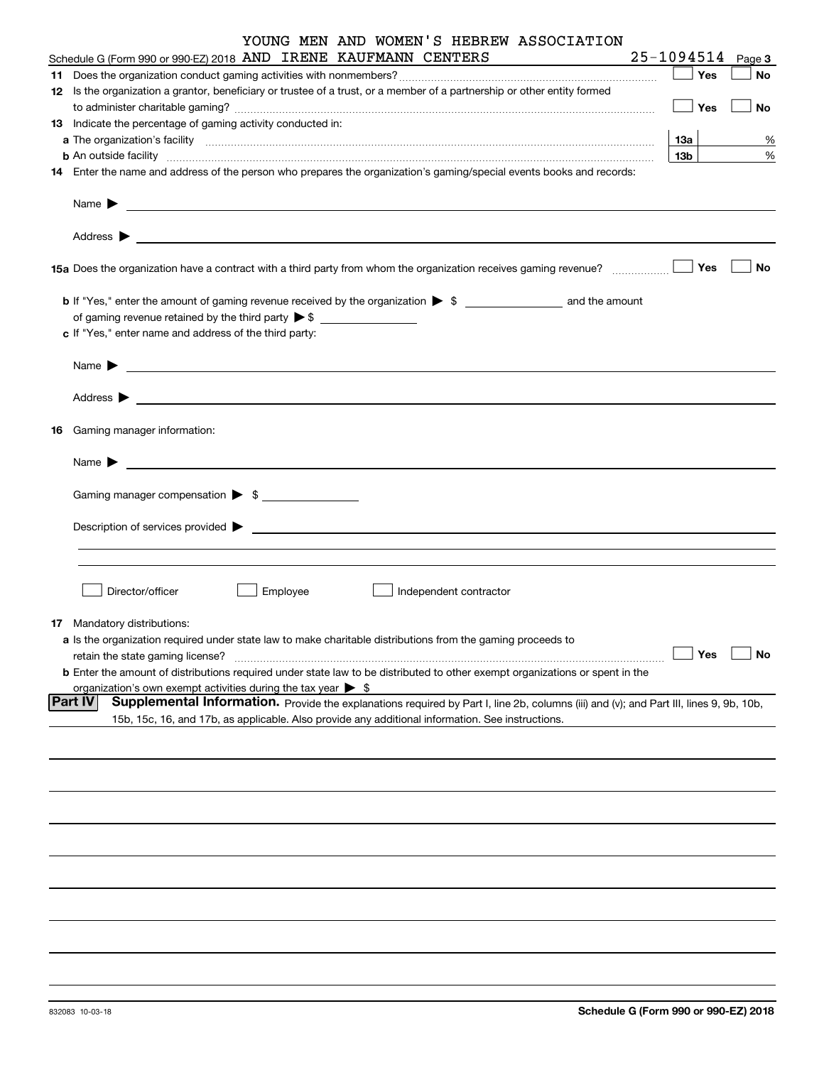YOUNG MEN AND WOMEN'S HEBREW ASSOCIATION

Schedule G (Form 990 or 990-EZ) 2018 AND IRENE KAUFMANN CENTERS 25-1094514 Page 3

**11** Does the organization conduct gaming activities with nonmembers? ☐ Yes ☐ No

**12** Is the organization a grantor, beneficiary or trustee of a trust, or a member of a partnership or other entity formed to administer charitable gaming? ☐ Yes ☐ No

**13** Indicate the percentage of gaming activity conducted in:

**a** The organization's facility **13a** %

**b** An outside facility **13b** %

**14** Enter the name and address of the person who prepares the organization's gaming/special events books and records:

Name ▶

Address ▶

**15a** Does the organization have a contract with a third party from whom the organization receives gaming revenue? ☐ Yes ☐ No

**b** If "Yes," enter the amount of gaming revenue received by the organization ▶ $ __________ and the amount of gaming revenue retained by the third party ▶ $ __________

**c** If "Yes," enter name and address of the third party:

Name ▶

Address ▶

**16** Gaming manager information:

Name ▶

Gaming manager compensation ▶ $ __________

Description of services provided ▶

☐ Director/officer ☐ Employee ☐ Independent contractor

**17** Mandatory distributions:

**a** Is the organization required under state law to make charitable distributions from the gaming proceeds to retain the state gaming license? ☐ Yes ☐ No

**b** Enter the amount of distributions required under state law to be distributed to other exempt organizations or spent in the organization's own exempt activities during the tax year ▶ $

**Part IV** **Supplemental Information.** Provide the explanations required by Part I, line 2b, columns (iii) and (v); and Part III, lines 9, 9b, 10b, 15b, 15c, 16, and 17b, as applicable. Also provide any additional information. See instructions.

832083 10-03-18 **Schedule G (Form 990 or 990-EZ) 2018**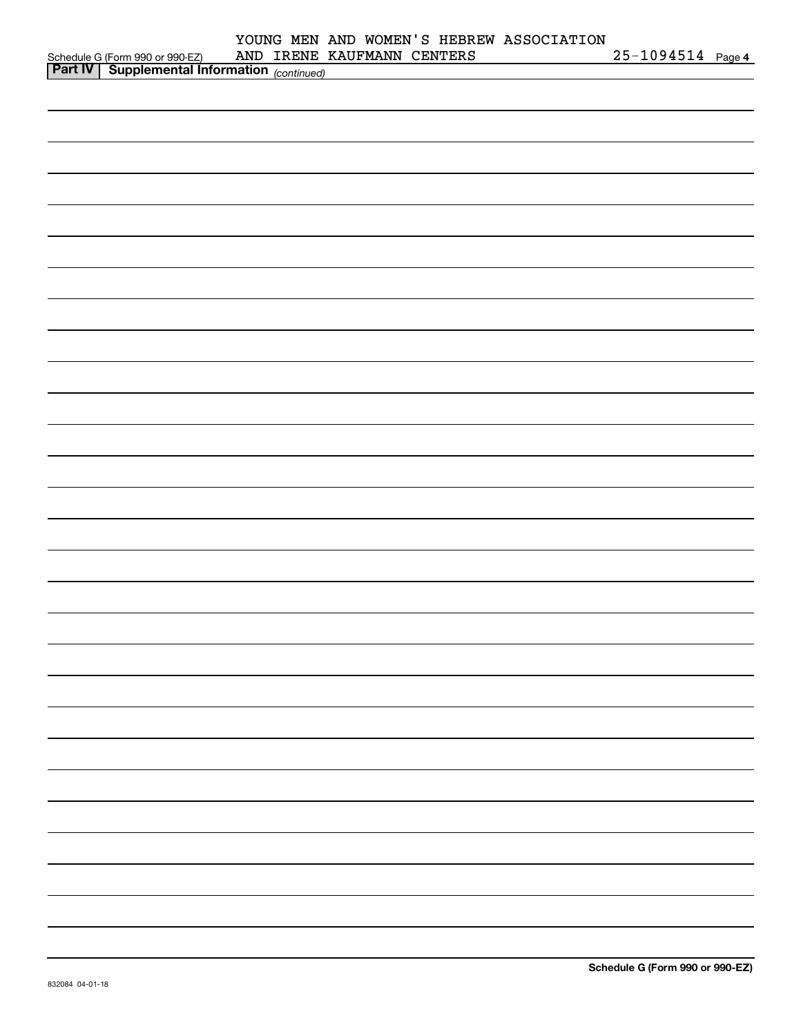Schedule G (Form 990 or 990-EZ) YOUNG MEN AND WOMEN'S HEBREW ASSOCIATION AND IRENE KAUFMANN CENTERS 25-1094514 Page 4

**Part IV | Supplemental Information** *(continued)*

**Schedule G (Form 990 or 990-EZ)**

832084 04-01-18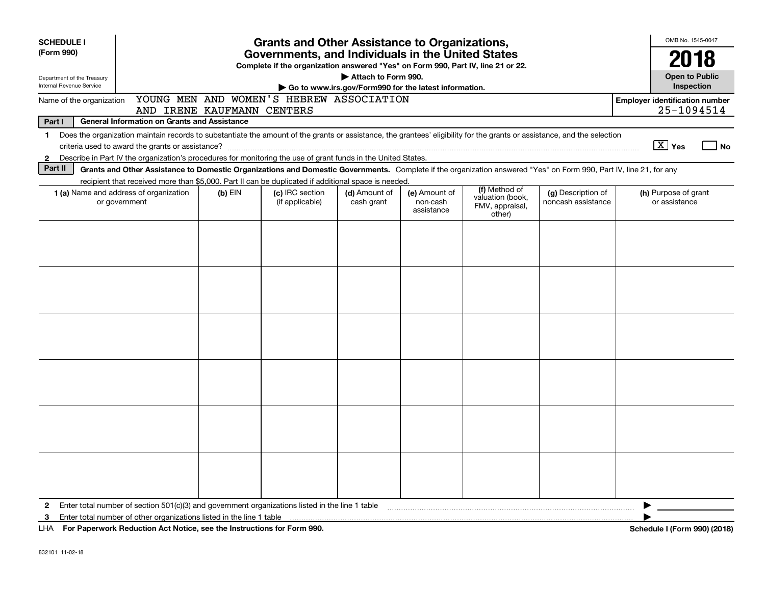**SCHEDULE I**
**(Form 990)**

Department of the Treasury
Internal Revenue Service

# Grants and Other Assistance to Organizations, Governments, and Individuals in the United States

**Complete if the organization answered "Yes" on Form 990, Part IV, line 21 or 22.**
**▶ Attach to Form 990.**
**▶ Go to www.irs.gov/Form990 for the latest information.**

OMB No. 1545-0047
**2018**
**Open to Public Inspection**

Name of the organization: YOUNG MEN AND WOMEN'S HEBREW ASSOCIATION AND IRENE KAUFMANN CENTERS

**Employer identification number** 25-1094514

**Part I — General Information on Grants and Assistance**

1 Does the organization maintain records to substantiate the amount of the grants or assistance, the grantees' eligibility for the grants or assistance, and the selection criteria used to award the grants or assistance? [X] Yes [ ] No

2 Describe in Part IV the organization's procedures for monitoring the use of grant funds in the United States.

**Part II — Grants and Other Assistance to Domestic Organizations and Domestic Governments.** Complete if the organization answered "Yes" on Form 990, Part IV, line 21, for any recipient that received more than $5,000. Part II can be duplicated if additional space is needed.

| 1 (a) Name and address of organization or government | (b) EIN | (c) IRC section (if applicable) | (d) Amount of cash grant | (e) Amount of non-cash assistance | (f) Method of valuation (book, FMV, appraisal, other) | (g) Description of noncash assistance | (h) Purpose of grant or assistance |
|---|---|---|---|---|---|---|---|
| | | | | | | | |
| | | | | | | | |
| | | | | | | | |
| | | | | | | | |
| | | | | | | | |
| | | | | | | | |

2 Enter total number of section 501(c)(3) and government organizations listed in the line 1 table ▶

3 Enter total number of other organizations listed in the line 1 table ▶

LHA **For Paperwork Reduction Act Notice, see the Instructions for Form 990.** **Schedule I (Form 990) (2018)**

832101 11-02-18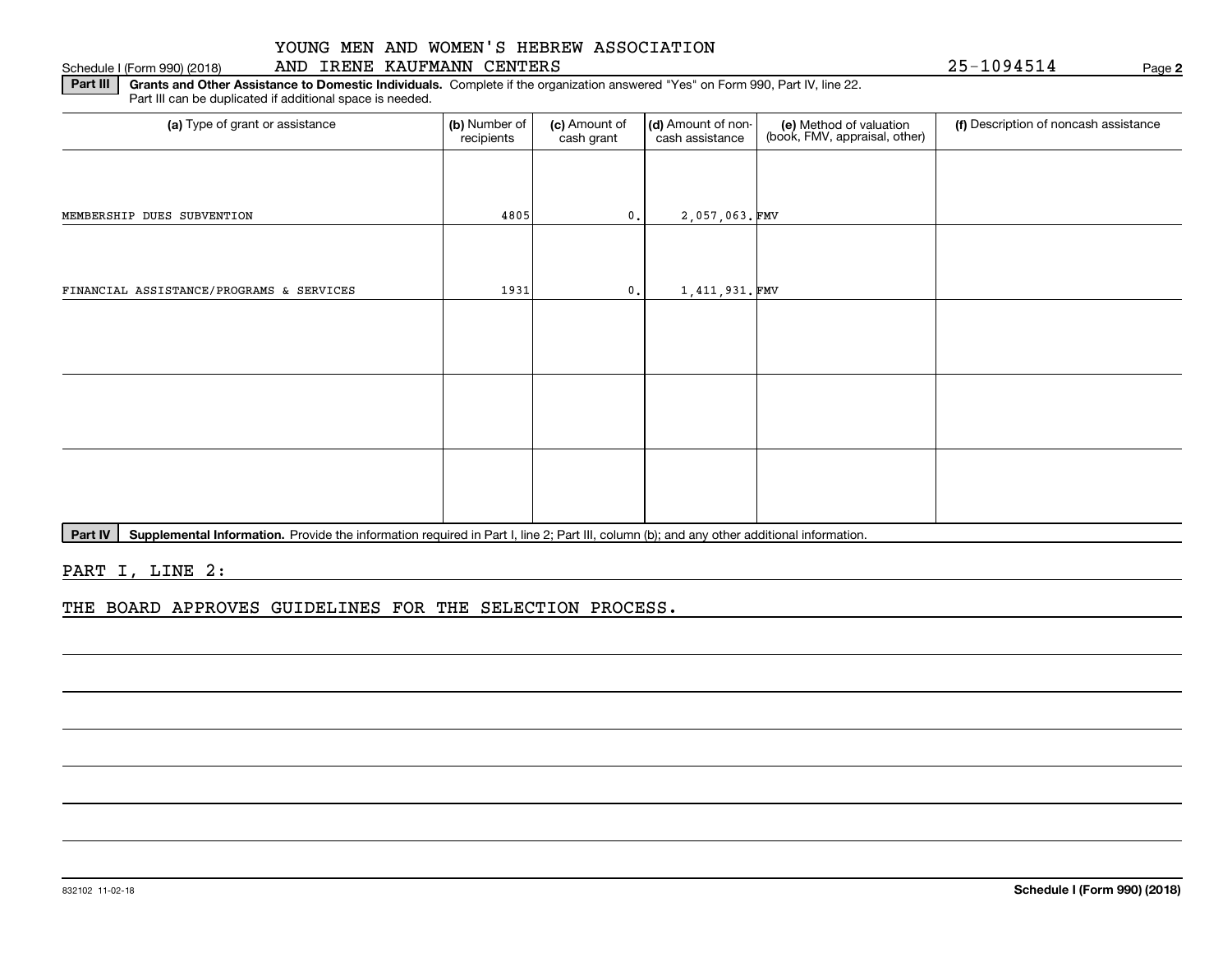YOUNG MEN AND WOMEN'S HEBREW ASSOCIATION AND IRENE KAUFMANN CENTERS 25-1094514

Schedule I (Form 990) (2018)

**Part III** **Grants and Other Assistance to Domestic Individuals.** Complete if the organization answered "Yes" on Form 990, Part IV, line 22. Part III can be duplicated if additional space is needed.

| (a) Type of grant or assistance | (b) Number of recipients | (c) Amount of cash grant | (d) Amount of non-cash assistance | (e) Method of valuation (book, FMV, appraisal, other) | (f) Description of noncash assistance |
|---|---|---|---|---|---|
| MEMBERSHIP DUES SUBVENTION | 4805 | 0. | 2,057,063. | FMV | |
| FINANCIAL ASSISTANCE/PROGRAMS & SERVICES | 1931 | 0. | 1,411,931. | FMV | |
| | | | | | |
| | | | | | |
| | | | | | |

**Part IV** **Supplemental Information.** Provide the information required in Part I, line 2; Part III, column (b); and any other additional information.

PART I, LINE 2:

THE BOARD APPROVES GUIDELINES FOR THE SELECTION PROCESS.

832102 11-02-18

**Schedule I (Form 990) (2018)**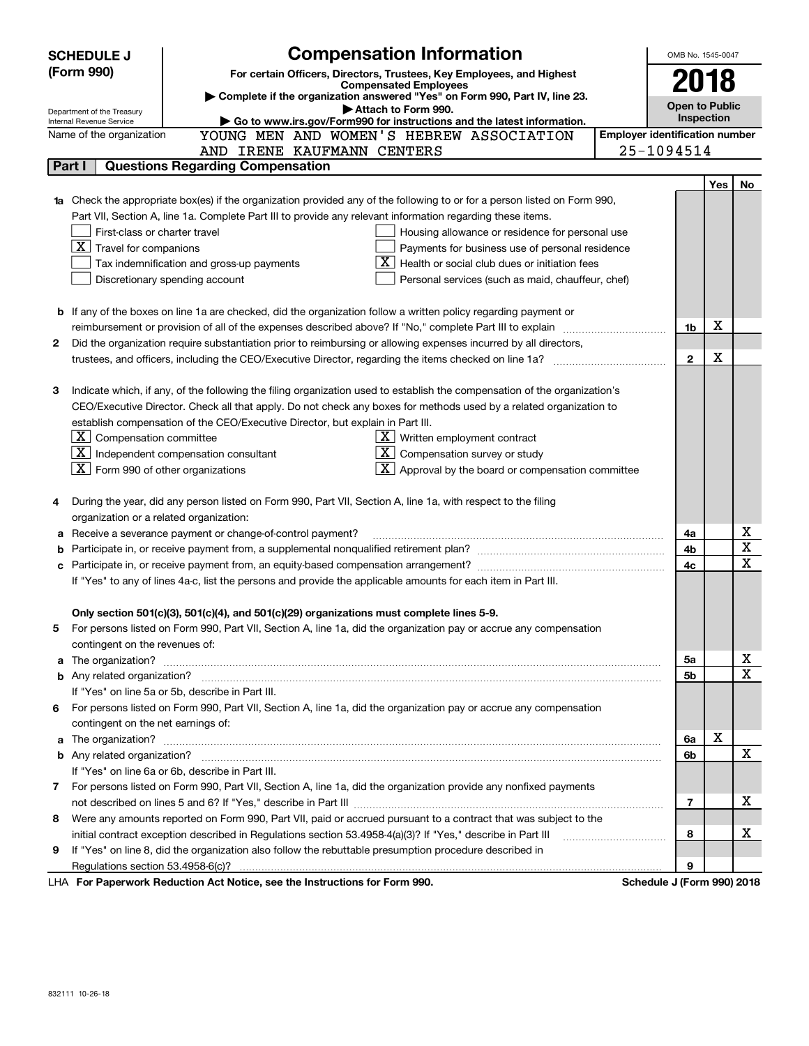# SCHEDULE J (Form 990)

## Compensation Information

**For certain Officers, Directors, Trustees, Key Employees, and Highest Compensated Employees**

▶ Complete if the organization answered "Yes" on Form 990, Part IV, line 23.

▶ Attach to Form 990.

▶ Go to www.irs.gov/Form990 for instructions and the latest information.

Department of the Treasury
Internal Revenue Service

OMB No. 1545-0047

**2018**

**Open to Public Inspection**

Name of the organization: YOUNG MEN AND WOMEN'S HEBREW ASSOCIATION AND IRENE KAUFMANN CENTERS

Employer identification number: 25-1094514

## Part I Questions Regarding Compensation

| | | | Yes | No |
|---|---|---|---|---|
| **1a** | Check the appropriate box(es) if the organization provided any of the following to or for a person listed on Form 990, Part VII, Section A, line 1a. Complete Part III to provide any relevant information regarding these items.<br>☐ First-class or charter travel ☐ Housing allowance or residence for personal use<br>☒ Travel for companions ☐ Payments for business use of personal residence<br>☐ Tax indemnification and gross-up payments ☒ Health or social club dues or initiation fees<br>☐ Discretionary spending account ☐ Personal services (such as maid, chauffeur, chef) | | | |
| **b** | If any of the boxes on line 1a are checked, did the organization follow a written policy regarding payment or reimbursement or provision of all of the expenses described above? If "No," complete Part III to explain | 1b | X | |
| **2** | Did the organization require substantiation prior to reimbursing or allowing expenses incurred by all directors, trustees, and officers, including the CEO/Executive Director, regarding the items checked on line 1a? | 2 | X | |
| **3** | Indicate which, if any, of the following the filing organization used to establish the compensation of the organization's CEO/Executive Director. Check all that apply. Do not check any boxes for methods used by a related organization to establish compensation of the CEO/Executive Director, but explain in Part III.<br>☒ Compensation committee ☒ Written employment contract<br>☒ Independent compensation consultant ☒ Compensation survey or study<br>☒ Form 990 of other organizations ☒ Approval by the board or compensation committee | | | |
| **4** | During the year, did any person listed on Form 990, Part VII, Section A, line 1a, with respect to the filing organization or a related organization: | | | |
| **a** | Receive a severance payment or change-of-control payment? | 4a | | X |
| **b** | Participate in, or receive payment from, a supplemental nonqualified retirement plan? | 4b | | X |
| **c** | Participate in, or receive payment from, an equity-based compensation arrangement? | 4c | | X |
| | If "Yes" to any of lines 4a-c, list the persons and provide the applicable amounts for each item in Part III. | | | |
| | **Only section 501(c)(3), 501(c)(4), and 501(c)(29) organizations must complete lines 5-9.** | | | |
| **5** | For persons listed on Form 990, Part VII, Section A, line 1a, did the organization pay or accrue any compensation contingent on the revenues of: | | | |
| **a** | The organization? | 5a | | X |
| **b** | Any related organization? | 5b | | X |
| | If "Yes" on line 5a or 5b, describe in Part III. | | | |
| **6** | For persons listed on Form 990, Part VII, Section A, line 1a, did the organization pay or accrue any compensation contingent on the net earnings of: | | | |
| **a** | The organization? | 6a | X | |
| **b** | Any related organization? | 6b | | X |
| | If "Yes" on line 6a or 6b, describe in Part III. | | | |
| **7** | For persons listed on Form 990, Part VII, Section A, line 1a, did the organization provide any nonfixed payments not described on lines 5 and 6? If "Yes," describe in Part III | 7 | | X |
| **8** | Were any amounts reported on Form 990, Part VII, paid or accrued pursuant to a contract that was subject to the initial contract exception described in Regulations section 53.4958-4(a)(3)? If "Yes," describe in Part III | 8 | | X |
| **9** | If "Yes" on line 8, did the organization also follow the rebuttable presumption procedure described in Regulations section 53.4958-6(c)? | 9 | | |

LHA **For Paperwork Reduction Act Notice, see the Instructions for Form 990.** **Schedule J (Form 990) 2018**

832111 10-26-18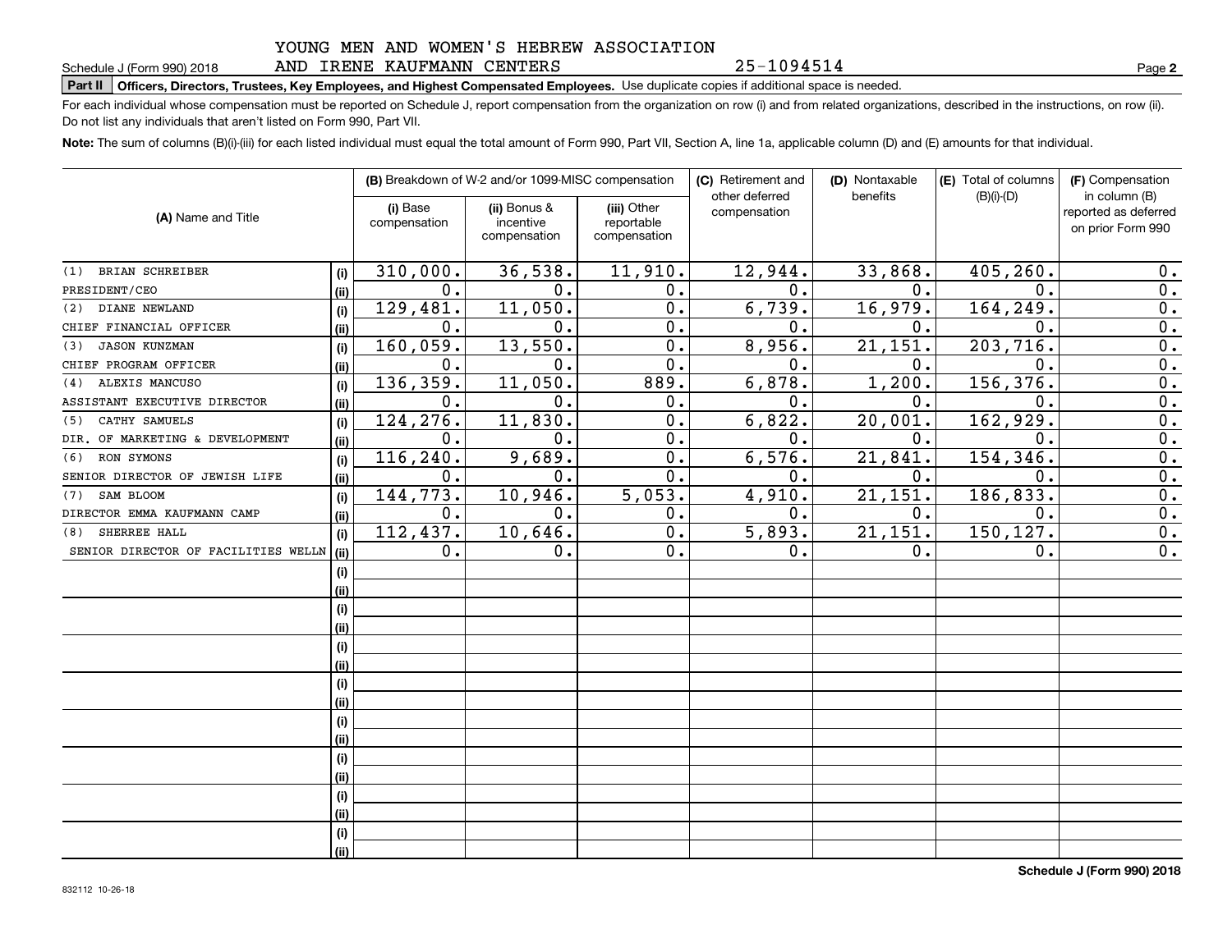YOUNG MEN AND WOMEN'S HEBREW ASSOCIATION AND IRENE KAUFMANN CENTERS 25-1094514

Schedule J (Form 990) 2018 Page **2**

**Part II** **Officers, Directors, Trustees, Key Employees, and Highest Compensated Employees.** Use duplicate copies if additional space is needed.

For each individual whose compensation must be reported on Schedule J, report compensation from the organization on row (i) and from related organizations, described in the instructions, on row (ii). Do not list any individuals that aren't listed on Form 990, Part VII.

**Note:** The sum of columns (B)(i)-(iii) for each listed individual must equal the total amount of Form 990, Part VII, Section A, line 1a, applicable column (D) and (E) amounts for that individual.

| (A) Name and Title | | (B) Breakdown of W-2 and/or 1099-MISC compensation | | | (C) Retirement and other deferred compensation | (D) Nontaxable benefits | (E) Total of columns (B)(i)-(D) | (F) Compensation in column (B) reported as deferred on prior Form 990 |
|---|---|---|---|---|---|---|---|---|
| | | (i) Base compensation | (ii) Bonus & incentive compensation | (iii) Other reportable compensation | | | | |
| (1) BRIAN SCHREIBER | (i) | 310,000. | 36,538. | 11,910. | 12,944. | 33,868. | 405,260. | 0. |
| PRESIDENT/CEO | (ii) | 0. | 0. | 0. | 0. | 0. | 0. | 0. |
| (2) DIANE NEWLAND | (i) | 129,481. | 11,050. | 0. | 6,739. | 16,979. | 164,249. | 0. |
| CHIEF FINANCIAL OFFICER | (ii) | 0. | 0. | 0. | 0. | 0. | 0. | 0. |
| (3) JASON KUNZMAN | (i) | 160,059. | 13,550. | 0. | 8,956. | 21,151. | 203,716. | 0. |
| CHIEF PROGRAM OFFICER | (ii) | 0. | 0. | 0. | 0. | 0. | 0. | 0. |
| (4) ALEXIS MANCUSO | (i) | 136,359. | 11,050. | 889. | 6,878. | 1,200. | 156,376. | 0. |
| ASSISTANT EXECUTIVE DIRECTOR | (ii) | 0. | 0. | 0. | 0. | 0. | 0. | 0. |
| (5) CATHY SAMUELS | (i) | 124,276. | 11,830. | 0. | 6,822. | 20,001. | 162,929. | 0. |
| DIR. OF MARKETING & DEVELOPMENT | (ii) | 0. | 0. | 0. | 0. | 0. | 0. | 0. |
| (6) RON SYMONS | (i) | 116,240. | 9,689. | 0. | 6,576. | 21,841. | 154,346. | 0. |
| SENIOR DIRECTOR OF JEWISH LIFE | (ii) | 0. | 0. | 0. | 0. | 0. | 0. | 0. |
| (7) SAM BLOOM | (i) | 144,773. | 10,946. | 5,053. | 4,910. | 21,151. | 186,833. | 0. |
| DIRECTOR EMMA KAUFMANN CAMP | (ii) | 0. | 0. | 0. | 0. | 0. | 0. | 0. |
| (8) SHERREE HALL | (i) | 112,437. | 10,646. | 0. | 5,893. | 21,151. | 150,127. | 0. |
| SENIOR DIRECTOR OF FACILITIES WELLN | (ii) | 0. | 0. | 0. | 0. | 0. | 0. | 0. |
| | (i) | | | | | | | |
| | (ii) | | | | | | | |
| | (i) | | | | | | | |
| | (ii) | | | | | | | |
| | (i) | | | | | | | |
| | (ii) | | | | | | | |
| | (i) | | | | | | | |
| | (ii) | | | | | | | |
| | (i) | | | | | | | |
| | (ii) | | | | | | | |
| | (i) | | | | | | | |
| | (ii) | | | | | | | |
| | (i) | | | | | | | |
| | (ii) | | | | | | | |
| | (i) | | | | | | | |
| | (ii) | | | | | | | |

832112 10-26-18

**Schedule J (Form 990) 2018**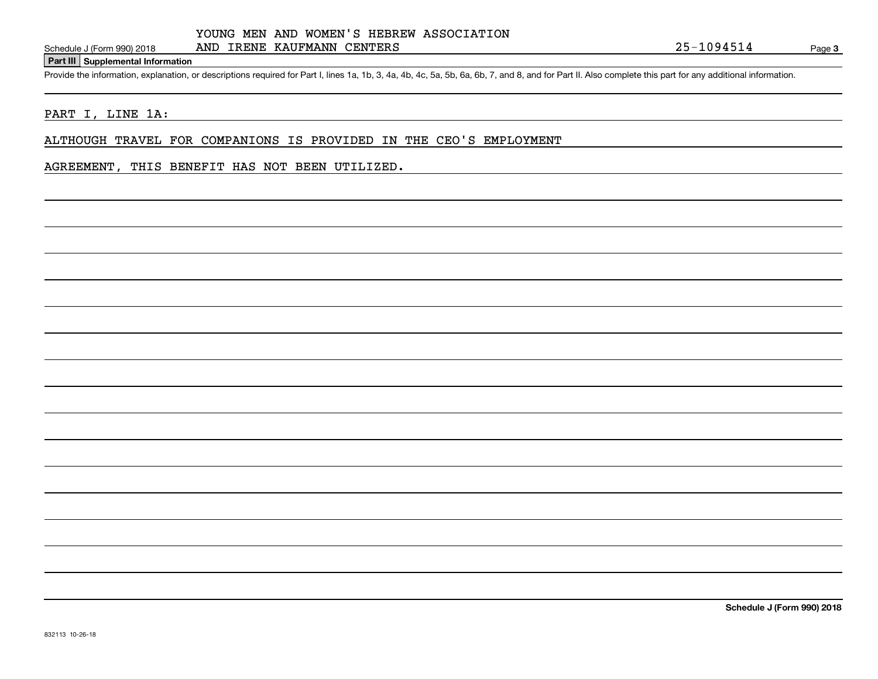YOUNG MEN AND WOMEN'S HEBREW ASSOCIATION AND IRENE KAUFMANN CENTERS 25-1094514

## Part III Supplemental Information

Provide the information, explanation, or descriptions required for Part I, lines 1a, 1b, 3, 4a, 4b, 4c, 5a, 5b, 6a, 6b, 7, and 8, and for Part II. Also complete this part for any additional information.

PART I, LINE 1A:

ALTHOUGH TRAVEL FOR COMPANIONS IS PROVIDED IN THE CEO'S EMPLOYMENT AGREEMENT, THIS BENEFIT HAS NOT BEEN UTILIZED.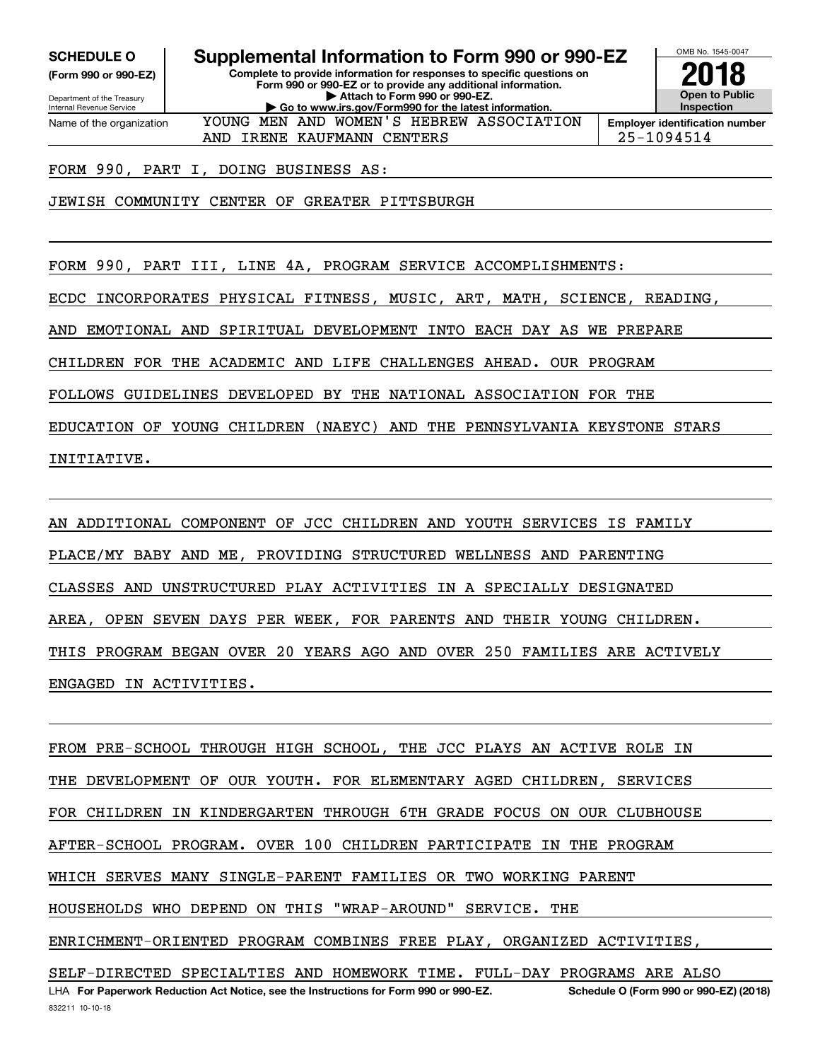**SCHEDULE O** (Form 990 or 990-EZ)

Department of the Treasury
Internal Revenue Service

# Supplemental Information to Form 990 or 990-EZ

**Complete to provide information for responses to specific questions on Form 990 or 990-EZ or to provide any additional information.**
**▶ Attach to Form 990 or 990-EZ.**
**▶ Go to www.irs.gov/Form990 for the latest information.**

OMB No. 1545-0047

**2018**

**Open to Public Inspection**

Name of the organization: YOUNG MEN AND WOMEN'S HEBREW ASSOCIATION AND IRENE KAUFMANN CENTERS

**Employer identification number** 25-1094514

FORM 990, PART I, DOING BUSINESS AS:

JEWISH COMMUNITY CENTER OF GREATER PITTSBURGH

FORM 990, PART III, LINE 4A, PROGRAM SERVICE ACCOMPLISHMENTS:

ECDC INCORPORATES PHYSICAL FITNESS, MUSIC, ART, MATH, SCIENCE, READING, AND EMOTIONAL AND SPIRITUAL DEVELOPMENT INTO EACH DAY AS WE PREPARE CHILDREN FOR THE ACADEMIC AND LIFE CHALLENGES AHEAD. OUR PROGRAM FOLLOWS GUIDELINES DEVELOPED BY THE NATIONAL ASSOCIATION FOR THE EDUCATION OF YOUNG CHILDREN (NAEYC) AND THE PENNSYLVANIA KEYSTONE STARS INITIATIVE.

AN ADDITIONAL COMPONENT OF JCC CHILDREN AND YOUTH SERVICES IS FAMILY PLACE/MY BABY AND ME, PROVIDING STRUCTURED WELLNESS AND PARENTING CLASSES AND UNSTRUCTURED PLAY ACTIVITIES IN A SPECIALLY DESIGNATED AREA, OPEN SEVEN DAYS PER WEEK, FOR PARENTS AND THEIR YOUNG CHILDREN. THIS PROGRAM BEGAN OVER 20 YEARS AGO AND OVER 250 FAMILIES ARE ACTIVELY ENGAGED IN ACTIVITIES.

FROM PRE-SCHOOL THROUGH HIGH SCHOOL, THE JCC PLAYS AN ACTIVE ROLE IN THE DEVELOPMENT OF OUR YOUTH. FOR ELEMENTARY AGED CHILDREN, SERVICES FOR CHILDREN IN KINDERGARTEN THROUGH 6TH GRADE FOCUS ON OUR CLUBHOUSE AFTER-SCHOOL PROGRAM. OVER 100 CHILDREN PARTICIPATE IN THE PROGRAM WHICH SERVES MANY SINGLE-PARENT FAMILIES OR TWO WORKING PARENT HOUSEHOLDS WHO DEPEND ON THIS "WRAP-AROUND" SERVICE. THE ENRICHMENT-ORIENTED PROGRAM COMBINES FREE PLAY, ORGANIZED ACTIVITIES, SELF-DIRECTED SPECIALTIES AND HOMEWORK TIME. FULL-DAY PROGRAMS ARE ALSO

LHA **For Paperwork Reduction Act Notice, see the Instructions for Form 990 or 990-EZ.** **Schedule O (Form 990 or 990-EZ) (2018)**

832211 10-10-18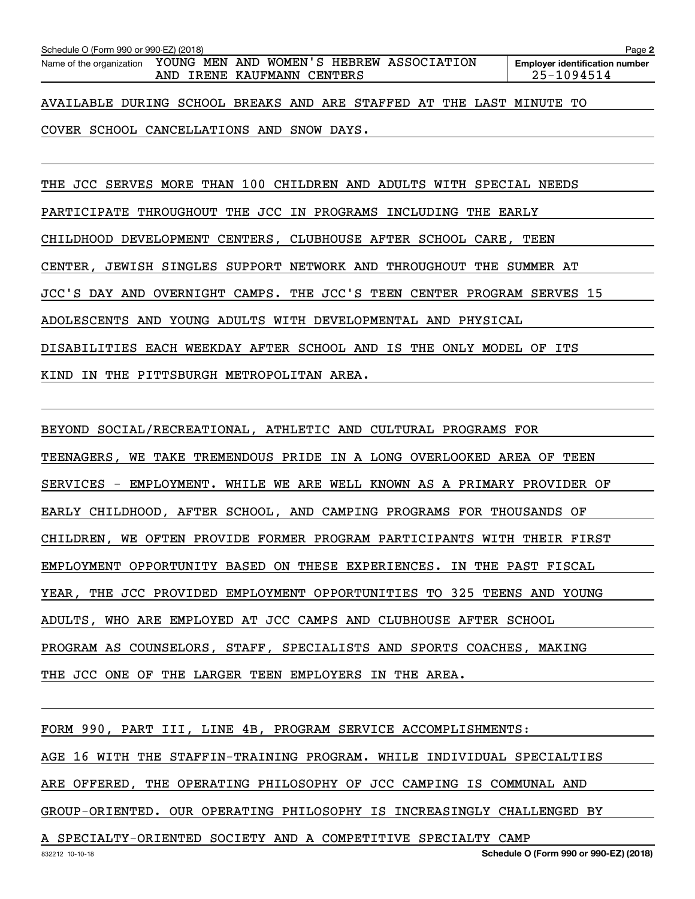Name of the organization: YOUNG MEN AND WOMEN'S HEBREW ASSOCIATION AND IRENE KAUFMANN CENTERS

Employer identification number: 25-1094514

AVAILABLE DURING SCHOOL BREAKS AND ARE STAFFED AT THE LAST MINUTE TO COVER SCHOOL CANCELLATIONS AND SNOW DAYS.

THE JCC SERVES MORE THAN 100 CHILDREN AND ADULTS WITH SPECIAL NEEDS PARTICIPATE THROUGHOUT THE JCC IN PROGRAMS INCLUDING THE EARLY CHILDHOOD DEVELOPMENT CENTERS, CLUBHOUSE AFTER SCHOOL CARE, TEEN CENTER, JEWISH SINGLES SUPPORT NETWORK AND THROUGHOUT THE SUMMER AT JCC'S DAY AND OVERNIGHT CAMPS. THE JCC'S TEEN CENTER PROGRAM SERVES 15 ADOLESCENTS AND YOUNG ADULTS WITH DEVELOPMENTAL AND PHYSICAL DISABILITIES EACH WEEKDAY AFTER SCHOOL AND IS THE ONLY MODEL OF ITS KIND IN THE PITTSBURGH METROPOLITAN AREA.

BEYOND SOCIAL/RECREATIONAL, ATHLETIC AND CULTURAL PROGRAMS FOR TEENAGERS, WE TAKE TREMENDOUS PRIDE IN A LONG OVERLOOKED AREA OF TEEN SERVICES - EMPLOYMENT. WHILE WE ARE WELL KNOWN AS A PRIMARY PROVIDER OF EARLY CHILDHOOD, AFTER SCHOOL, AND CAMPING PROGRAMS FOR THOUSANDS OF CHILDREN, WE OFTEN PROVIDE FORMER PROGRAM PARTICIPANTS WITH THEIR FIRST EMPLOYMENT OPPORTUNITY BASED ON THESE EXPERIENCES. IN THE PAST FISCAL YEAR, THE JCC PROVIDED EMPLOYMENT OPPORTUNITIES TO 325 TEENS AND YOUNG ADULTS, WHO ARE EMPLOYED AT JCC CAMPS AND CLUBHOUSE AFTER SCHOOL PROGRAM AS COUNSELORS, STAFF, SPECIALISTS AND SPORTS COACHES, MAKING THE JCC ONE OF THE LARGER TEEN EMPLOYERS IN THE AREA.

FORM 990, PART III, LINE 4B, PROGRAM SERVICE ACCOMPLISHMENTS:

AGE 16 WITH THE STAFFIN-TRAINING PROGRAM. WHILE INDIVIDUAL SPECIALTIES ARE OFFERED, THE OPERATING PHILOSOPHY OF JCC CAMPING IS COMMUNAL AND GROUP-ORIENTED. OUR OPERATING PHILOSOPHY IS INCREASINGLY CHALLENGED BY A SPECIALTY-ORIENTED SOCIETY AND A COMPETITIVE SPECIALTY CAMP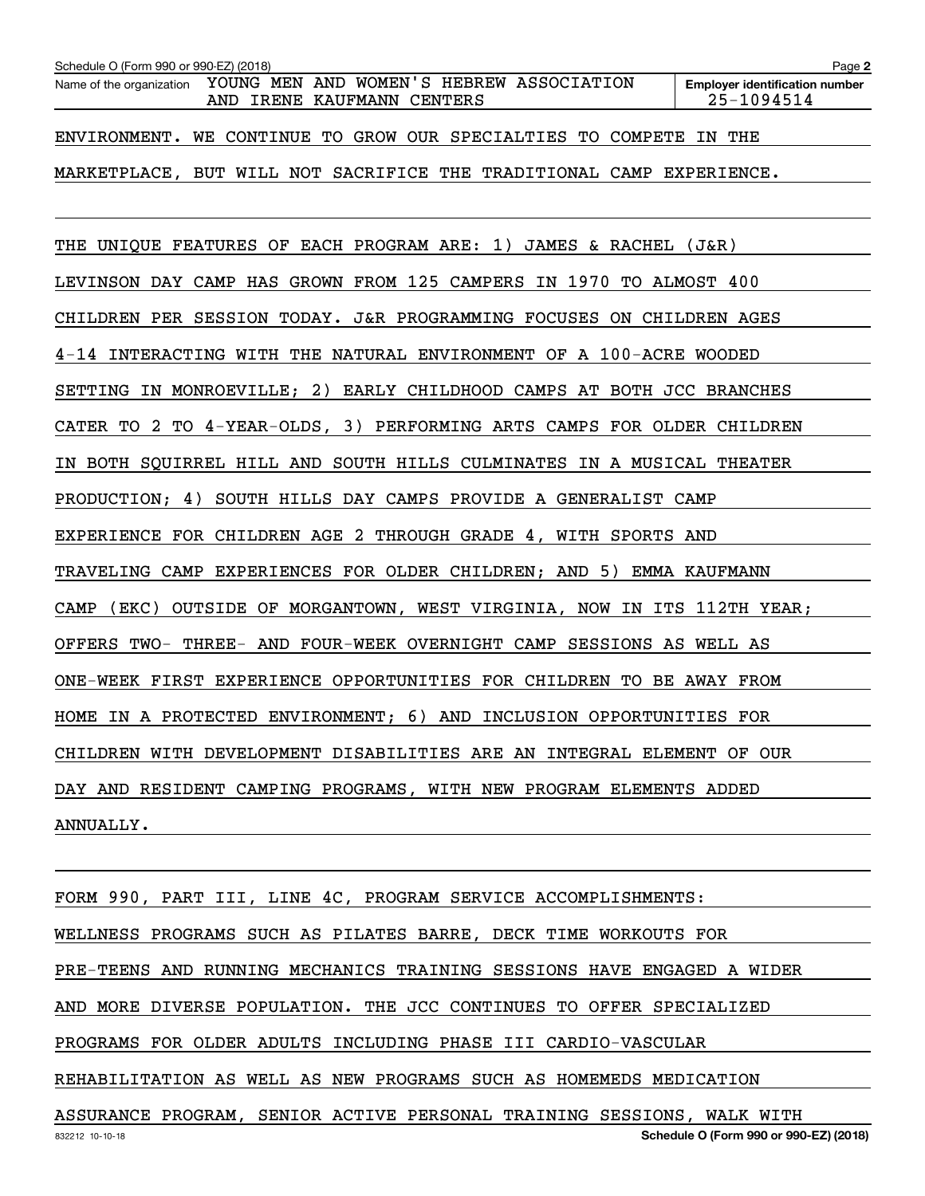Name of the organization YOUNG MEN AND WOMEN'S HEBREW ASSOCIATION AND IRENE KAUFMANN CENTERS

Employer identification number 25-1094514

ENVIRONMENT. WE CONTINUE TO GROW OUR SPECIALTIES TO COMPETE IN THE MARKETPLACE, BUT WILL NOT SACRIFICE THE TRADITIONAL CAMP EXPERIENCE.

THE UNIQUE FEATURES OF EACH PROGRAM ARE: 1) JAMES & RACHEL (J&R) LEVINSON DAY CAMP HAS GROWN FROM 125 CAMPERS IN 1970 TO ALMOST 400 CHILDREN PER SESSION TODAY. J&R PROGRAMMING FOCUSES ON CHILDREN AGES 4-14 INTERACTING WITH THE NATURAL ENVIRONMENT OF A 100-ACRE WOODED SETTING IN MONROEVILLE; 2) EARLY CHILDHOOD CAMPS AT BOTH JCC BRANCHES CATER TO 2 TO 4-YEAR-OLDS, 3) PERFORMING ARTS CAMPS FOR OLDER CHILDREN IN BOTH SQUIRREL HILL AND SOUTH HILLS CULMINATES IN A MUSICAL THEATER PRODUCTION; 4) SOUTH HILLS DAY CAMPS PROVIDE A GENERALIST CAMP EXPERIENCE FOR CHILDREN AGE 2 THROUGH GRADE 4, WITH SPORTS AND TRAVELING CAMP EXPERIENCES FOR OLDER CHILDREN; AND 5) EMMA KAUFMANN CAMP (EKC) OUTSIDE OF MORGANTOWN, WEST VIRGINIA, NOW IN ITS 112TH YEAR; OFFERS TWO- THREE- AND FOUR-WEEK OVERNIGHT CAMP SESSIONS AS WELL AS ONE-WEEK FIRST EXPERIENCE OPPORTUNITIES FOR CHILDREN TO BE AWAY FROM HOME IN A PROTECTED ENVIRONMENT; 6) AND INCLUSION OPPORTUNITIES FOR CHILDREN WITH DEVELOPMENT DISABILITIES ARE AN INTEGRAL ELEMENT OF OUR DAY AND RESIDENT CAMPING PROGRAMS, WITH NEW PROGRAM ELEMENTS ADDED ANNUALLY.

FORM 990, PART III, LINE 4C, PROGRAM SERVICE ACCOMPLISHMENTS:

WELLNESS PROGRAMS SUCH AS PILATES BARRE, DECK TIME WORKOUTS FOR PRE-TEENS AND RUNNING MECHANICS TRAINING SESSIONS HAVE ENGAGED A WIDER AND MORE DIVERSE POPULATION. THE JCC CONTINUES TO OFFER SPECIALIZED PROGRAMS FOR OLDER ADULTS INCLUDING PHASE III CARDIO-VASCULAR REHABILITATION AS WELL AS NEW PROGRAMS SUCH AS HOMEMEDS MEDICATION ASSURANCE PROGRAM, SENIOR ACTIVE PERSONAL TRAINING SESSIONS, WALK WITH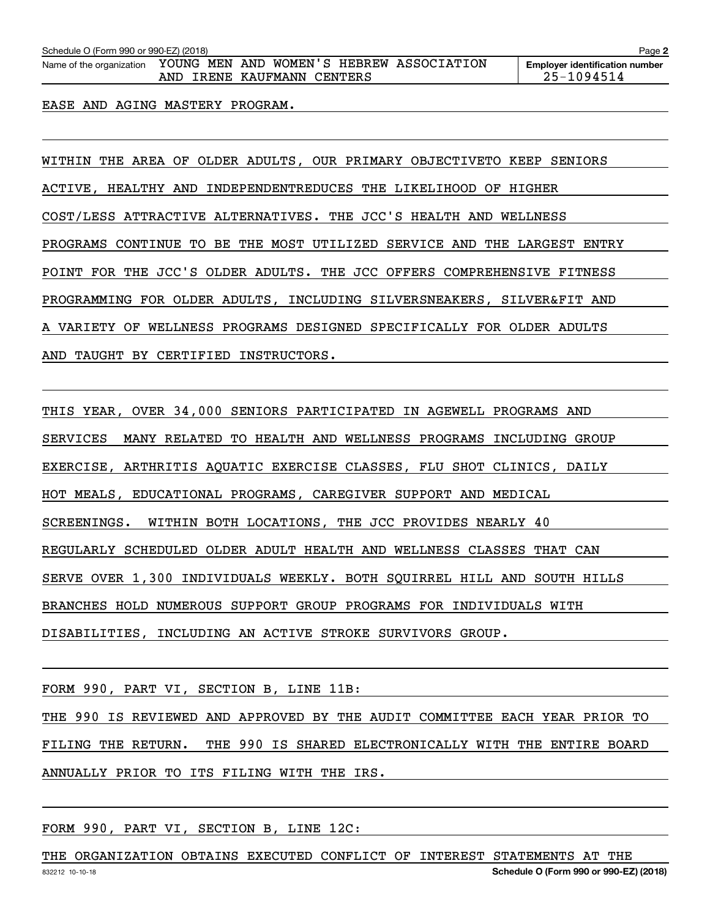Schedule O (Form 990 or 990-EZ) (2018)

Name of the organization: YOUNG MEN AND WOMEN'S HEBREW ASSOCIATION AND IRENE KAUFMANN CENTERS

Employer identification number: 25-1094514

EASE AND AGING MASTERY PROGRAM.

WITHIN THE AREA OF OLDER ADULTS, OUR PRIMARY OBJECTIVETO KEEP SENIORS ACTIVE, HEALTHY AND INDEPENDENTREDUCES THE LIKELIHOOD OF HIGHER COST/LESS ATTRACTIVE ALTERNATIVES. THE JCC'S HEALTH AND WELLNESS PROGRAMS CONTINUE TO BE THE MOST UTILIZED SERVICE AND THE LARGEST ENTRY POINT FOR THE JCC'S OLDER ADULTS. THE JCC OFFERS COMPREHENSIVE FITNESS PROGRAMMING FOR OLDER ADULTS, INCLUDING SILVERSNEAKERS, SILVER&FIT AND A VARIETY OF WELLNESS PROGRAMS DESIGNED SPECIFICALLY FOR OLDER ADULTS AND TAUGHT BY CERTIFIED INSTRUCTORS.

THIS YEAR, OVER 34,000 SENIORS PARTICIPATED IN AGEWELL PROGRAMS AND SERVICES MANY RELATED TO HEALTH AND WELLNESS PROGRAMS INCLUDING GROUP EXERCISE, ARTHRITIS AQUATIC EXERCISE CLASSES, FLU SHOT CLINICS, DAILY HOT MEALS, EDUCATIONAL PROGRAMS, CAREGIVER SUPPORT AND MEDICAL SCREENINGS. WITHIN BOTH LOCATIONS, THE JCC PROVIDES NEARLY 40 REGULARLY SCHEDULED OLDER ADULT HEALTH AND WELLNESS CLASSES THAT CAN SERVE OVER 1,300 INDIVIDUALS WEEKLY. BOTH SQUIRREL HILL AND SOUTH HILLS BRANCHES HOLD NUMEROUS SUPPORT GROUP PROGRAMS FOR INDIVIDUALS WITH DISABILITIES, INCLUDING AN ACTIVE STROKE SURVIVORS GROUP.

FORM 990, PART VI, SECTION B, LINE 11B:

THE 990 IS REVIEWED AND APPROVED BY THE AUDIT COMMITTEE EACH YEAR PRIOR TO FILING THE RETURN. THE 990 IS SHARED ELECTRONICALLY WITH THE ENTIRE BOARD ANNUALLY PRIOR TO ITS FILING WITH THE IRS.

FORM 990, PART VI, SECTION B, LINE 12C:

THE ORGANIZATION OBTAINS EXECUTED CONFLICT OF INTEREST STATEMENTS AT THE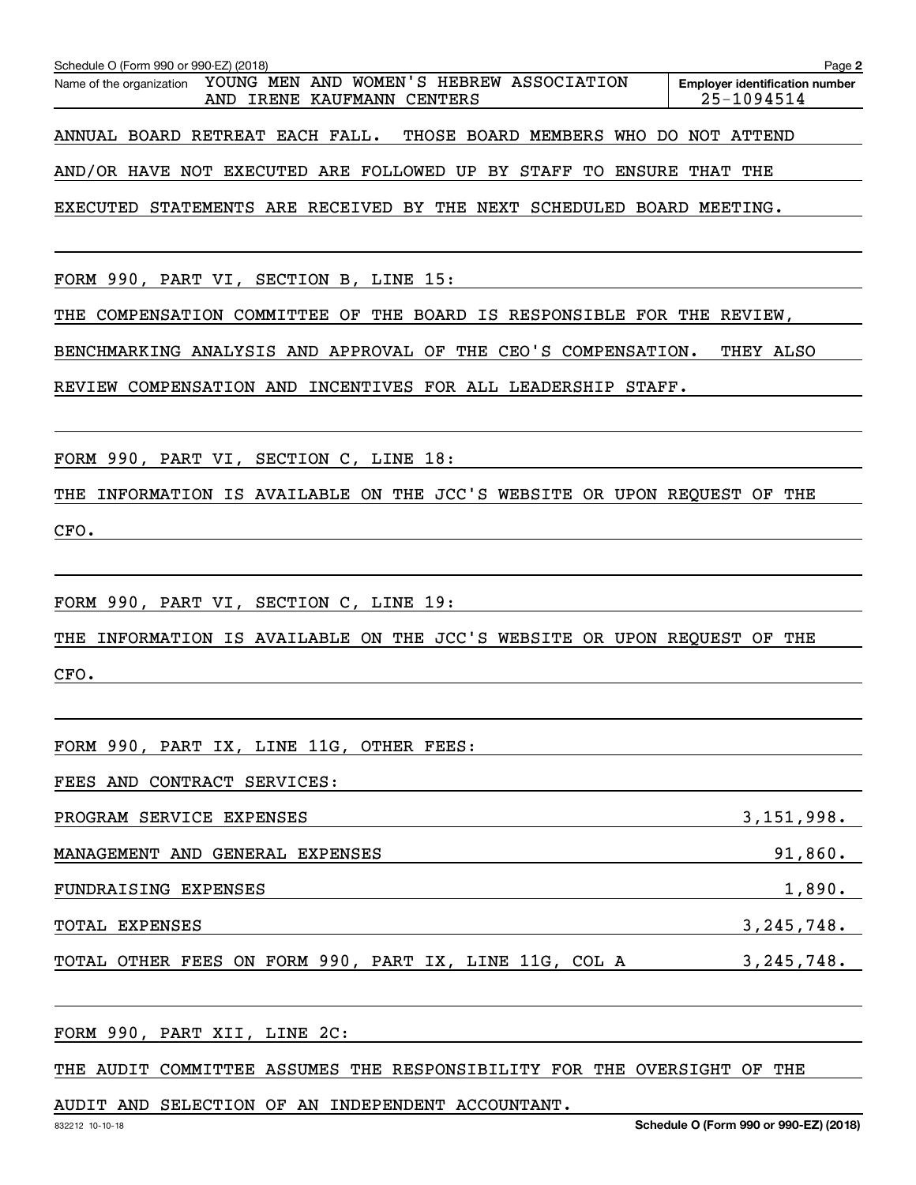Schedule O (Form 990 or 990-EZ) (2018) Page **2**

Name of the organization YOUNG MEN AND WOMEN'S HEBREW ASSOCIATION AND IRENE KAUFMANN CENTERS

**Employer identification number** 25-1094514

ANNUAL BOARD RETREAT EACH FALL. THOSE BOARD MEMBERS WHO DO NOT ATTEND AND/OR HAVE NOT EXECUTED ARE FOLLOWED UP BY STAFF TO ENSURE THAT THE EXECUTED STATEMENTS ARE RECEIVED BY THE NEXT SCHEDULED BOARD MEETING.

FORM 990, PART VI, SECTION B, LINE 15:

THE COMPENSATION COMMITTEE OF THE BOARD IS RESPONSIBLE FOR THE REVIEW, BENCHMARKING ANALYSIS AND APPROVAL OF THE CEO'S COMPENSATION. THEY ALSO REVIEW COMPENSATION AND INCENTIVES FOR ALL LEADERSHIP STAFF.

FORM 990, PART VI, SECTION C, LINE 18:

THE INFORMATION IS AVAILABLE ON THE JCC'S WEBSITE OR UPON REQUEST OF THE CFO.

FORM 990, PART VI, SECTION C, LINE 19:

THE INFORMATION IS AVAILABLE ON THE JCC'S WEBSITE OR UPON REQUEST OF THE CFO.

FORM 990, PART IX, LINE 11G, OTHER FEES:

FEES AND CONTRACT SERVICES:

| | |
|---|---|
| PROGRAM SERVICE EXPENSES | 3,151,998. |
| MANAGEMENT AND GENERAL EXPENSES | 91,860. |
| FUNDRAISING EXPENSES | 1,890. |
| TOTAL EXPENSES | 3,245,748. |
| TOTAL OTHER FEES ON FORM 990, PART IX, LINE 11G, COL A | 3,245,748. |

FORM 990, PART XII, LINE 2C:

THE AUDIT COMMITTEE ASSUMES THE RESPONSIBILITY FOR THE OVERSIGHT OF THE AUDIT AND SELECTION OF AN INDEPENDENT ACCOUNTANT.

832212 10-10-18 **Schedule O (Form 990 or 990-EZ) (2018)**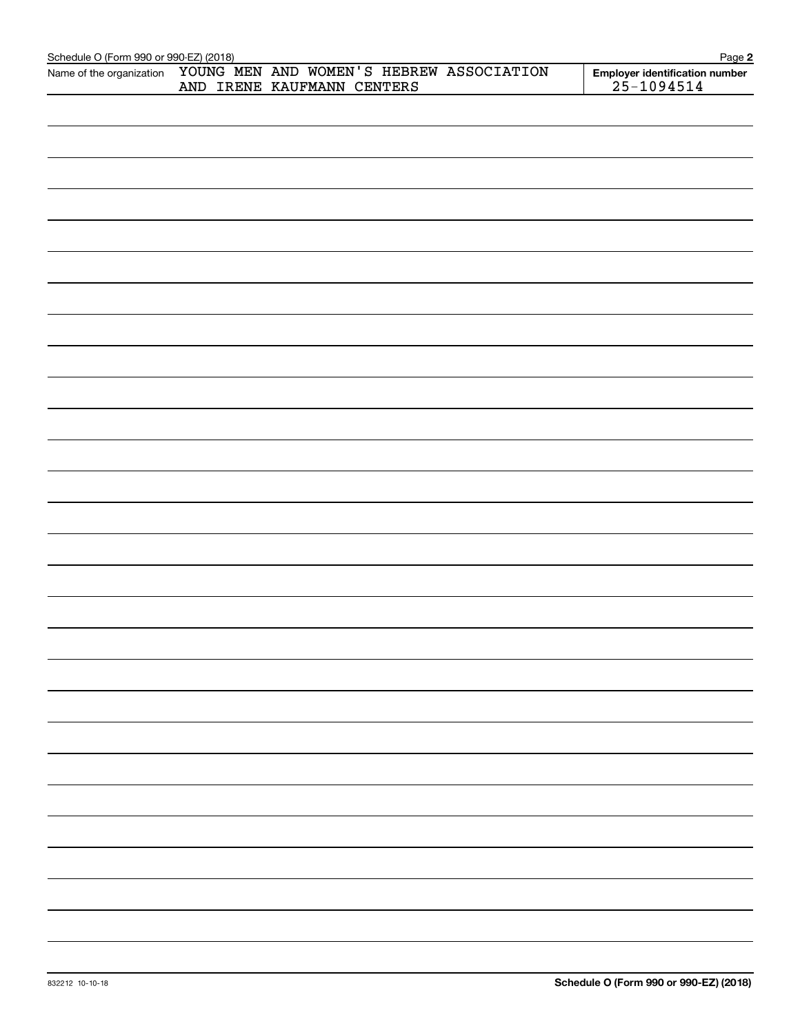Name of the organization YOUNG MEN AND WOMEN'S HEBREW ASSOCIATION AND IRENE KAUFMANN CENTERS

**Employer identification number** 25-1094514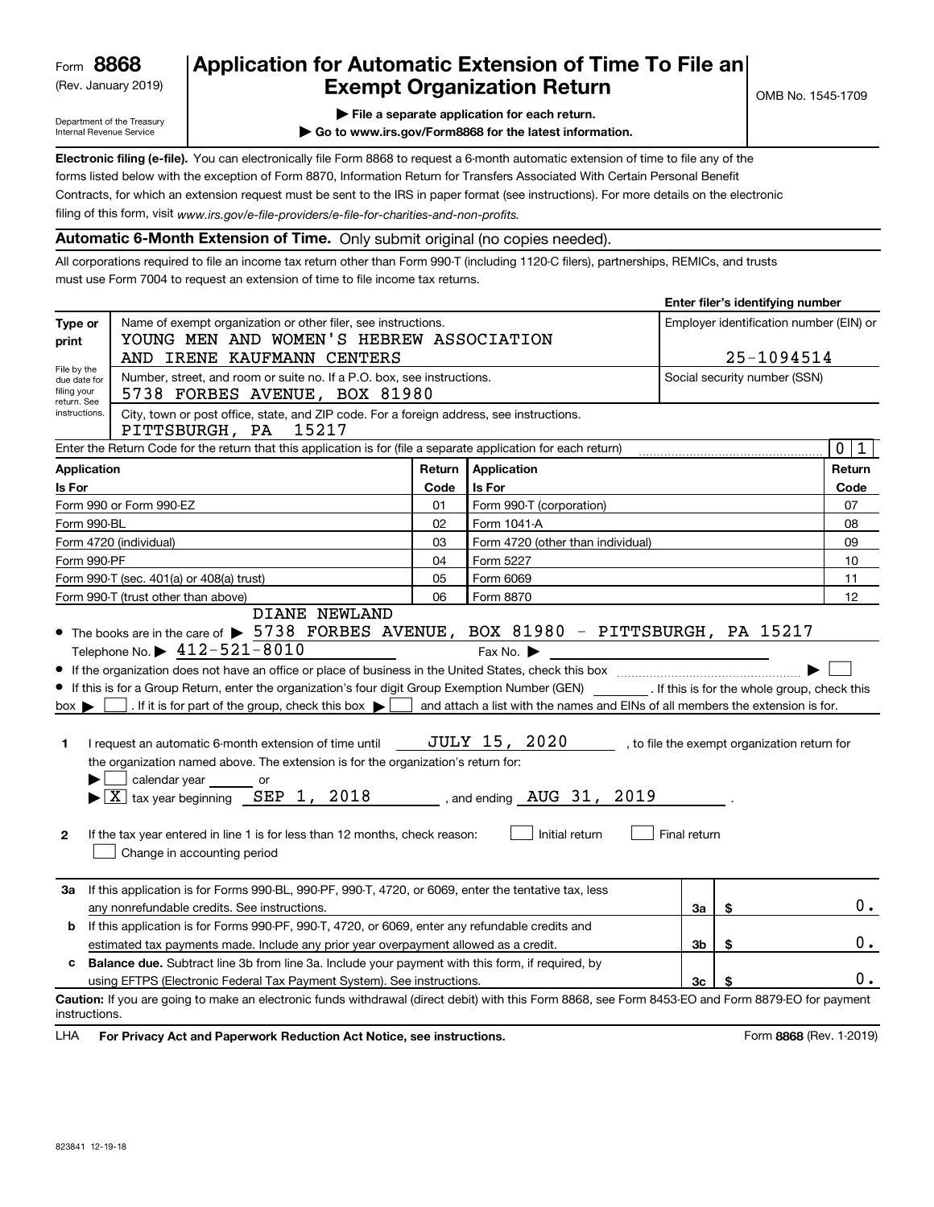Form **8868**
(Rev. January 2019)

Department of the Treasury
Internal Revenue Service

# Application for Automatic Extension of Time To File an Exempt Organization Return

OMB No. 1545-1709

▶ File a separate application for each return.

▶ Go to www.irs.gov/Form8868 for the latest information.

**Electronic filing (e-file).** You can electronically file Form 8868 to request a 6-month automatic extension of time to file any of the forms listed below with the exception of Form 8870, Information Return for Transfers Associated With Certain Personal Benefit Contracts, for which an extension request must be sent to the IRS in paper format (see instructions). For more details on the electronic filing of this form, visit *www.irs.gov/e-file-providers/e-file-for-charities-and-non-profits.*

## Automatic 6-Month Extension of Time. Only submit original (no copies needed).

All corporations required to file an income tax return other than Form 990-T (including 1120-C filers), partnerships, REMICs, and trusts must use Form 7004 to request an extension of time to file income tax returns.

| | | Enter filer's identifying number |
|---|---|---|
| **Type or print** | Name of exempt organization or other filer, see instructions. YOUNG MEN AND WOMEN'S HEBREW ASSOCIATION AND IRENE KAUFMANN CENTERS | Employer identification number (EIN) or 25-1094514 |
| File by the due date for filing your return. See instructions. | Number, street, and room or suite no. If a P.O. box, see instructions. 5738 FORBES AVENUE, BOX 81980 | Social security number (SSN) |
| | City, town or post office, state, and ZIP code. For a foreign address, see instructions. PITTSBURGH, PA 15217 | |

Enter the Return Code for the return that this application is for (file a separate application for each return) ..... 0 1

| Application Is For | Return Code | Application Is For | Return Code |
|---|---|---|---|
| Form 990 or Form 990-EZ | 01 | Form 990-T (corporation) | 07 |
| Form 990-BL | 02 | Form 1041-A | 08 |
| Form 4720 (individual) | 03 | Form 4720 (other than individual) | 09 |
| Form 990-PF | 04 | Form 5227 | 10 |
| Form 990-T (sec. 401(a) or 408(a) trust) | 05 | Form 6069 | 11 |
| Form 990-T (trust other than above) | 06 | Form 8870 | 12 |

- The books are in the care of ▶ DIANE NEWLAND 5738 FORBES AVENUE, BOX 81980 - PITTSBURGH, PA 15217
  Telephone No. ▶ 412-521-8010 Fax No. ▶
- If the organization does not have an office or place of business in the United States, check this box ..... ▶ ☐
- If this is for a Group Return, enter the organization's four digit Group Exemption Number (GEN) ______ . If this is for the whole group, check this box ▶ ☐ . If it is for part of the group, check this box ▶ ☐ and attach a list with the names and EINs of all members the extension is for.

**1** I request an automatic 6-month extension of time until JULY 15, 2020 , to file the exempt organization return for the organization named above. The extension is for the organization's return for:
▶ ☐ calendar year ______ or
▶ ☒ tax year beginning SEP 1, 2018 , and ending AUG 31, 2019 .

**2** If the tax year entered in line 1 is for less than 12 months, check reason: ☐ Initial return ☐ Final return ☐ Change in accounting period

| | | | |
|---|---|---|---|
| **3a** | If this application is for Forms 990-BL, 990-PF, 990-T, 4720, or 6069, enter the tentative tax, less any nonrefundable credits. See instructions. | 3a | $ 0. |
| **b** | If this application is for Forms 990-PF, 990-T, 4720, or 6069, enter any refundable credits and estimated tax payments made. Include any prior year overpayment allowed as a credit. | 3b | $ 0. |
| **c** | **Balance due.** Subtract line 3b from line 3a. Include your payment with this form, if required, by using EFTPS (Electronic Federal Tax Payment System). See instructions. | 3c | $ 0. |

**Caution:** If you are going to make an electronic funds withdrawal (direct debit) with this Form 8868, see Form 8453-EO and Form 8879-EO for payment instructions.

LHA **For Privacy Act and Paperwork Reduction Act Notice, see instructions.** Form **8868** (Rev. 1-2019)

823841 12-19-18